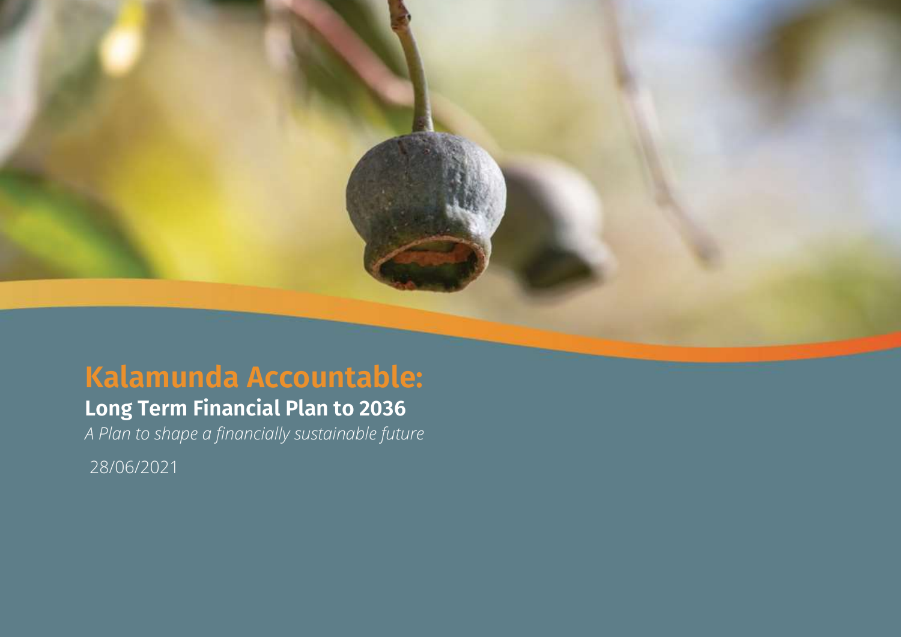# Kalamunda Accountable:

## Long Term Financial Plan to 2036

*A Plan to shape a financially sustainable future*

28/06/2021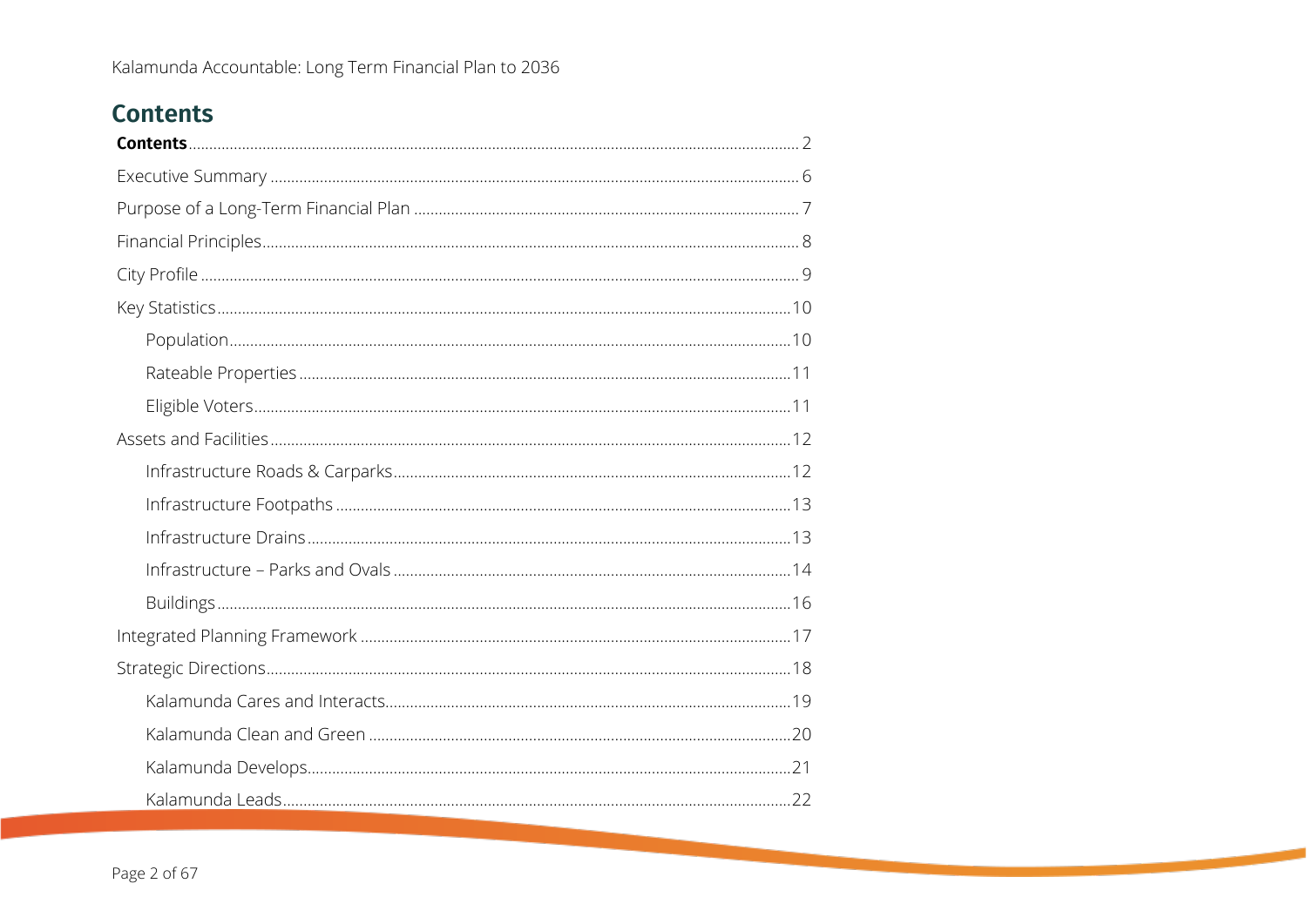# Contents

**Contents** ... 2

Executive Summary ... 6

Purpose of a Long-Term Financial Plan ... 7

Financial Principles ... 8

City Profile ... 9

Key Statistics ... 10

- Population ... 10
- Rateable Properties ... 11
- Eligible Voters ... 11

Assets and Facilities ... 12

- Infrastructure Roads & Carparks ... 12
- Infrastructure Footpaths ... 13
- Infrastructure Drains ... 13
- Infrastructure – Parks and Ovals ... 14
- Buildings ... 16

Integrated Planning Framework ... 17

Strategic Directions ... 18

- Kalamunda Cares and Interacts ... 19
- Kalamunda Clean and Green ... 20
- Kalamunda Develops ... 21
- Kalamunda Leads ... 22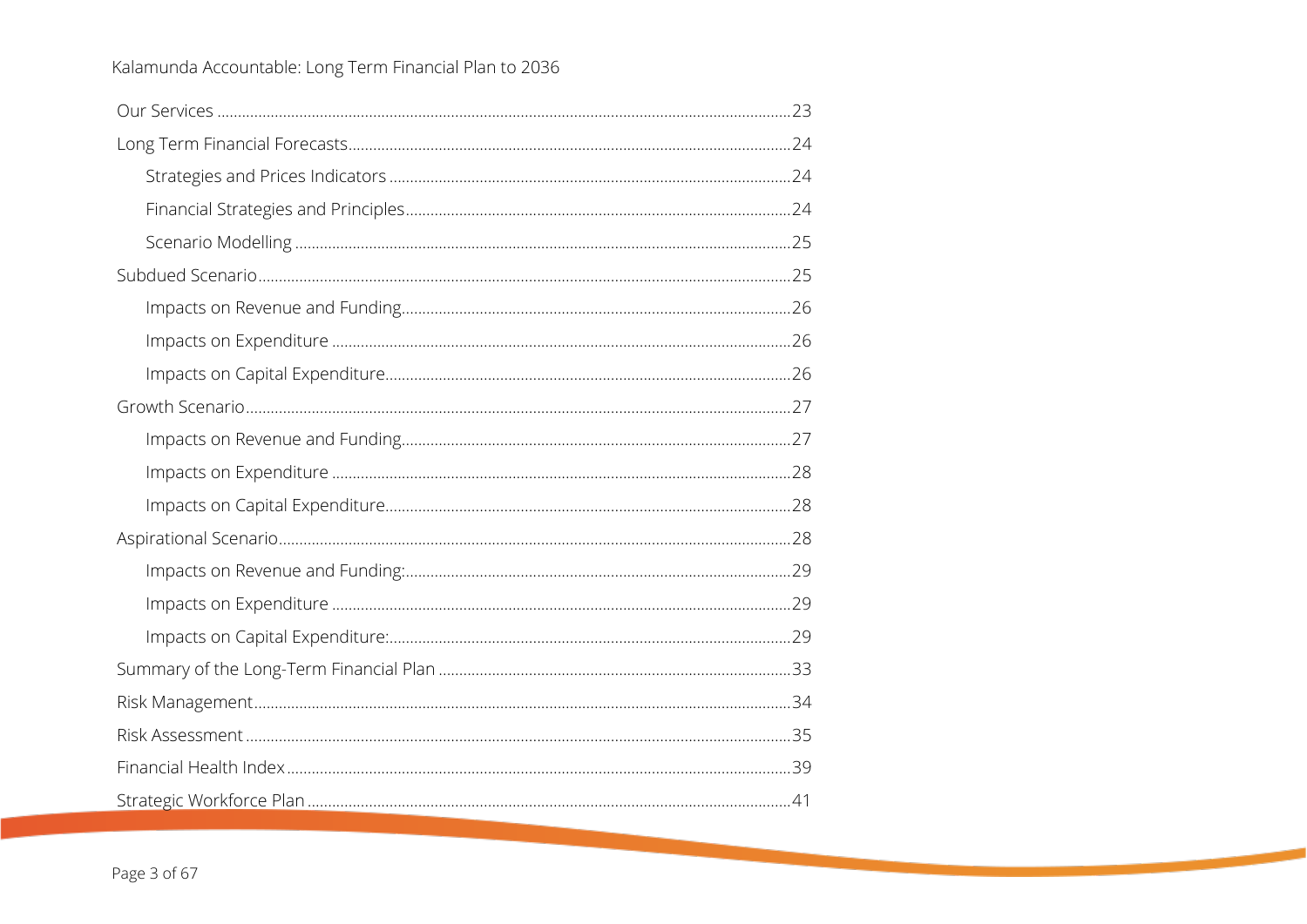Our Services ....................................................................................................................................23

Long Term Financial Forecasts....................................................................................................24

- Strategies and Prices Indicators ........................................................................................24
- Financial Strategies and Principles....................................................................................24
- Scenario Modelling ...............................................................................................................25

Subdued Scenario..........................................................................................................................25

- Impacts on Revenue and Funding.....................................................................................26
- Impacts on Expenditure .......................................................................................................26
- Impacts on Capital Expenditure.........................................................................................26

Growth Scenario.............................................................................................................................27

- Impacts on Revenue and Funding.....................................................................................27
- Impacts on Expenditure .......................................................................................................28
- Impacts on Capital Expenditure.........................................................................................28

Aspirational Scenario.....................................................................................................................28

- Impacts on Revenue and Funding:....................................................................................29
- Impacts on Expenditure .......................................................................................................29
- Impacts on Capital Expenditure:.........................................................................................29

Summary of the Long-Term Financial Plan ..............................................................................33

Risk Management..........................................................................................................................34

Risk Assessment.............................................................................................................................35

Financial Health Index...................................................................................................................39

Strategic Workforce Plan ..............................................................................................................41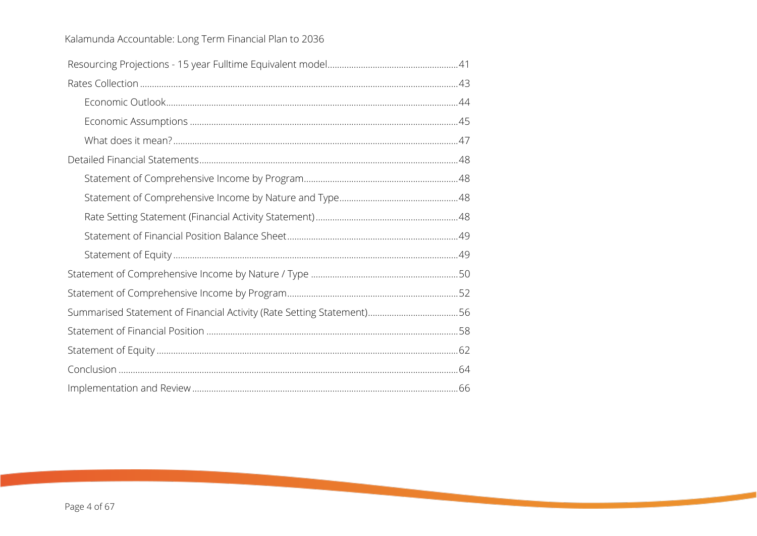Resourcing Projections - 15 year Fulltime Equivalent model ........ 41

Rates Collection ........ 43

- Economic Outlook ........ 44
- Economic Assumptions ........ 45
- What does it mean? ........ 47

Detailed Financial Statements ........ 48

- Statement of Comprehensive Income by Program ........ 48
- Statement of Comprehensive Income by Nature and Type ........ 48
- Rate Setting Statement (Financial Activity Statement) ........ 48
- Statement of Financial Position Balance Sheet ........ 49
- Statement of Equity ........ 49

Statement of Comprehensive Income by Nature / Type ........ 50

Statement of Comprehensive Income by Program ........ 52

Summarised Statement of Financial Activity (Rate Setting Statement) ........ 56

Statement of Financial Position ........ 58

Statement of Equity ........ 62

Conclusion ........ 64

Implementation and Review ........ 66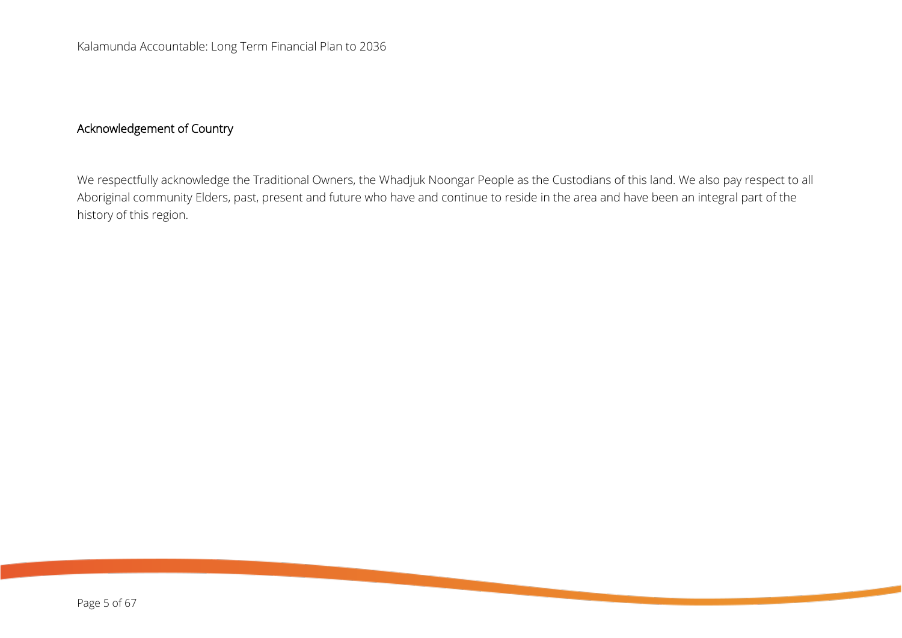## Acknowledgement of Country

We respectfully acknowledge the Traditional Owners, the Whadjuk Noongar People as the Custodians of this land. We also pay respect to all Aboriginal community Elders, past, present and future who have and continue to reside in the area and have been an integral part of the history of this region.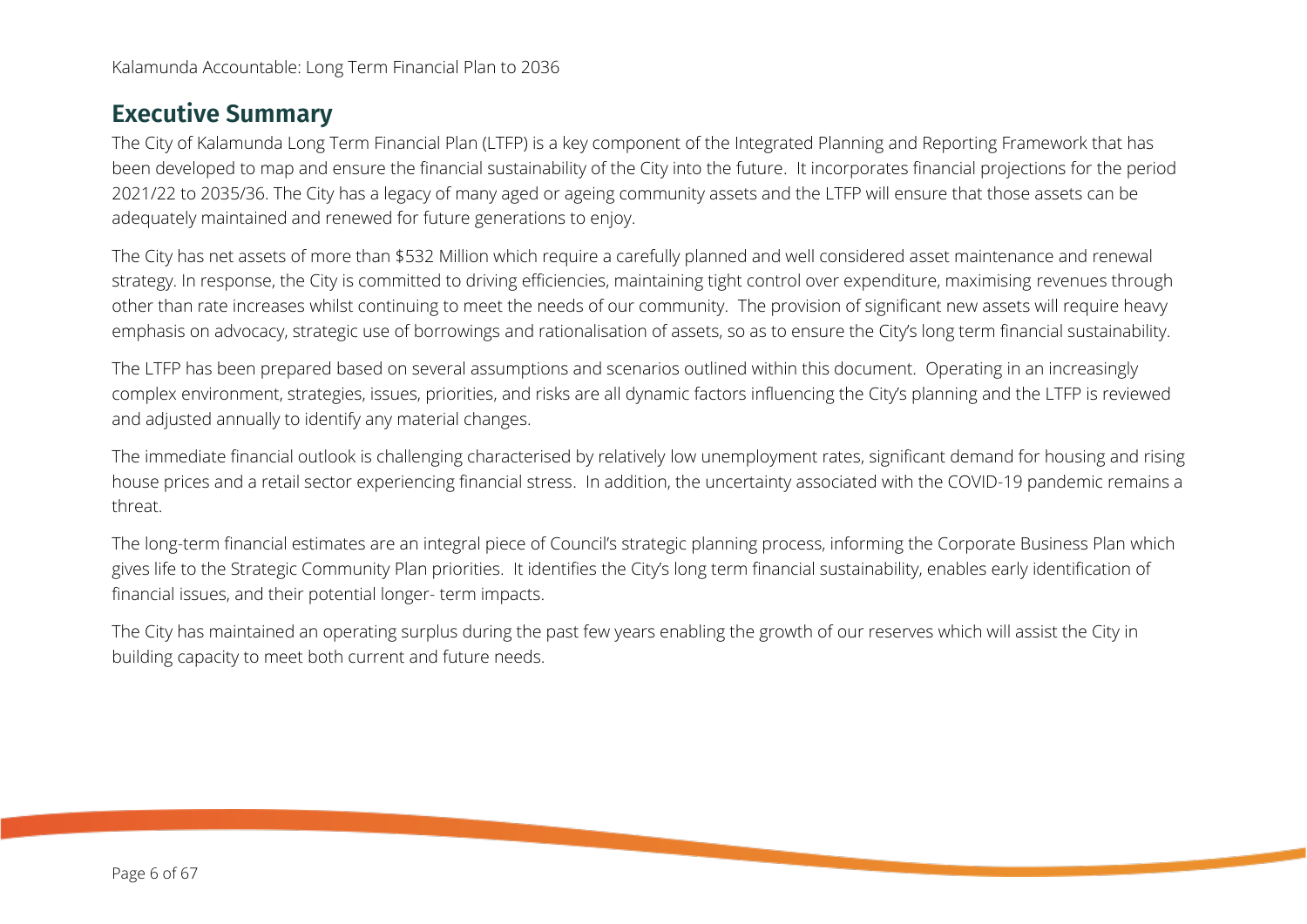## Executive Summary

The City of Kalamunda Long Term Financial Plan (LTFP) is a key component of the Integrated Planning and Reporting Framework that has been developed to map and ensure the financial sustainability of the City into the future. It incorporates financial projections for the period 2021/22 to 2035/36. The City has a legacy of many aged or ageing community assets and the LTFP will ensure that those assets can be adequately maintained and renewed for future generations to enjoy.

The City has net assets of more than $532 Million which require a carefully planned and well considered asset maintenance and renewal strategy. In response, the City is committed to driving efficiencies, maintaining tight control over expenditure, maximising revenues through other than rate increases whilst continuing to meet the needs of our community. The provision of significant new assets will require heavy emphasis on advocacy, strategic use of borrowings and rationalisation of assets, so as to ensure the City's long term financial sustainability.

The LTFP has been prepared based on several assumptions and scenarios outlined within this document. Operating in an increasingly complex environment, strategies, issues, priorities, and risks are all dynamic factors influencing the City's planning and the LTFP is reviewed and adjusted annually to identify any material changes.

The immediate financial outlook is challenging characterised by relatively low unemployment rates, significant demand for housing and rising house prices and a retail sector experiencing financial stress. In addition, the uncertainty associated with the COVID-19 pandemic remains a threat.

The long-term financial estimates are an integral piece of Council's strategic planning process, informing the Corporate Business Plan which gives life to the Strategic Community Plan priorities. It identifies the City's long term financial sustainability, enables early identification of financial issues, and their potential longer- term impacts.

The City has maintained an operating surplus during the past few years enabling the growth of our reserves which will assist the City in building capacity to meet both current and future needs.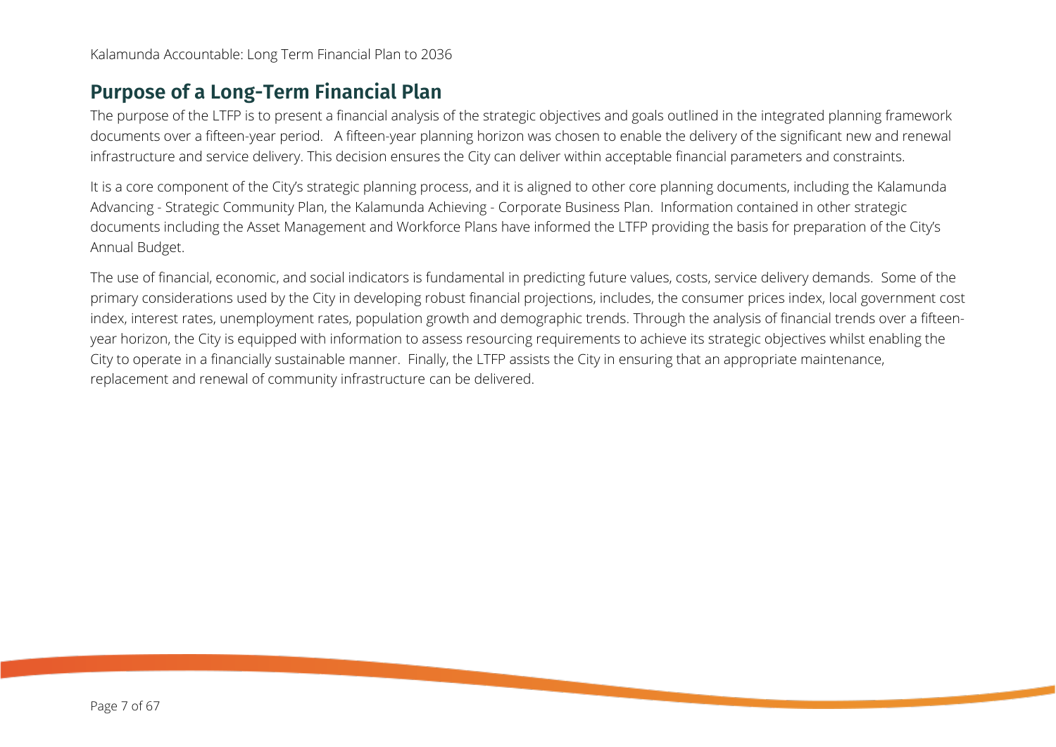## Purpose of a Long-Term Financial Plan

The purpose of the LTFP is to present a financial analysis of the strategic objectives and goals outlined in the integrated planning framework documents over a fifteen-year period. A fifteen-year planning horizon was chosen to enable the delivery of the significant new and renewal infrastructure and service delivery. This decision ensures the City can deliver within acceptable financial parameters and constraints.

It is a core component of the City's strategic planning process, and it is aligned to other core planning documents, including the Kalamunda Advancing - Strategic Community Plan, the Kalamunda Achieving - Corporate Business Plan. Information contained in other strategic documents including the Asset Management and Workforce Plans have informed the LTFP providing the basis for preparation of the City's Annual Budget.

The use of financial, economic, and social indicators is fundamental in predicting future values, costs, service delivery demands. Some of the primary considerations used by the City in developing robust financial projections, includes, the consumer prices index, local government cost index, interest rates, unemployment rates, population growth and demographic trends. Through the analysis of financial trends over a fifteen-year horizon, the City is equipped with information to assess resourcing requirements to achieve its strategic objectives whilst enabling the City to operate in a financially sustainable manner. Finally, the LTFP assists the City in ensuring that an appropriate maintenance, replacement and renewal of community infrastructure can be delivered.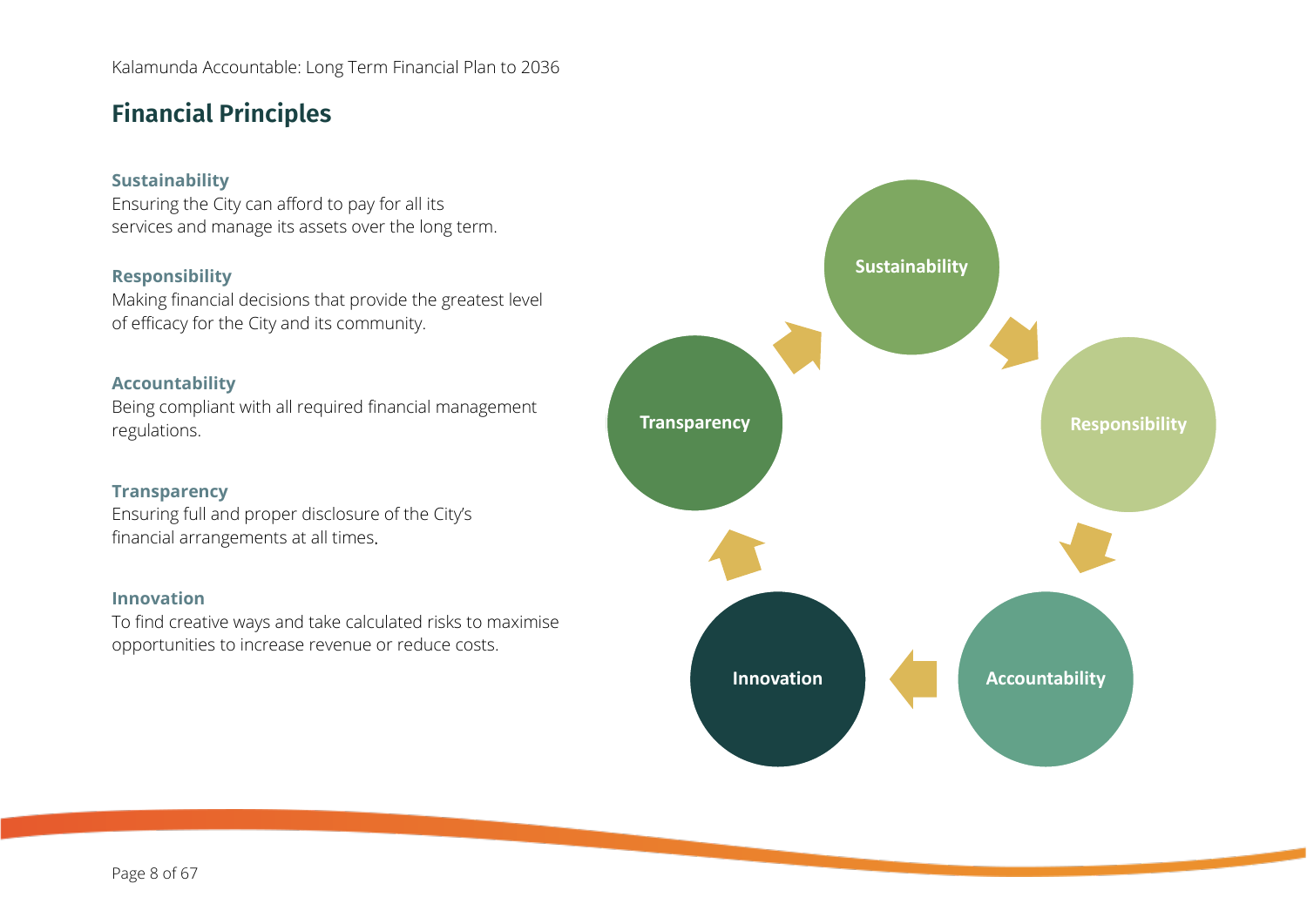## Financial Principles

**Sustainability**
Ensuring the City can afford to pay for all its services and manage its assets over the long term.

**Responsibility**
Making financial decisions that provide the greatest level of efficacy for the City and its community.

**Accountability**
Being compliant with all required financial management regulations.

**Transparency**
Ensuring full and proper disclosure of the City's financial arrangements at all times.

**Innovation**
To find creative ways and take calculated risks to maximise opportunities to increase revenue or reduce costs.

Sustainability → Responsibility → Accountability → Innovation → Transparency → Sustainability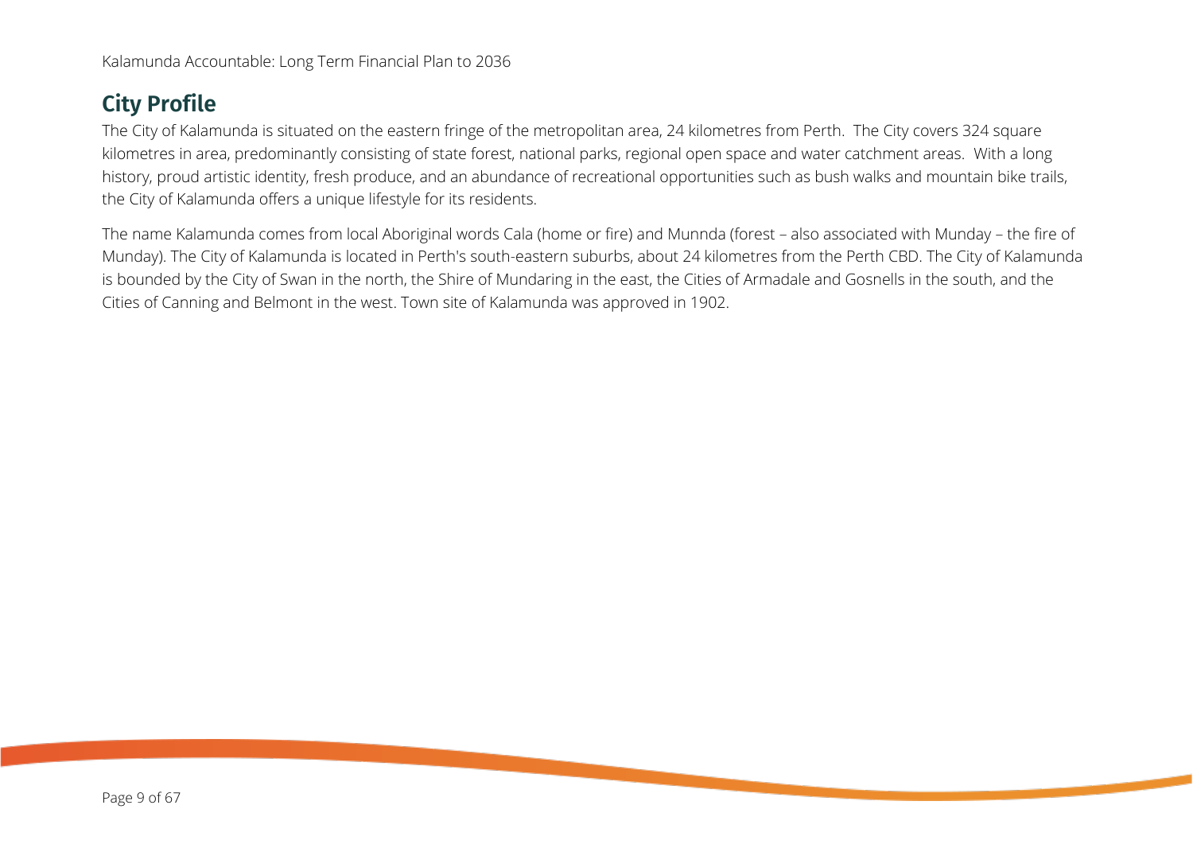## City Profile

The City of Kalamunda is situated on the eastern fringe of the metropolitan area, 24 kilometres from Perth. The City covers 324 square kilometres in area, predominantly consisting of state forest, national parks, regional open space and water catchment areas. With a long history, proud artistic identity, fresh produce, and an abundance of recreational opportunities such as bush walks and mountain bike trails, the City of Kalamunda offers a unique lifestyle for its residents.

The name Kalamunda comes from local Aboriginal words Cala (home or fire) and Munnda (forest – also associated with Munday – the fire of Munday). The City of Kalamunda is located in Perth's south-eastern suburbs, about 24 kilometres from the Perth CBD. The City of Kalamunda is bounded by the City of Swan in the north, the Shire of Mundaring in the east, the Cities of Armadale and Gosnells in the south, and the Cities of Canning and Belmont in the west. Town site of Kalamunda was approved in 1902.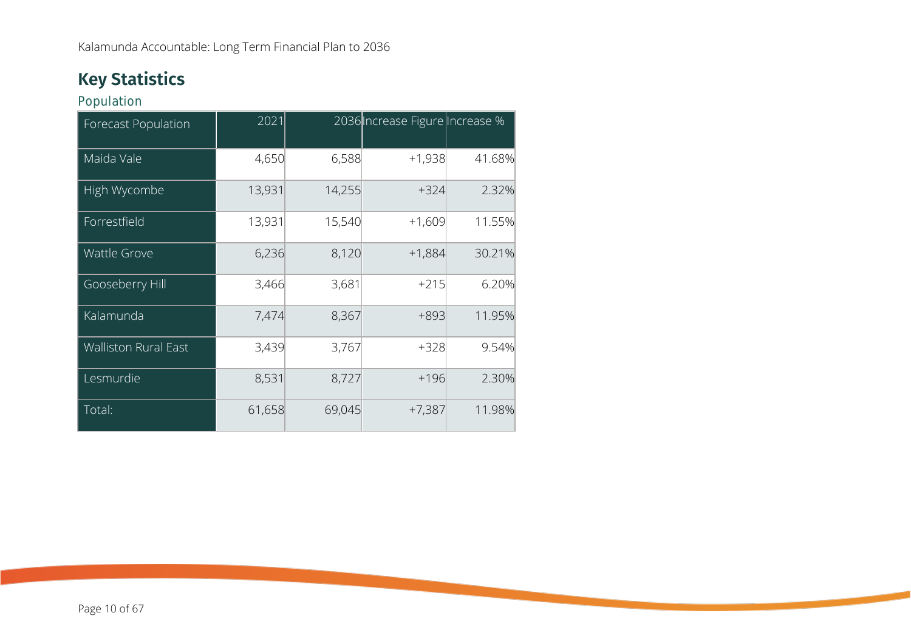## Key Statistics

### Population

| Forecast Population | 2021 | 2036 | Increase Figure | Increase % |
|---|---|---|---|---|
| Maida Vale | 4,650 | 6,588 | +1,938 | 41.68% |
| High Wycombe | 13,931 | 14,255 | +324 | 2.32% |
| Forrestfield | 13,931 | 15,540 | +1,609 | 11.55% |
| Wattle Grove | 6,236 | 8,120 | +1,884 | 30.21% |
| Gooseberry Hill | 3,466 | 3,681 | +215 | 6.20% |
| Kalamunda | 7,474 | 8,367 | +893 | 11.95% |
| Walliston Rural East | 3,439 | 3,767 | +328 | 9.54% |
| Lesmurdie | 8,531 | 8,727 | +196 | 2.30% |
| Total: | 61,658 | 69,045 | +7,387 | 11.98% |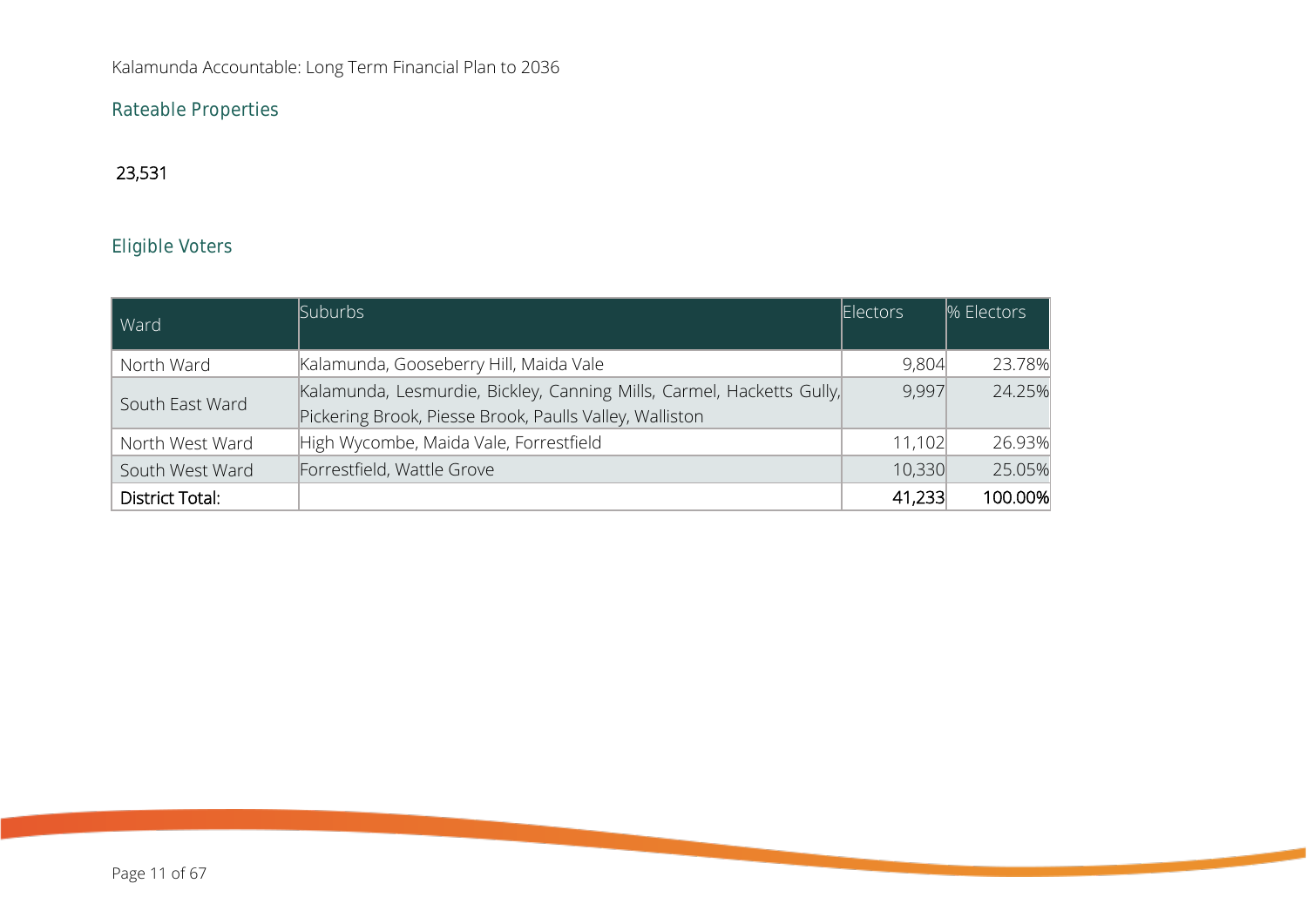## Rateable Properties

23,531

## Eligible Voters

| Ward | Suburbs | Electors | % Electors |
|---|---|---|---|
| North Ward | Kalamunda, Gooseberry Hill, Maida Vale | 9,804 | 23.78% |
| South East Ward | Kalamunda, Lesmurdie, Bickley, Canning Mills, Carmel, Hacketts Gully, Pickering Brook, Piesse Brook, Paulls Valley, Walliston | 9,997 | 24.25% |
| North West Ward | High Wycombe, Maida Vale, Forrestfield | 11,102 | 26.93% |
| South West Ward | Forrestfield, Wattle Grove | 10,330 | 25.05% |
| District Total: | | 41,233 | 100.00% |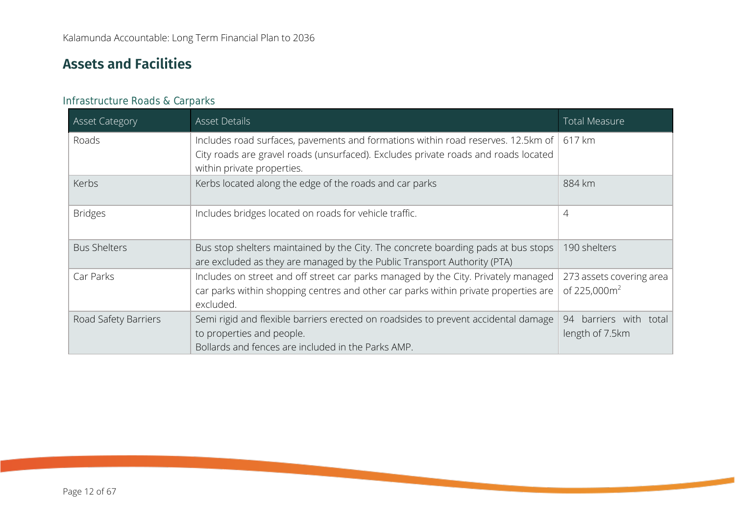## Assets and Facilities

### Infrastructure Roads & Carparks

| Asset Category | Asset Details | Total Measure |
|---|---|---|
| Roads | Includes road surfaces, pavements and formations within road reserves. 12.5km of City roads are gravel roads (unsurfaced). Excludes private roads and roads located within private properties. | 617 km |
| Kerbs | Kerbs located along the edge of the roads and car parks | 884 km |
| Bridges | Includes bridges located on roads for vehicle traffic. | 4 |
| Bus Shelters | Bus stop shelters maintained by the City. The concrete boarding pads at bus stops are excluded as they are managed by the Public Transport Authority (PTA) | 190 shelters |
| Car Parks | Includes on street and off street car parks managed by the City. Privately managed car parks within shopping centres and other car parks within private properties are excluded. | 273 assets covering area of 225,000m$^2$ |
| Road Safety Barriers | Semi rigid and flexible barriers erected on roadsides to prevent accidental damage to properties and people.<br>Bollards and fences are included in the Parks AMP. | 94 barriers with total length of 7.5km |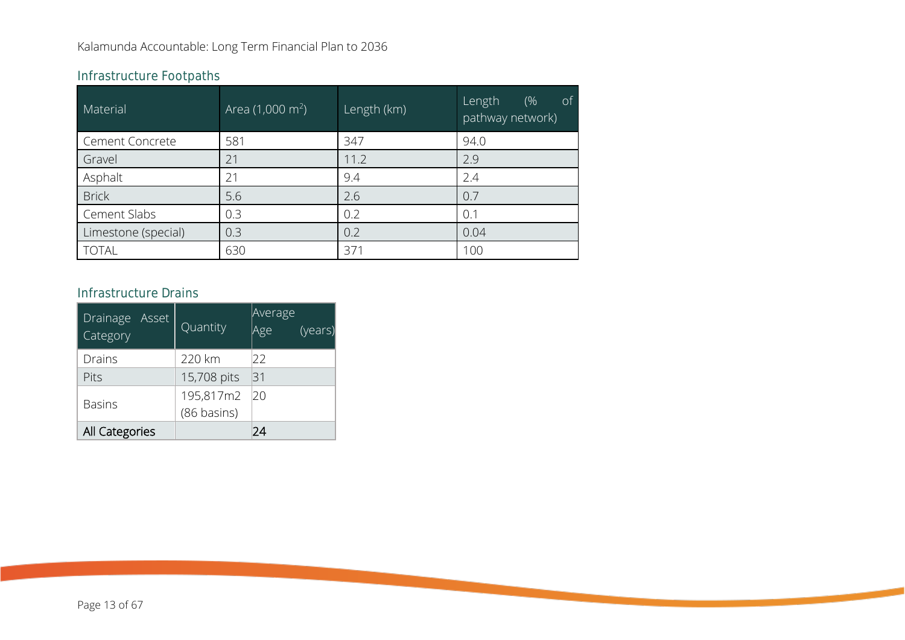## Infrastructure Footpaths

| Material | Area (1,000 m$^2$) | Length (km) | Length (% of pathway network) |
|---|---|---|---|
| Cement Concrete | 581 | 347 | 94.0 |
| Gravel | 21 | 11.2 | 2.9 |
| Asphalt | 21 | 9.4 | 2.4 |
| Brick | 5.6 | 2.6 | 0.7 |
| Cement Slabs | 0.3 | 0.2 | 0.1 |
| Limestone (special) | 0.3 | 0.2 | 0.04 |
| TOTAL | 630 | 371 | 100 |

## Infrastructure Drains

| Drainage Asset Category | Quantity | Average Age (years) |
|---|---|---|
| Drains | 220 km | 22 |
| Pits | 15,708 pits | 31 |
| Basins | 195,817m2 (86 basins) | 20 |
| All Categories | | 24 |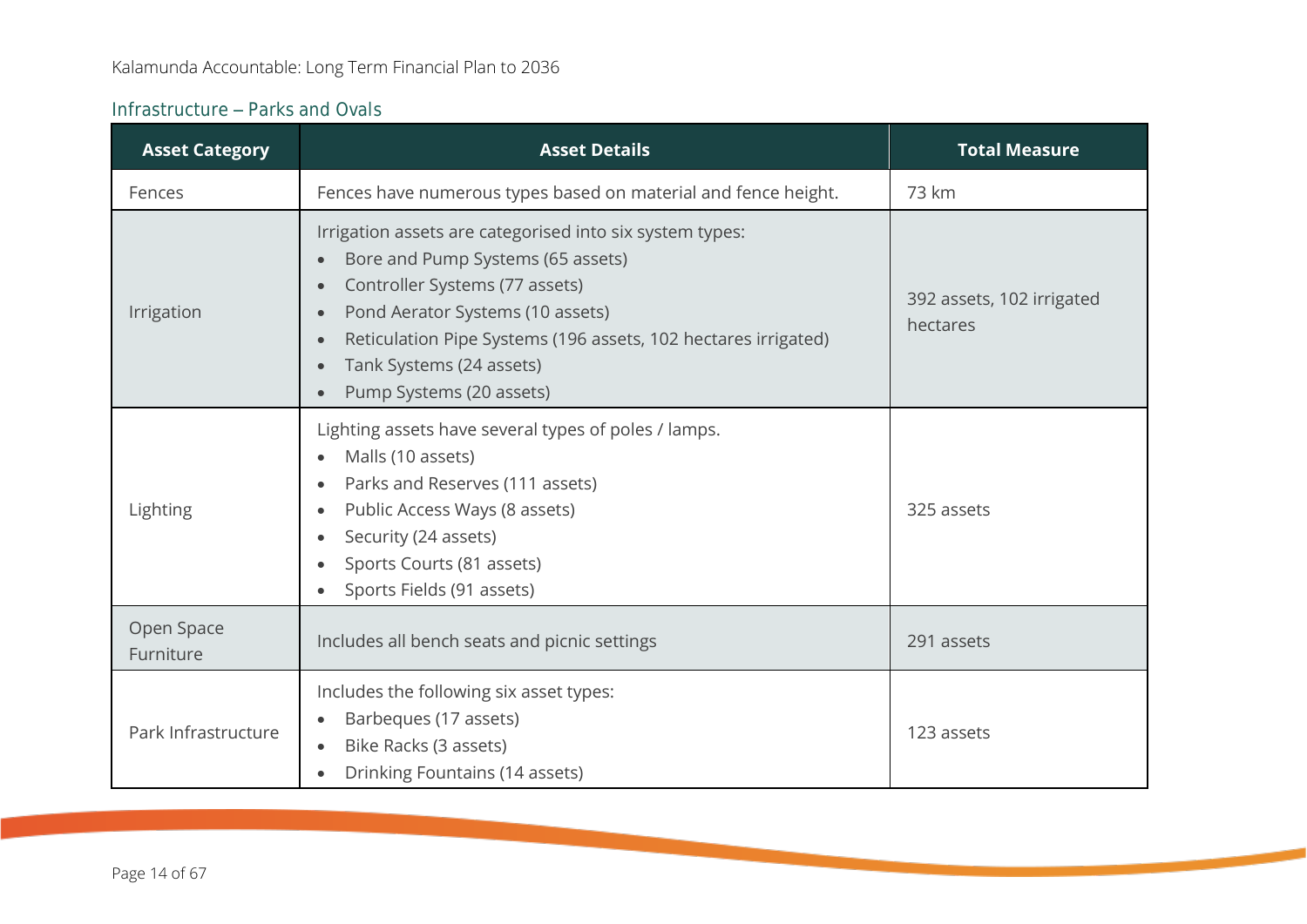### Infrastructure – Parks and Ovals

| Asset Category | Asset Details | Total Measure |
|---|---|---|
| Fences | Fences have numerous types based on material and fence height. | 73 km |
| Irrigation | Irrigation assets are categorised into six system types:<br>• Bore and Pump Systems (65 assets)<br>• Controller Systems (77 assets)<br>• Pond Aerator Systems (10 assets)<br>• Reticulation Pipe Systems (196 assets, 102 hectares irrigated)<br>• Tank Systems (24 assets)<br>• Pump Systems (20 assets) | 392 assets, 102 irrigated hectares |
| Lighting | Lighting assets have several types of poles / lamps.<br>• Malls (10 assets)<br>• Parks and Reserves (111 assets)<br>• Public Access Ways (8 assets)<br>• Security (24 assets)<br>• Sports Courts (81 assets)<br>• Sports Fields (91 assets) | 325 assets |
| Open Space Furniture | Includes all bench seats and picnic settings | 291 assets |
| Park Infrastructure | Includes the following six asset types:<br>• Barbeques (17 assets)<br>• Bike Racks (3 assets)<br>• Drinking Fountains (14 assets) | 123 assets |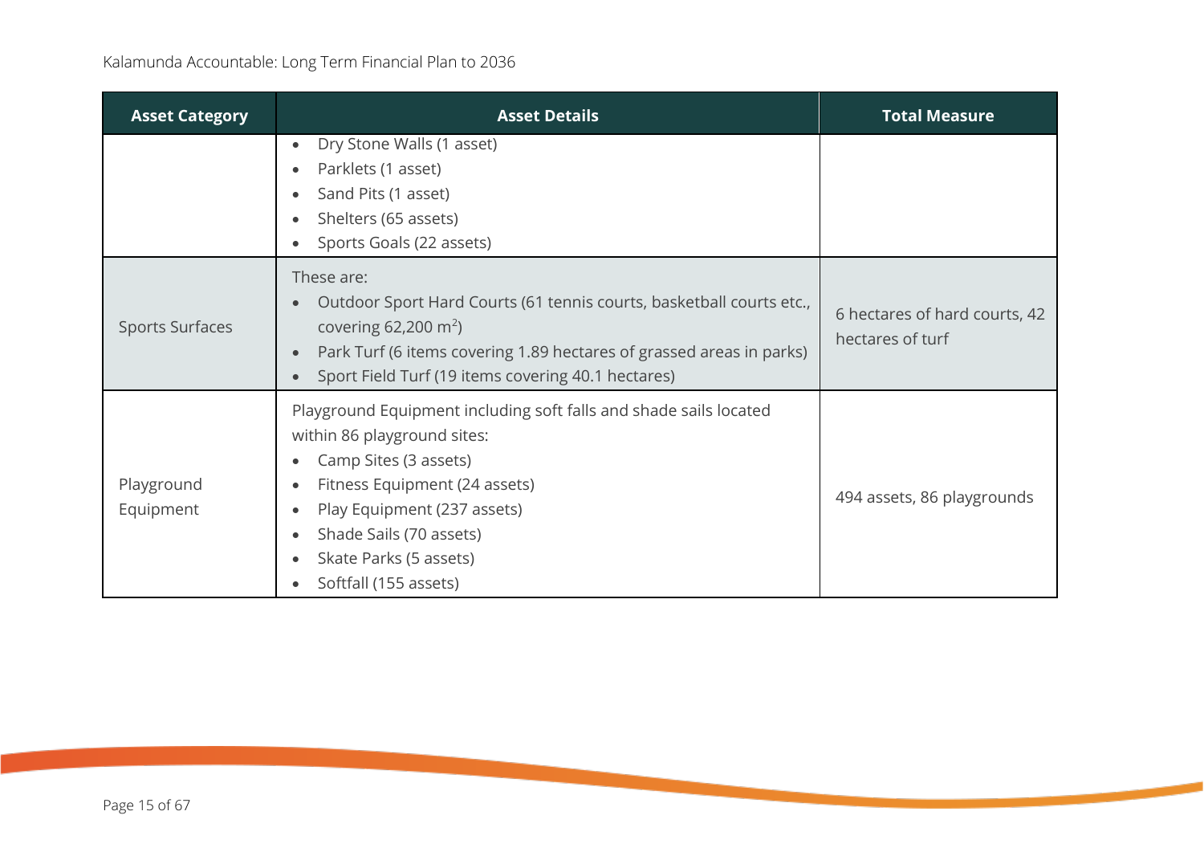| Asset Category | Asset Details | Total Measure |
|---|---|---|
| | • Dry Stone Walls (1 asset)<br>• Parklets (1 asset)<br>• Sand Pits (1 asset)<br>• Shelters (65 assets)<br>• Sports Goals (22 assets) | |
| Sports Surfaces | These are:<br>• Outdoor Sport Hard Courts (61 tennis courts, basketball courts etc., covering 62,200 $m^2$)<br>• Park Turf (6 items covering 1.89 hectares of grassed areas in parks)<br>• Sport Field Turf (19 items covering 40.1 hectares) | 6 hectares of hard courts, 42 hectares of turf |
| Playground Equipment | Playground Equipment including soft falls and shade sails located within 86 playground sites:<br>• Camp Sites (3 assets)<br>• Fitness Equipment (24 assets)<br>• Play Equipment (237 assets)<br>• Shade Sails (70 assets)<br>• Skate Parks (5 assets)<br>• Softfall (155 assets) | 494 assets, 86 playgrounds |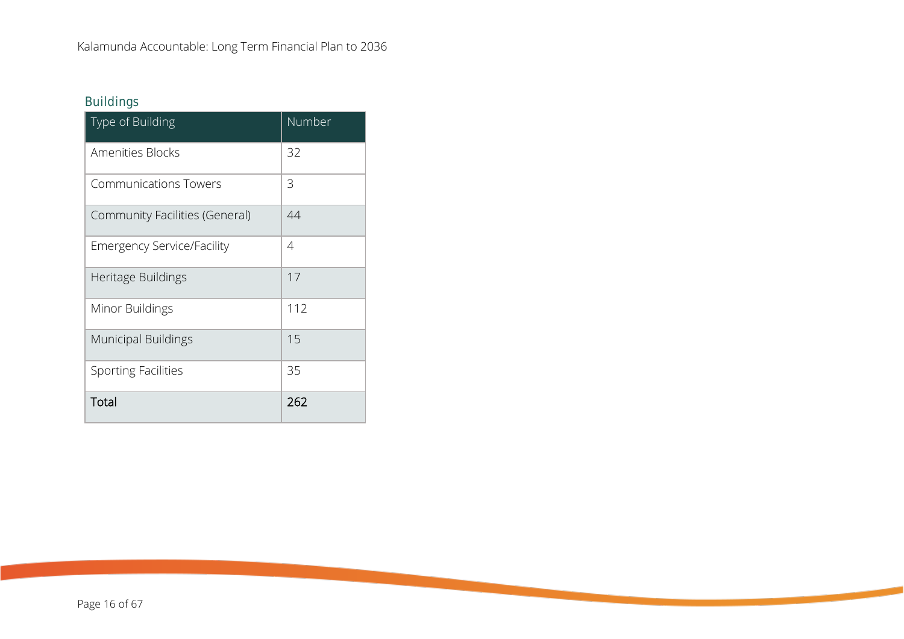## Buildings

| Type of Building | Number |
| --- | --- |
| Amenities Blocks | 32 |
| Communications Towers | 3 |
| Community Facilities (General) | 44 |
| Emergency Service/Facility | 4 |
| Heritage Buildings | 17 |
| Minor Buildings | 112 |
| Municipal Buildings | 15 |
| Sporting Facilities | 35 |
| **Total** | **262** |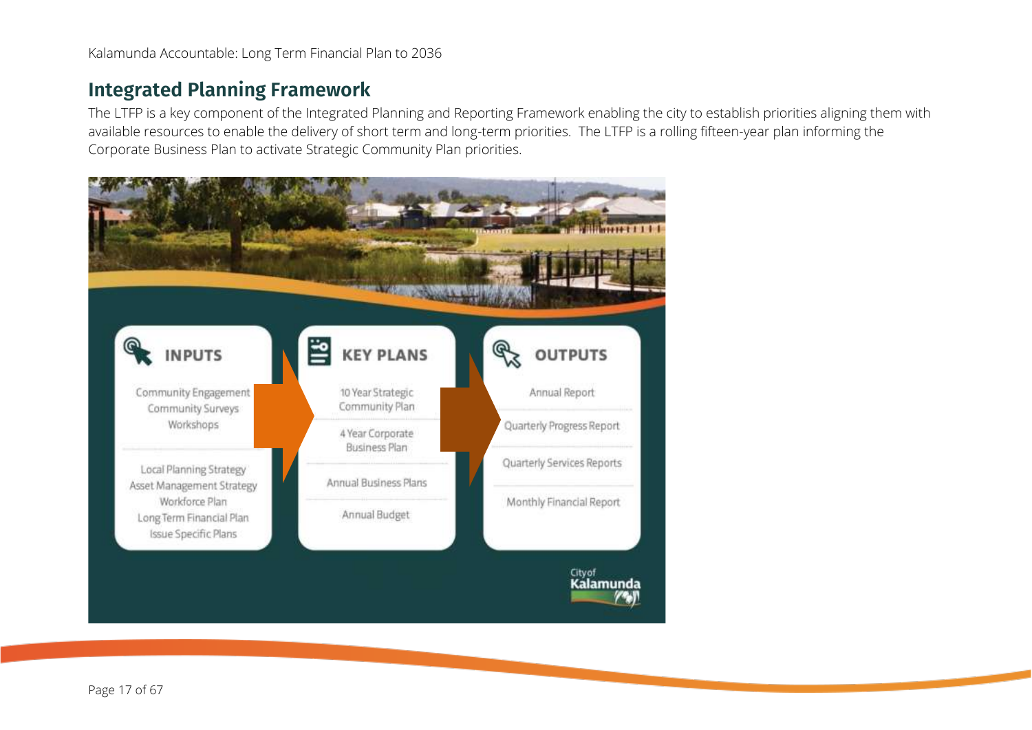## Integrated Planning Framework

The LTFP is a key component of the Integrated Planning and Reporting Framework enabling the city to establish priorities aligning them with available resources to enable the delivery of short term and long-term priorities. The LTFP is a rolling fifteen-year plan informing the Corporate Business Plan to activate Strategic Community Plan priorities.

**INPUTS**

Community Engagement
Community Surveys
Workshops

Local Planning Strategy
Asset Management Strategy
Workforce Plan
Long Term Financial Plan
Issue Specific Plans

**KEY PLANS**

10 Year Strategic Community Plan

4 Year Corporate Business Plan

Annual Business Plans

Annual Budget

**OUTPUTS**

Annual Report

Quarterly Progress Report

Quarterly Services Reports

Monthly Financial Report

City of Kalamunda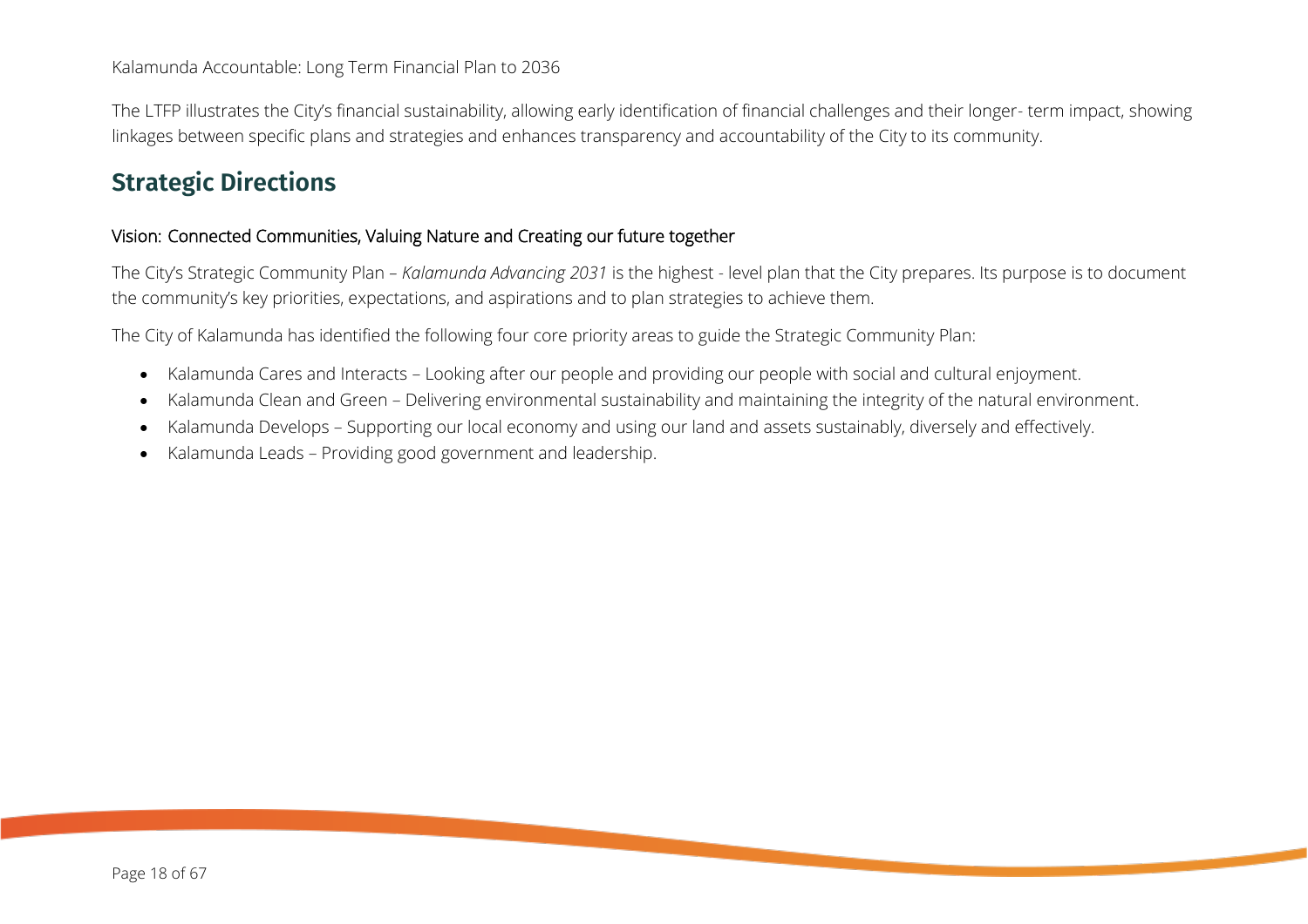The LTFP illustrates the City's financial sustainability, allowing early identification of financial challenges and their longer- term impact, showing linkages between specific plans and strategies and enhances transparency and accountability of the City to its community.

## Strategic Directions

Vision: Connected Communities, Valuing Nature and Creating our future together

The City's Strategic Community Plan – *Kalamunda Advancing 2031* is the highest - level plan that the City prepares. Its purpose is to document the community's key priorities, expectations, and aspirations and to plan strategies to achieve them.

The City of Kalamunda has identified the following four core priority areas to guide the Strategic Community Plan:

- Kalamunda Cares and Interacts – Looking after our people and providing our people with social and cultural enjoyment.
- Kalamunda Clean and Green – Delivering environmental sustainability and maintaining the integrity of the natural environment.
- Kalamunda Develops – Supporting our local economy and using our land and assets sustainably, diversely and effectively.
- Kalamunda Leads – Providing good government and leadership.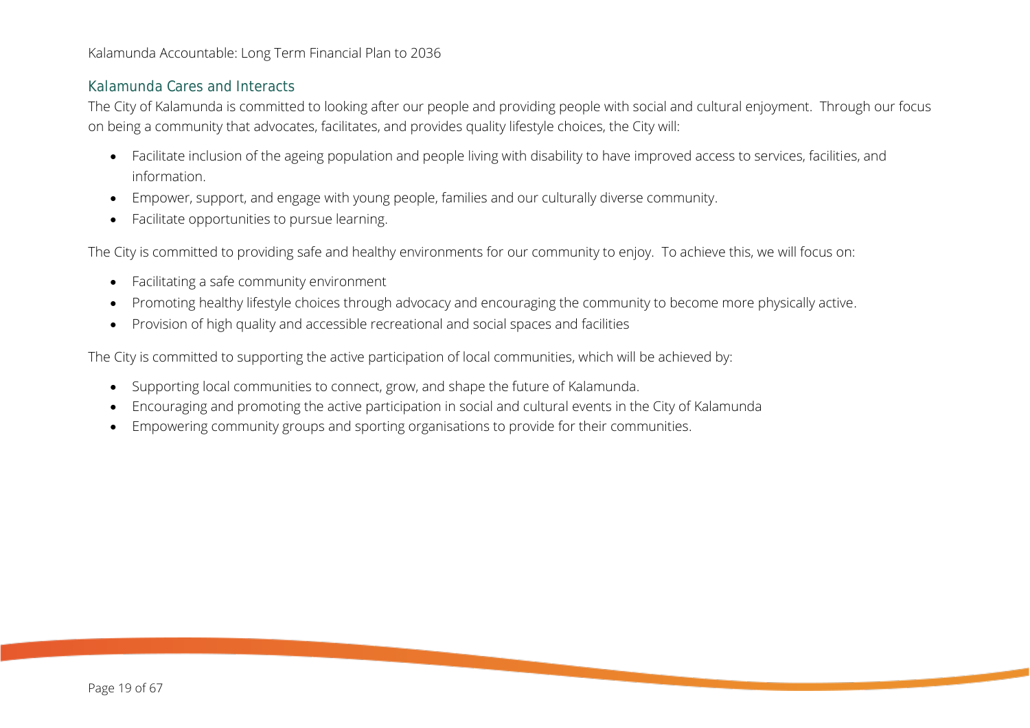## Kalamunda Cares and Interacts

The City of Kalamunda is committed to looking after our people and providing people with social and cultural enjoyment. Through our focus on being a community that advocates, facilitates, and provides quality lifestyle choices, the City will:

- Facilitate inclusion of the ageing population and people living with disability to have improved access to services, facilities, and information.
- Empower, support, and engage with young people, families and our culturally diverse community.
- Facilitate opportunities to pursue learning.

The City is committed to providing safe and healthy environments for our community to enjoy. To achieve this, we will focus on:

- Facilitating a safe community environment
- Promoting healthy lifestyle choices through advocacy and encouraging the community to become more physically active.
- Provision of high quality and accessible recreational and social spaces and facilities

The City is committed to supporting the active participation of local communities, which will be achieved by:

- Supporting local communities to connect, grow, and shape the future of Kalamunda.
- Encouraging and promoting the active participation in social and cultural events in the City of Kalamunda
- Empowering community groups and sporting organisations to provide for their communities.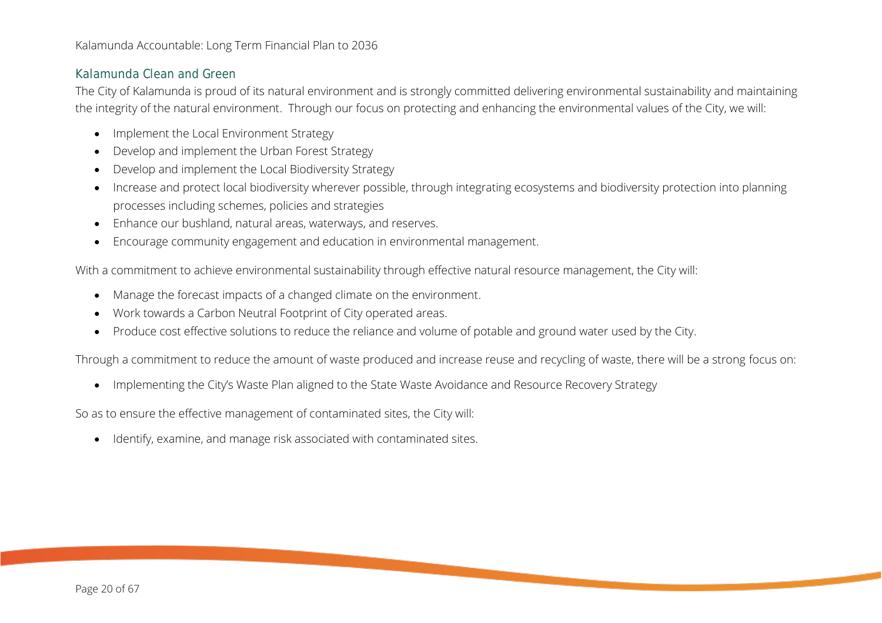## Kalamunda Clean and Green

The City of Kalamunda is proud of its natural environment and is strongly committed delivering environmental sustainability and maintaining the integrity of the natural environment. Through our focus on protecting and enhancing the environmental values of the City, we will:

- Implement the Local Environment Strategy
- Develop and implement the Urban Forest Strategy
- Develop and implement the Local Biodiversity Strategy
- Increase and protect local biodiversity wherever possible, through integrating ecosystems and biodiversity protection into planning processes including schemes, policies and strategies
- Enhance our bushland, natural areas, waterways, and reserves.
- Encourage community engagement and education in environmental management.

With a commitment to achieve environmental sustainability through effective natural resource management, the City will:

- Manage the forecast impacts of a changed climate on the environment.
- Work towards a Carbon Neutral Footprint of City operated areas.
- Produce cost effective solutions to reduce the reliance and volume of potable and ground water used by the City.

Through a commitment to reduce the amount of waste produced and increase reuse and recycling of waste, there will be a strong focus on:

- Implementing the City's Waste Plan aligned to the State Waste Avoidance and Resource Recovery Strategy

So as to ensure the effective management of contaminated sites, the City will:

- Identify, examine, and manage risk associated with contaminated sites.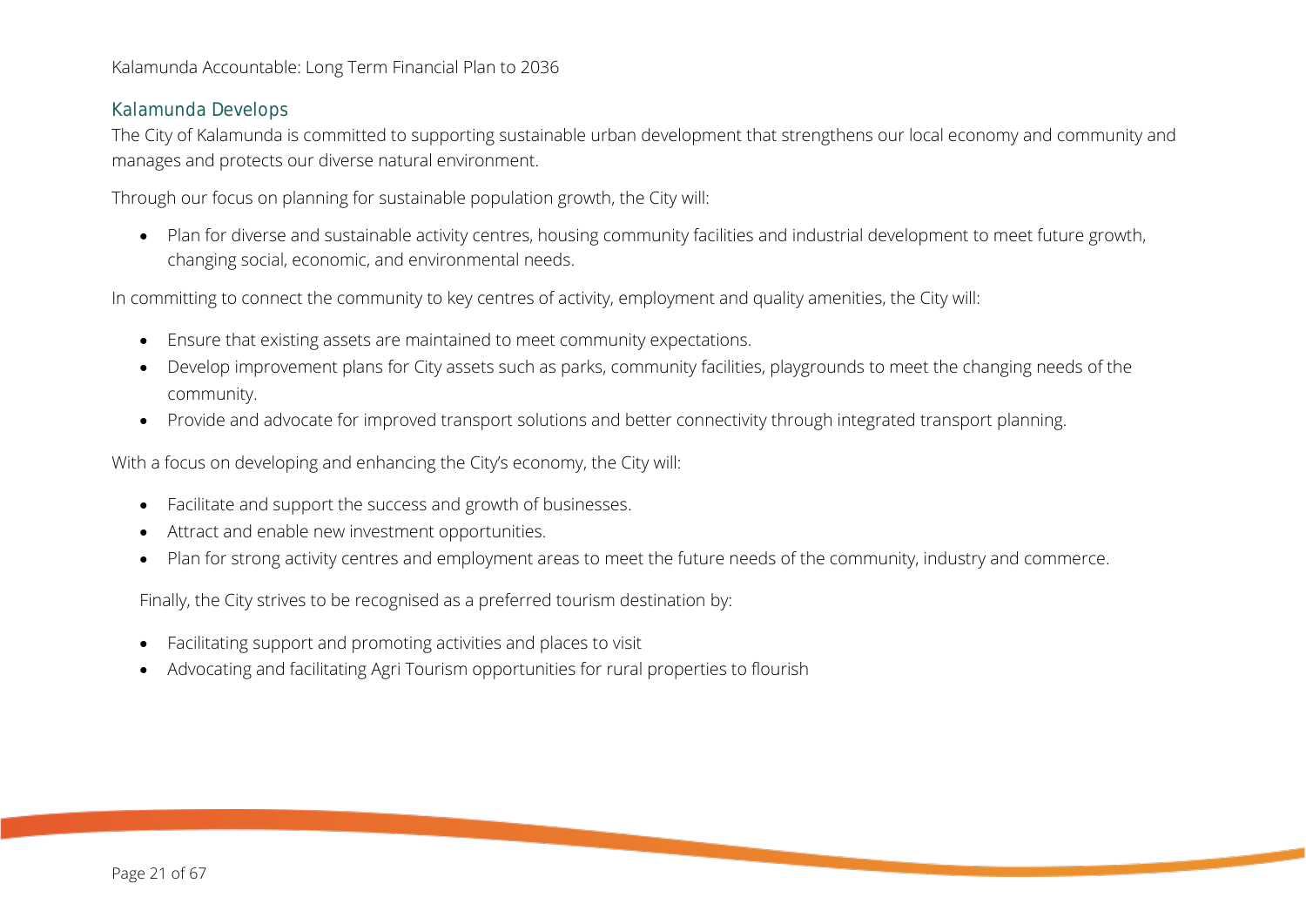## Kalamunda Develops

The City of Kalamunda is committed to supporting sustainable urban development that strengthens our local economy and community and manages and protects our diverse natural environment.

Through our focus on planning for sustainable population growth, the City will:

- Plan for diverse and sustainable activity centres, housing community facilities and industrial development to meet future growth, changing social, economic, and environmental needs.

In committing to connect the community to key centres of activity, employment and quality amenities, the City will:

- Ensure that existing assets are maintained to meet community expectations.
- Develop improvement plans for City assets such as parks, community facilities, playgrounds to meet the changing needs of the community.
- Provide and advocate for improved transport solutions and better connectivity through integrated transport planning.

With a focus on developing and enhancing the City's economy, the City will:

- Facilitate and support the success and growth of businesses.
- Attract and enable new investment opportunities.
- Plan for strong activity centres and employment areas to meet the future needs of the community, industry and commerce.

Finally, the City strives to be recognised as a preferred tourism destination by:

- Facilitating support and promoting activities and places to visit
- Advocating and facilitating Agri Tourism opportunities for rural properties to flourish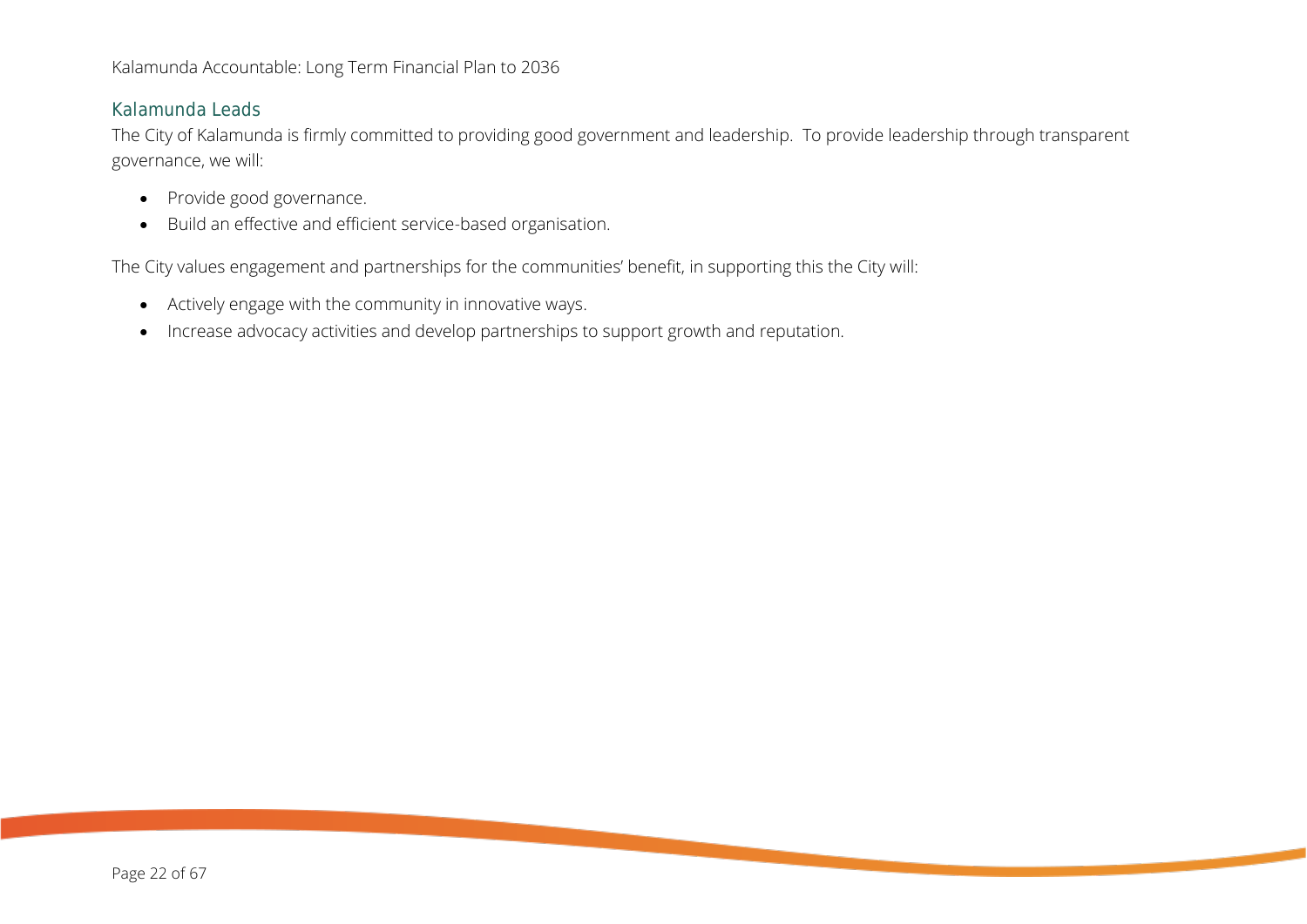## Kalamunda Leads

The City of Kalamunda is firmly committed to providing good government and leadership. To provide leadership through transparent governance, we will:

- Provide good governance.
- Build an effective and efficient service-based organisation.

The City values engagement and partnerships for the communities' benefit, in supporting this the City will:

- Actively engage with the community in innovative ways.
- Increase advocacy activities and develop partnerships to support growth and reputation.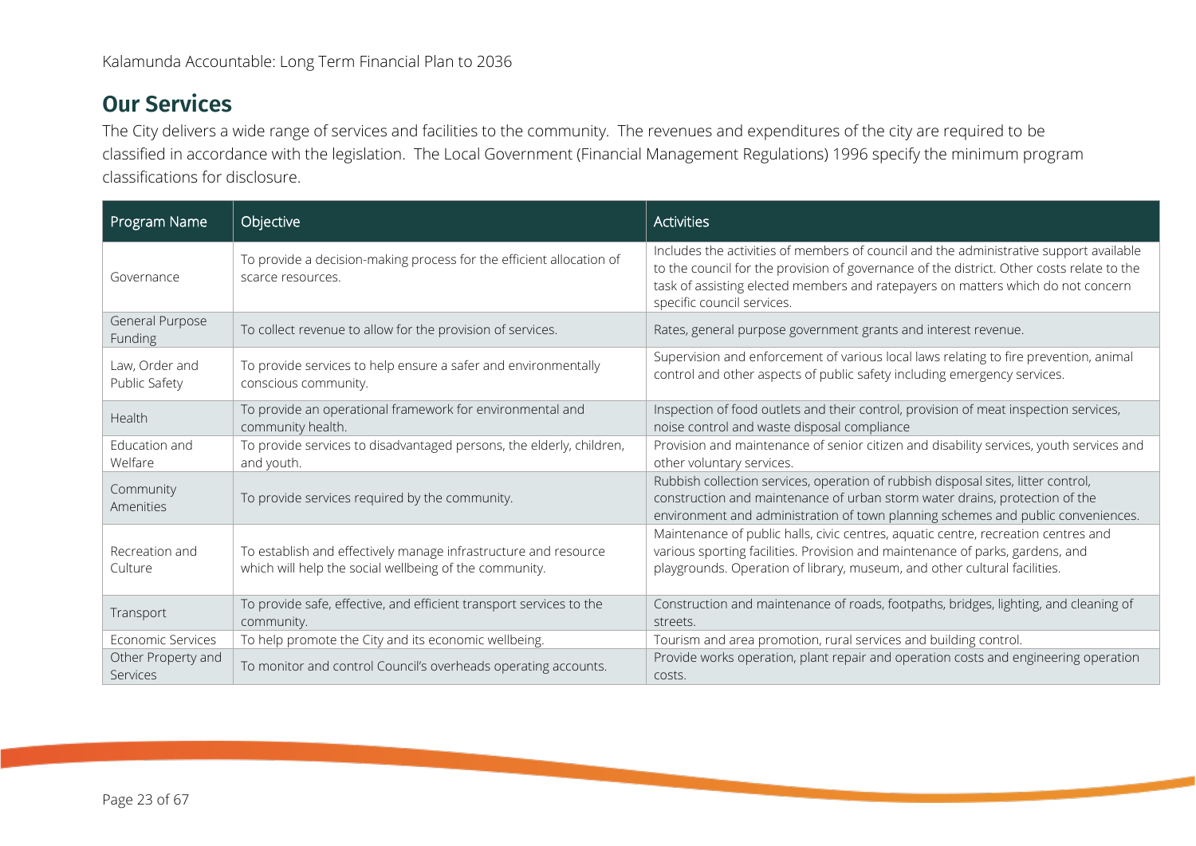## Our Services

The City delivers a wide range of services and facilities to the community. The revenues and expenditures of the city are required to be classified in accordance with the legislation. The Local Government (Financial Management Regulations) 1996 specify the minimum program classifications for disclosure.

| Program Name | Objective | Activities |
|---|---|---|
| Governance | To provide a decision-making process for the efficient allocation of scarce resources. | Includes the activities of members of council and the administrative support available to the council for the provision of governance of the district. Other costs relate to the task of assisting elected members and ratepayers on matters which do not concern specific council services. |
| General Purpose Funding | To collect revenue to allow for the provision of services. | Rates, general purpose government grants and interest revenue. |
| Law, Order and Public Safety | To provide services to help ensure a safer and environmentally conscious community. | Supervision and enforcement of various local laws relating to fire prevention, animal control and other aspects of public safety including emergency services. |
| Health | To provide an operational framework for environmental and community health. | Inspection of food outlets and their control, provision of meat inspection services, noise control and waste disposal compliance |
| Education and Welfare | To provide services to disadvantaged persons, the elderly, children, and youth. | Provision and maintenance of senior citizen and disability services, youth services and other voluntary services. |
| Community Amenities | To provide services required by the community. | Rubbish collection services, operation of rubbish disposal sites, litter control, construction and maintenance of urban storm water drains, protection of the environment and administration of town planning schemes and public conveniences. |
| Recreation and Culture | To establish and effectively manage infrastructure and resource which will help the social wellbeing of the community. | Maintenance of public halls, civic centres, aquatic centre, recreation centres and various sporting facilities. Provision and maintenance of parks, gardens, and playgrounds. Operation of library, museum, and other cultural facilities. |
| Transport | To provide safe, effective, and efficient transport services to the community. | Construction and maintenance of roads, footpaths, bridges, lighting, and cleaning of streets. |
| Economic Services | To help promote the City and its economic wellbeing. | Tourism and area promotion, rural services and building control. |
| Other Property and Services | To monitor and control Council's overheads operating accounts. | Provide works operation, plant repair and operation costs and engineering operation costs. |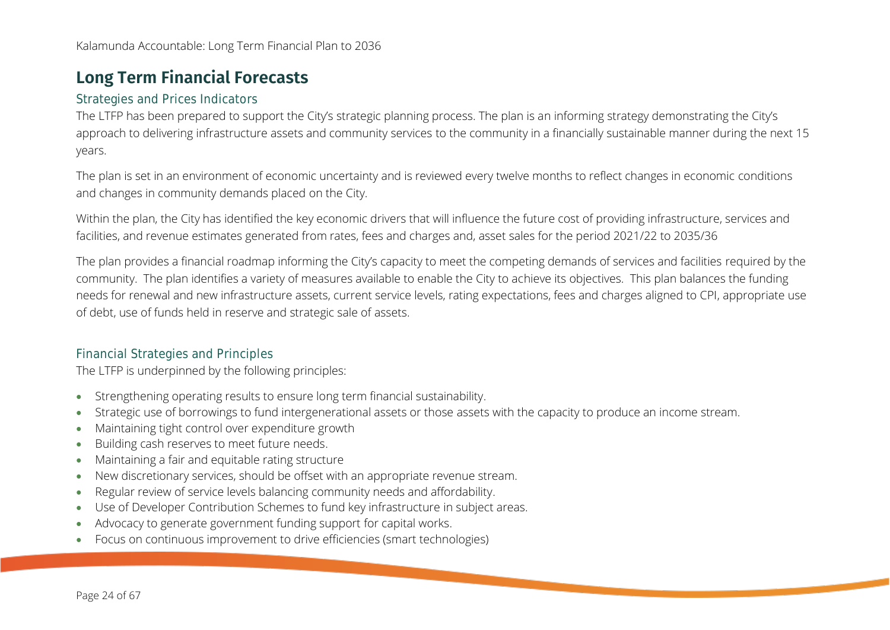# Long Term Financial Forecasts

## Strategies and Prices Indicators

The LTFP has been prepared to support the City's strategic planning process. The plan is an informing strategy demonstrating the City's approach to delivering infrastructure assets and community services to the community in a financially sustainable manner during the next 15 years.

The plan is set in an environment of economic uncertainty and is reviewed every twelve months to reflect changes in economic conditions and changes in community demands placed on the City.

Within the plan, the City has identified the key economic drivers that will influence the future cost of providing infrastructure, services and facilities, and revenue estimates generated from rates, fees and charges and, asset sales for the period 2021/22 to 2035/36

The plan provides a financial roadmap informing the City's capacity to meet the competing demands of services and facilities required by the community. The plan identifies a variety of measures available to enable the City to achieve its objectives. This plan balances the funding needs for renewal and new infrastructure assets, current service levels, rating expectations, fees and charges aligned to CPI, appropriate use of debt, use of funds held in reserve and strategic sale of assets.

## Financial Strategies and Principles

The LTFP is underpinned by the following principles:

- Strengthening operating results to ensure long term financial sustainability.
- Strategic use of borrowings to fund intergenerational assets or those assets with the capacity to produce an income stream.
- Maintaining tight control over expenditure growth
- Building cash reserves to meet future needs.
- Maintaining a fair and equitable rating structure
- New discretionary services, should be offset with an appropriate revenue stream.
- Regular review of service levels balancing community needs and affordability.
- Use of Developer Contribution Schemes to fund key infrastructure in subject areas.
- Advocacy to generate government funding support for capital works.
- Focus on continuous improvement to drive efficiencies (smart technologies)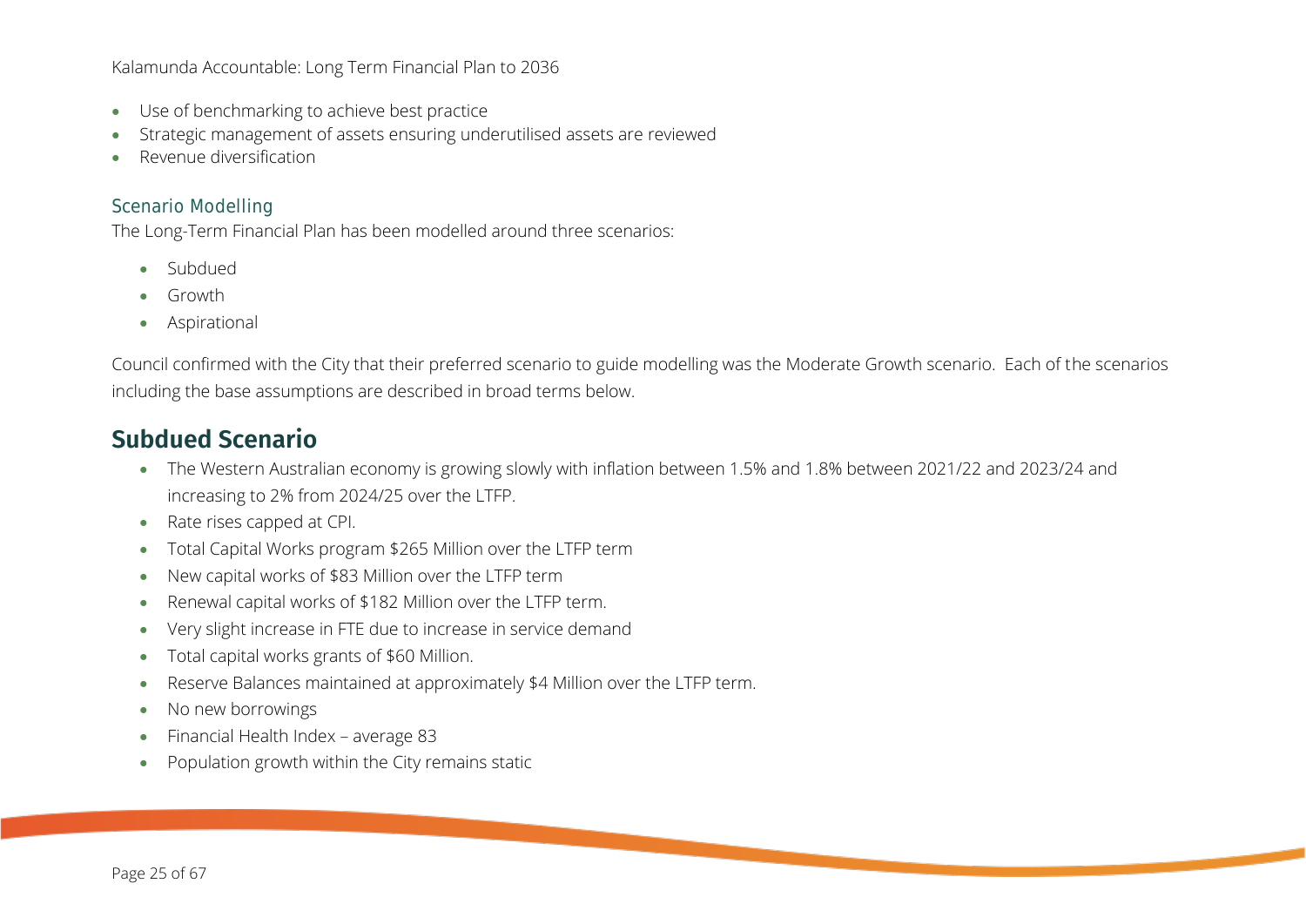- Use of benchmarking to achieve best practice
- Strategic management of assets ensuring underutilised assets are reviewed
- Revenue diversification

### Scenario Modelling

The Long-Term Financial Plan has been modelled around three scenarios:

- Subdued
- Growth
- Aspirational

Council confirmed with the City that their preferred scenario to guide modelling was the Moderate Growth scenario. Each of the scenarios including the base assumptions are described in broad terms below.

## Subdued Scenario

- The Western Australian economy is growing slowly with inflation between 1.5% and 1.8% between 2021/22 and 2023/24 and increasing to 2% from 2024/25 over the LTFP.
- Rate rises capped at CPI.
- Total Capital Works program $265 Million over the LTFP term
- New capital works of $83 Million over the LTFP term
- Renewal capital works of $182 Million over the LTFP term.
- Very slight increase in FTE due to increase in service demand
- Total capital works grants of $60 Million.
- Reserve Balances maintained at approximately $4 Million over the LTFP term.
- No new borrowings
- Financial Health Index – average 83
- Population growth within the City remains static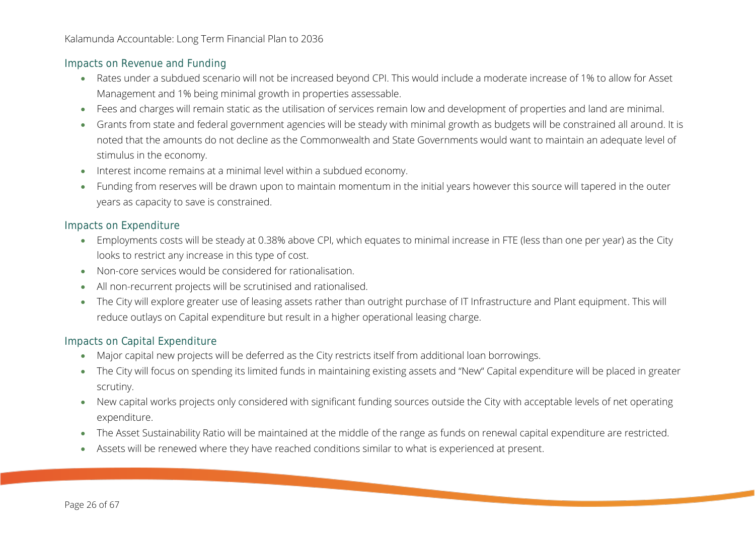### Impacts on Revenue and Funding

- Rates under a subdued scenario will not be increased beyond CPI. This would include a moderate increase of 1% to allow for Asset Management and 1% being minimal growth in properties assessable.
- Fees and charges will remain static as the utilisation of services remain low and development of properties and land are minimal.
- Grants from state and federal government agencies will be steady with minimal growth as budgets will be constrained all around. It is noted that the amounts do not decline as the Commonwealth and State Governments would want to maintain an adequate level of stimulus in the economy.
- Interest income remains at a minimal level within a subdued economy.
- Funding from reserves will be drawn upon to maintain momentum in the initial years however this source will tapered in the outer years as capacity to save is constrained.

### Impacts on Expenditure

- Employments costs will be steady at 0.38% above CPI, which equates to minimal increase in FTE (less than one per year) as the City looks to restrict any increase in this type of cost.
- Non-core services would be considered for rationalisation.
- All non-recurrent projects will be scrutinised and rationalised.
- The City will explore greater use of leasing assets rather than outright purchase of IT Infrastructure and Plant equipment. This will reduce outlays on Capital expenditure but result in a higher operational leasing charge.

### Impacts on Capital Expenditure

- Major capital new projects will be deferred as the City restricts itself from additional loan borrowings.
- The City will focus on spending its limited funds in maintaining existing assets and "New" Capital expenditure will be placed in greater scrutiny.
- New capital works projects only considered with significant funding sources outside the City with acceptable levels of net operating expenditure.
- The Asset Sustainability Ratio will be maintained at the middle of the range as funds on renewal capital expenditure are restricted.
- Assets will be renewed where they have reached conditions similar to what is experienced at present.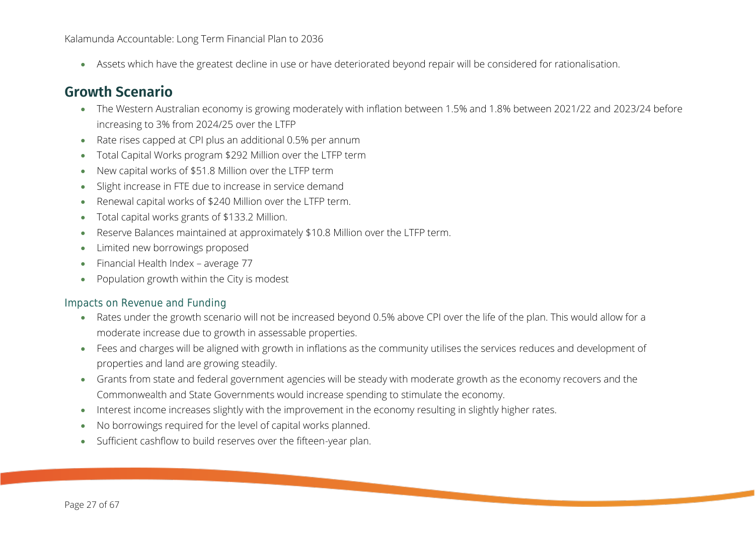- Assets which have the greatest decline in use or have deteriorated beyond repair will be considered for rationalisation.

## Growth Scenario

- The Western Australian economy is growing moderately with inflation between 1.5% and 1.8% between 2021/22 and 2023/24 before increasing to 3% from 2024/25 over the LTFP
- Rate rises capped at CPI plus an additional 0.5% per annum
- Total Capital Works program $292 Million over the LTFP term
- New capital works of $51.8 Million over the LTFP term
- Slight increase in FTE due to increase in service demand
- Renewal capital works of $240 Million over the LTFP term.
- Total capital works grants of $133.2 Million.
- Reserve Balances maintained at approximately $10.8 Million over the LTFP term.
- Limited new borrowings proposed
- Financial Health Index – average 77
- Population growth within the City is modest

### Impacts on Revenue and Funding

- Rates under the growth scenario will not be increased beyond 0.5% above CPI over the life of the plan. This would allow for a moderate increase due to growth in assessable properties.
- Fees and charges will be aligned with growth in inflations as the community utilises the services reduces and development of properties and land are growing steadily.
- Grants from state and federal government agencies will be steady with moderate growth as the economy recovers and the Commonwealth and State Governments would increase spending to stimulate the economy.
- Interest income increases slightly with the improvement in the economy resulting in slightly higher rates.
- No borrowings required for the level of capital works planned.
- Sufficient cashflow to build reserves over the fifteen-year plan.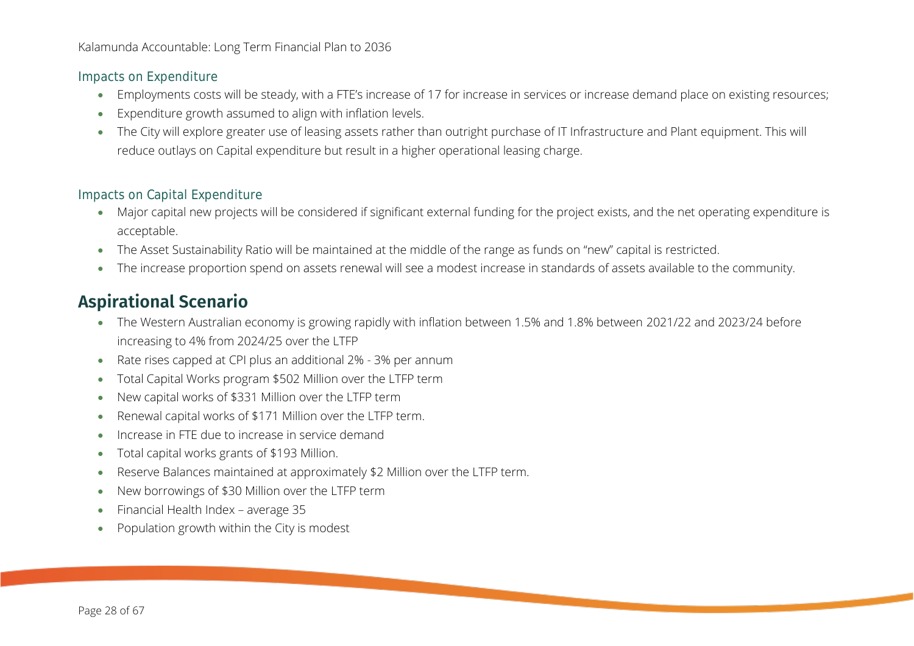### Impacts on Expenditure

- Employments costs will be steady, with a FTE's increase of 17 for increase in services or increase demand place on existing resources;
- Expenditure growth assumed to align with inflation levels.
- The City will explore greater use of leasing assets rather than outright purchase of IT Infrastructure and Plant equipment. This will reduce outlays on Capital expenditure but result in a higher operational leasing charge.

### Impacts on Capital Expenditure

- Major capital new projects will be considered if significant external funding for the project exists, and the net operating expenditure is acceptable.
- The Asset Sustainability Ratio will be maintained at the middle of the range as funds on "new" capital is restricted.
- The increase proportion spend on assets renewal will see a modest increase in standards of assets available to the community.

## Aspirational Scenario

- The Western Australian economy is growing rapidly with inflation between 1.5% and 1.8% between 2021/22 and 2023/24 before increasing to 4% from 2024/25 over the LTFP
- Rate rises capped at CPI plus an additional 2% - 3% per annum
- Total Capital Works program $502 Million over the LTFP term
- New capital works of $331 Million over the LTFP term
- Renewal capital works of $171 Million over the LTFP term.
- Increase in FTE due to increase in service demand
- Total capital works grants of $193 Million.
- Reserve Balances maintained at approximately $2 Million over the LTFP term.
- New borrowings of $30 Million over the LTFP term
- Financial Health Index – average 35
- Population growth within the City is modest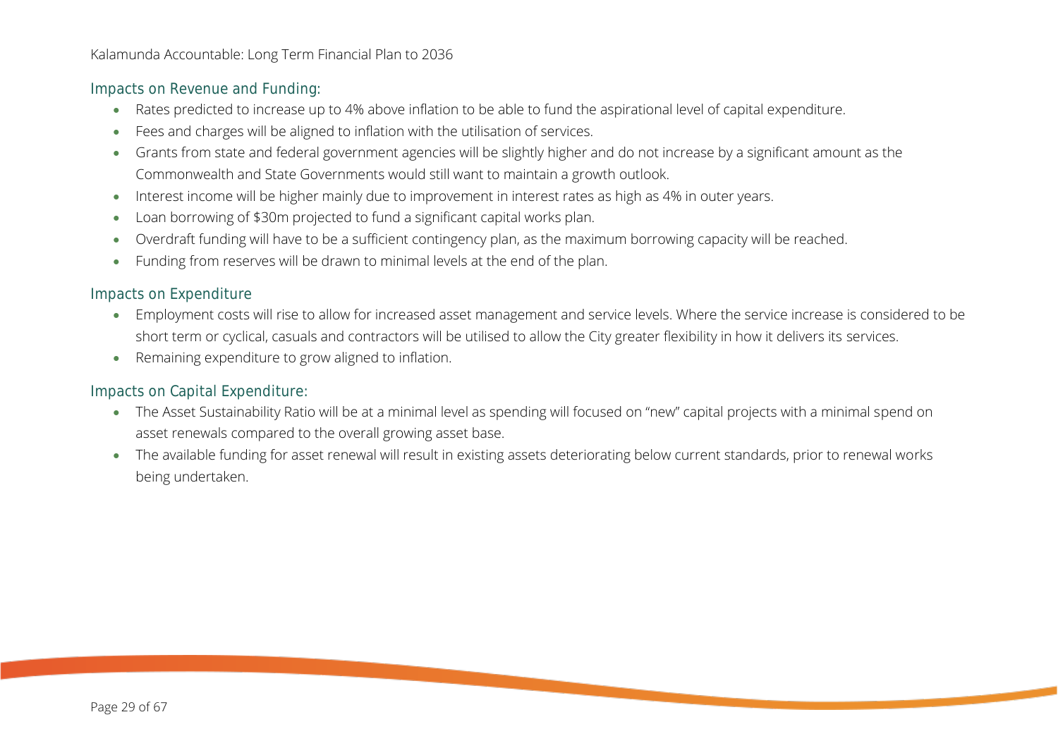### Impacts on Revenue and Funding:

- Rates predicted to increase up to 4% above inflation to be able to fund the aspirational level of capital expenditure.
- Fees and charges will be aligned to inflation with the utilisation of services.
- Grants from state and federal government agencies will be slightly higher and do not increase by a significant amount as the Commonwealth and State Governments would still want to maintain a growth outlook.
- Interest income will be higher mainly due to improvement in interest rates as high as 4% in outer years.
- Loan borrowing of $30m projected to fund a significant capital works plan.
- Overdraft funding will have to be a sufficient contingency plan, as the maximum borrowing capacity will be reached.
- Funding from reserves will be drawn to minimal levels at the end of the plan.

### Impacts on Expenditure

- Employment costs will rise to allow for increased asset management and service levels. Where the service increase is considered to be short term or cyclical, casuals and contractors will be utilised to allow the City greater flexibility in how it delivers its services.
- Remaining expenditure to grow aligned to inflation.

### Impacts on Capital Expenditure:

- The Asset Sustainability Ratio will be at a minimal level as spending will focused on "new" capital projects with a minimal spend on asset renewals compared to the overall growing asset base.
- The available funding for asset renewal will result in existing assets deteriorating below current standards, prior to renewal works being undertaken.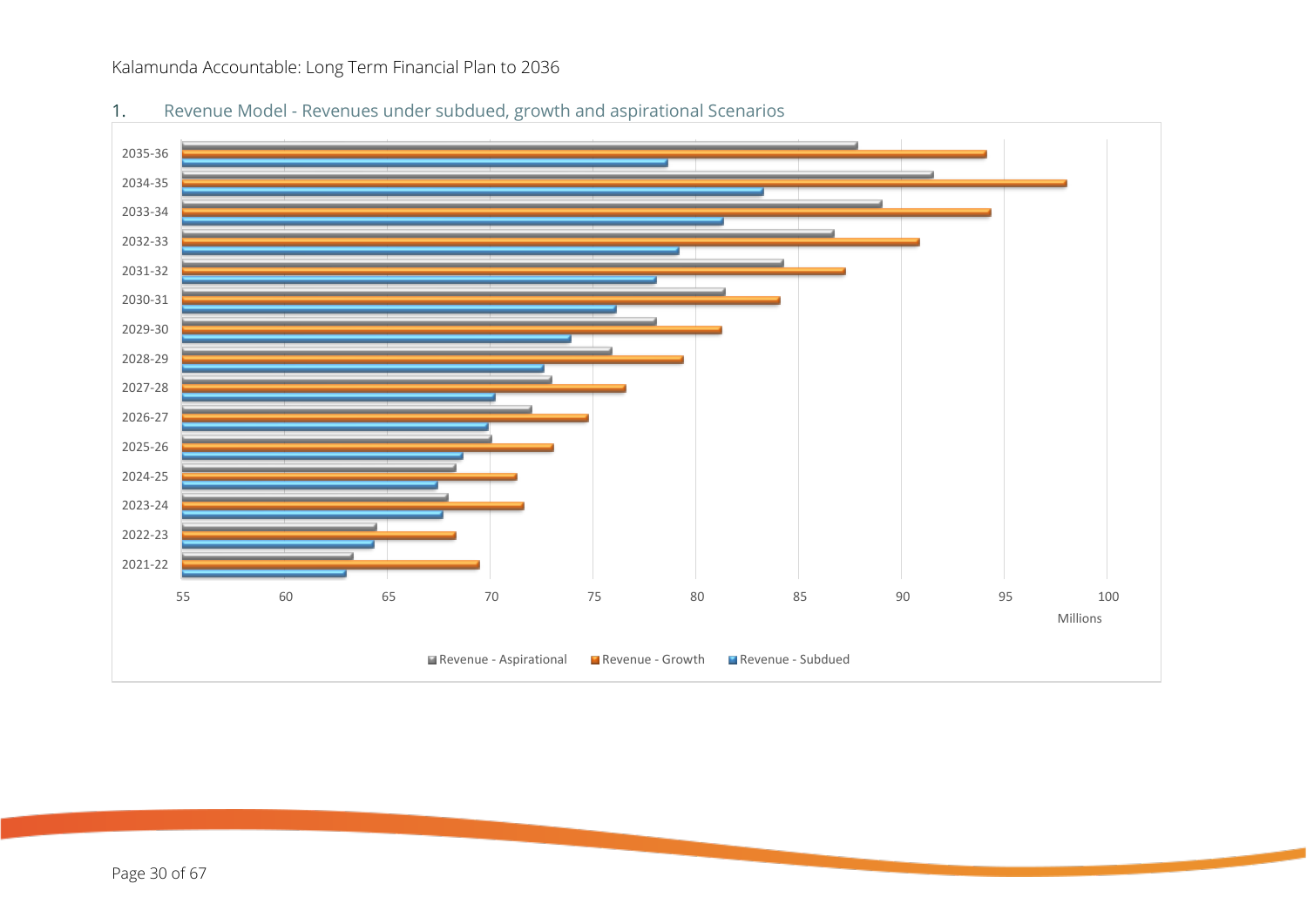## 1. Revenue Model - Revenues under subdued, growth and aspirational Scenarios

| Year | Revenue - Aspirational | Revenue - Growth | Revenue - Subdued |
|---|---|---|---|
| 2035-36 | | | |
| 2034-35 | | | |
| 2033-34 | | | |
| 2032-33 | | | |
| 2031-32 | | | |
| 2030-31 | | | |
| 2029-30 | | | |
| 2028-29 | | | |
| 2027-28 | | | |
| 2026-27 | | | |
| 2025-26 | | | |
| 2024-25 | | | |
| 2023-24 | | | |
| 2022-23 | | | |
| 2021-22 | | | |

Millions (axis: 55, 60, 65, 70, 75, 80, 85, 90, 95, 100)

Revenue - Aspirational | Revenue - Growth | Revenue - Subdued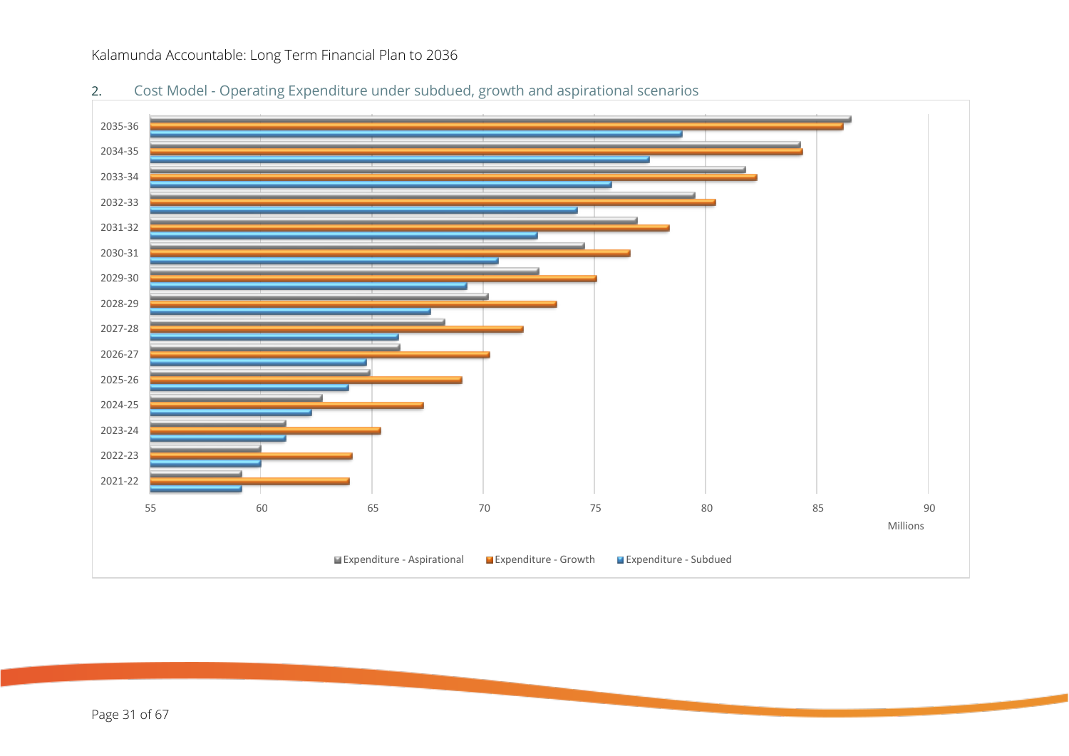## 2. Cost Model - Operating Expenditure under subdued, growth and aspirational scenarios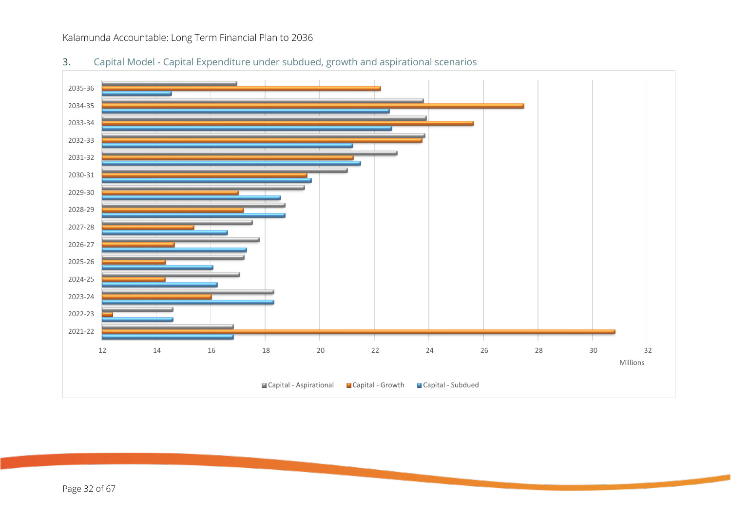## 3. Capital Model - Capital Expenditure under subdued, growth and aspirational scenarios

2035-36
2034-35
2033-34
2032-33
2031-32
2030-31
2029-30
2028-29
2027-28
2026-27
2025-26
2024-25
2023-24
2022-23
2021-22

12 14 16 18 20 22 24 26 28 30 32

Millions

Capital - Aspirational  Capital - Growth  Capital - Subdued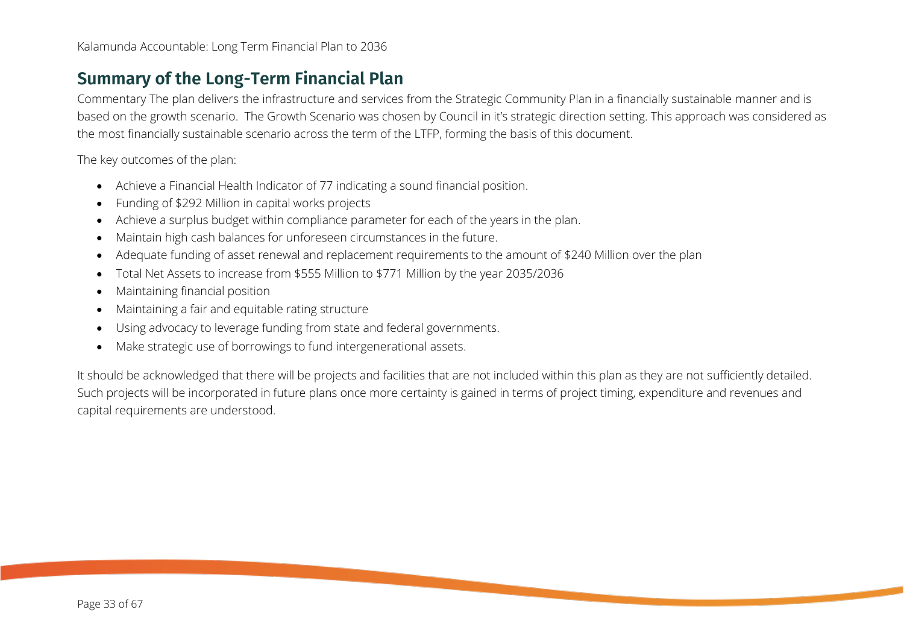## Summary of the Long-Term Financial Plan

Commentary The plan delivers the infrastructure and services from the Strategic Community Plan in a financially sustainable manner and is based on the growth scenario. The Growth Scenario was chosen by Council in it's strategic direction setting. This approach was considered as the most financially sustainable scenario across the term of the LTFP, forming the basis of this document.

The key outcomes of the plan:

- Achieve a Financial Health Indicator of 77 indicating a sound financial position.
- Funding of $292 Million in capital works projects
- Achieve a surplus budget within compliance parameter for each of the years in the plan.
- Maintain high cash balances for unforeseen circumstances in the future.
- Adequate funding of asset renewal and replacement requirements to the amount of $240 Million over the plan
- Total Net Assets to increase from $555 Million to $771 Million by the year 2035/2036
- Maintaining financial position
- Maintaining a fair and equitable rating structure
- Using advocacy to leverage funding from state and federal governments.
- Make strategic use of borrowings to fund intergenerational assets.

It should be acknowledged that there will be projects and facilities that are not included within this plan as they are not sufficiently detailed. Such projects will be incorporated in future plans once more certainty is gained in terms of project timing, expenditure and revenues and capital requirements are understood.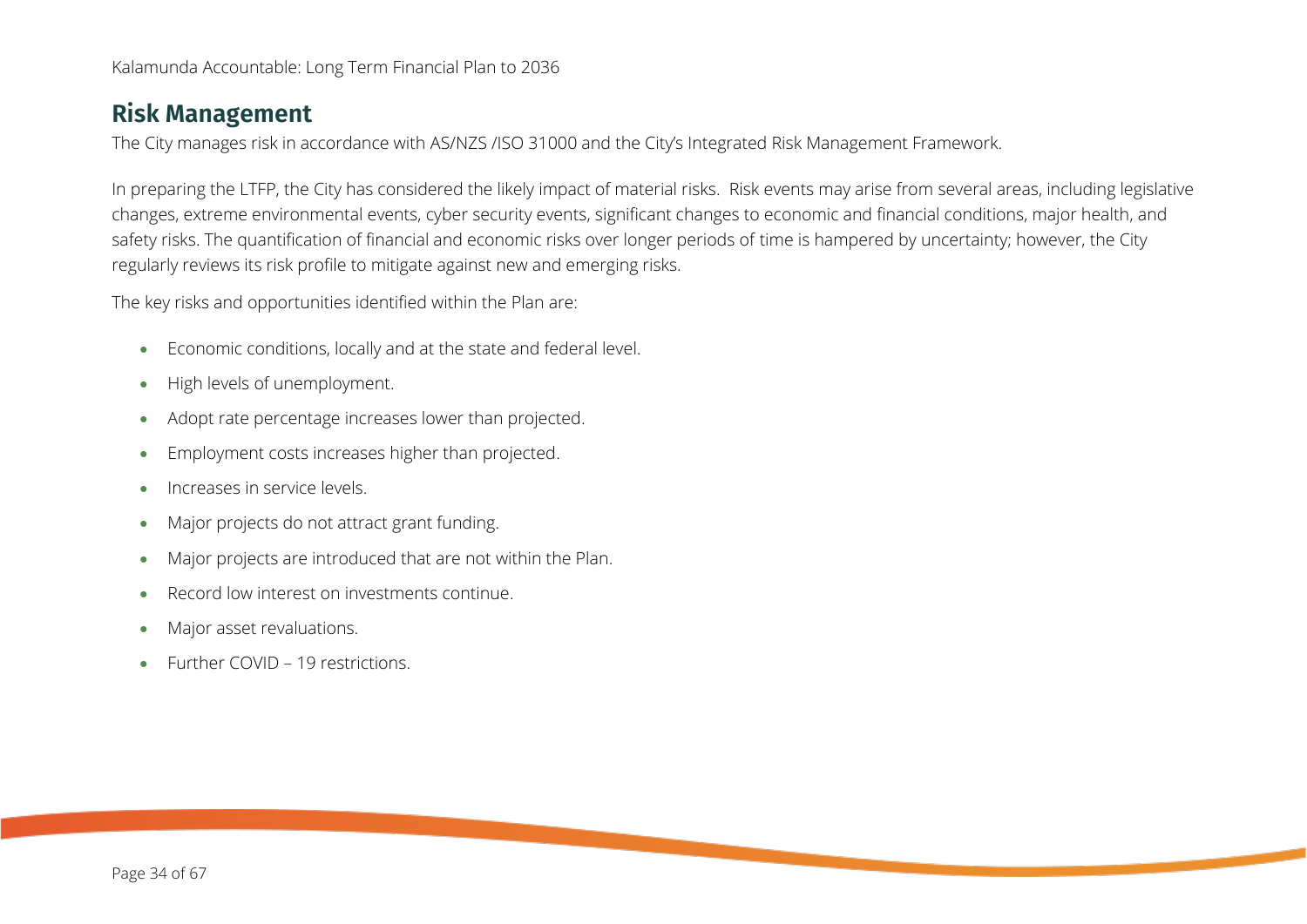## Risk Management

The City manages risk in accordance with AS/NZS /ISO 31000 and the City's Integrated Risk Management Framework.

In preparing the LTFP, the City has considered the likely impact of material risks. Risk events may arise from several areas, including legislative changes, extreme environmental events, cyber security events, significant changes to economic and financial conditions, major health, and safety risks. The quantification of financial and economic risks over longer periods of time is hampered by uncertainty; however, the City regularly reviews its risk profile to mitigate against new and emerging risks.

The key risks and opportunities identified within the Plan are:

- Economic conditions, locally and at the state and federal level.
- High levels of unemployment.
- Adopt rate percentage increases lower than projected.
- Employment costs increases higher than projected.
- Increases in service levels.
- Major projects do not attract grant funding.
- Major projects are introduced that are not within the Plan.
- Record low interest on investments continue.
- Major asset revaluations.
- Further COVID – 19 restrictions.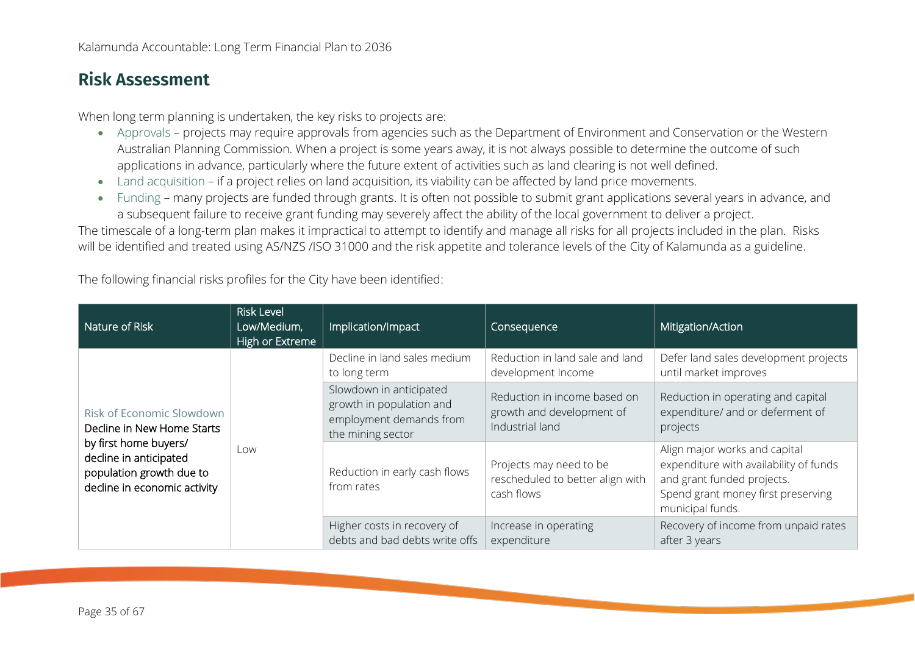## Risk Assessment

When long term planning is undertaken, the key risks to projects are:

- Approvals – projects may require approvals from agencies such as the Department of Environment and Conservation or the Western Australian Planning Commission. When a project is some years away, it is not always possible to determine the outcome of such applications in advance, particularly where the future extent of activities such as land clearing is not well defined.
- Land acquisition – if a project relies on land acquisition, its viability can be affected by land price movements.
- Funding – many projects are funded through grants. It is often not possible to submit grant applications several years in advance, and a subsequent failure to receive grant funding may severely affect the ability of the local government to deliver a project.

The timescale of a long-term plan makes it impractical to attempt to identify and manage all risks for all projects included in the plan. Risks will be identified and treated using AS/NZS /ISO 31000 and the risk appetite and tolerance levels of the City of Kalamunda as a guideline.

The following financial risks profiles for the City have been identified:

| Nature of Risk | Risk Level Low/Medium, High or Extreme | Implication/Impact | Consequence | Mitigation/Action |
|---|---|---|---|---|
| Risk of Economic Slowdown Decline in New Home Starts by first home buyers/ decline in anticipated population growth due to decline in economic activity | Low | Decline in land sales medium to long term | Reduction in land sale and land development Income | Defer land sales development projects until market improves |
| | | Slowdown in anticipated growth in population and employment demands from the mining sector | Reduction in income based on growth and development of Industrial land | Reduction in operating and capital expenditure/ and or deferment of projects |
| | | Reduction in early cash flows from rates | Projects may need to be rescheduled to better align with cash flows | Align major works and capital expenditure with availability of funds and grant funded projects. Spend grant money first preserving municipal funds. |
| | | Higher costs in recovery of debts and bad debts write offs | Increase in operating expenditure | Recovery of income from unpaid rates after 3 years |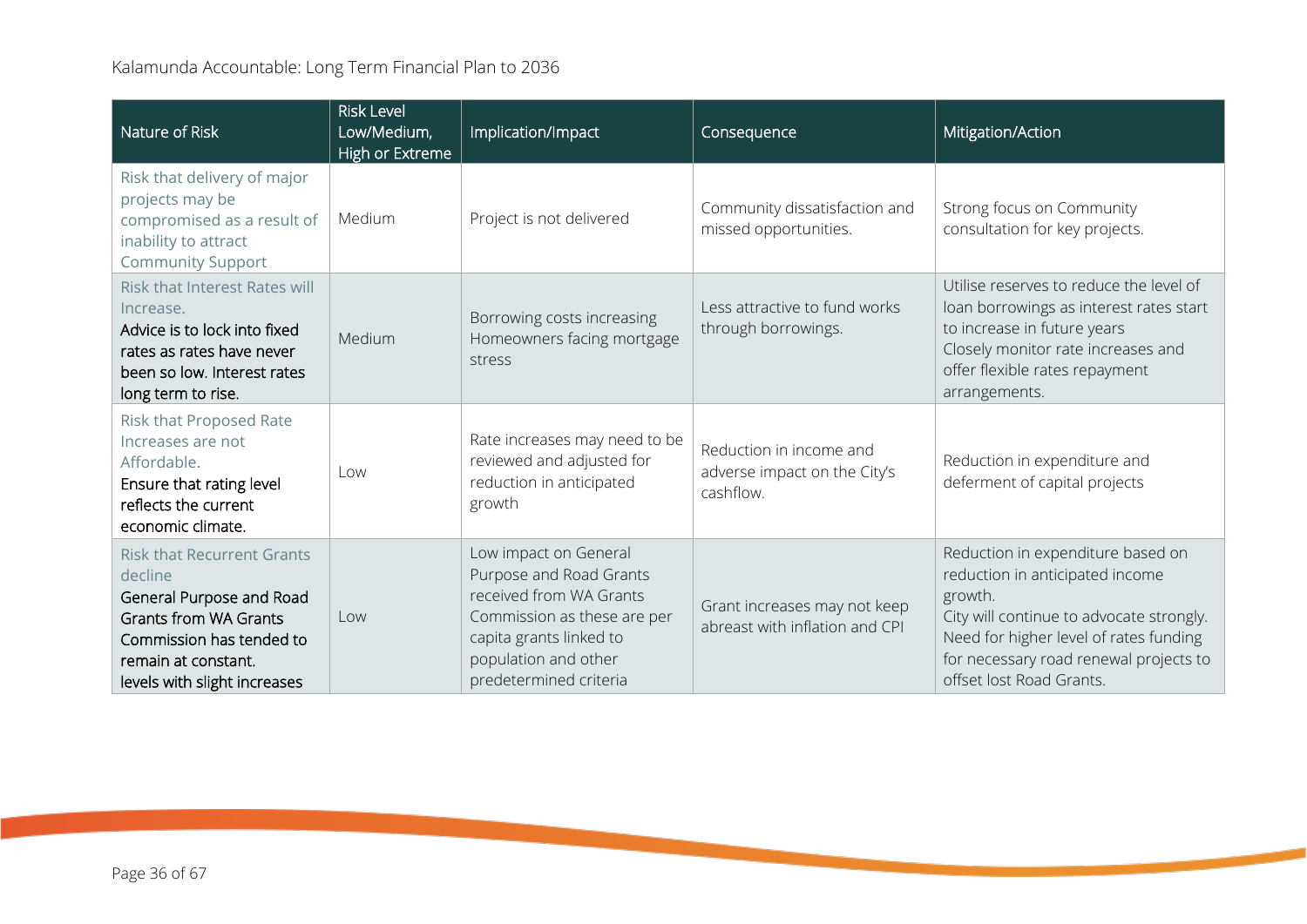| Nature of Risk | Risk Level Low/Medium, High or Extreme | Implication/Impact | Consequence | Mitigation/Action |
|---|---|---|---|---|
| Risk that delivery of major projects may be compromised as a result of inability to attract Community Support | Medium | Project is not delivered | Community dissatisfaction and missed opportunities. | Strong focus on Community consultation for key projects. |
| Risk that Interest Rates will Increase.<br>Advice is to lock into fixed rates as rates have never been so low. Interest rates long term to rise. | Medium | Borrowing costs increasing Homeowners facing mortgage stress | Less attractive to fund works through borrowings. | Utilise reserves to reduce the level of loan borrowings as interest rates start to increase in future years<br>Closely monitor rate increases and offer flexible rates repayment arrangements. |
| Risk that Proposed Rate Increases are not Affordable.<br>Ensure that rating level reflects the current economic climate. | Low | Rate increases may need to be reviewed and adjusted for reduction in anticipated growth | Reduction in income and adverse impact on the City's cashflow. | Reduction in expenditure and deferment of capital projects |
| Risk that Recurrent Grants decline<br>General Purpose and Road Grants from WA Grants Commission has tended to remain at constant. levels with slight increases | Low | Low impact on General Purpose and Road Grants received from WA Grants Commission as these are per capita grants linked to population and other predetermined criteria | Grant increases may not keep abreast with inflation and CPI | Reduction in expenditure based on reduction in anticipated income growth.<br>City will continue to advocate strongly.<br>Need for higher level of rates funding for necessary road renewal projects to offset lost Road Grants. |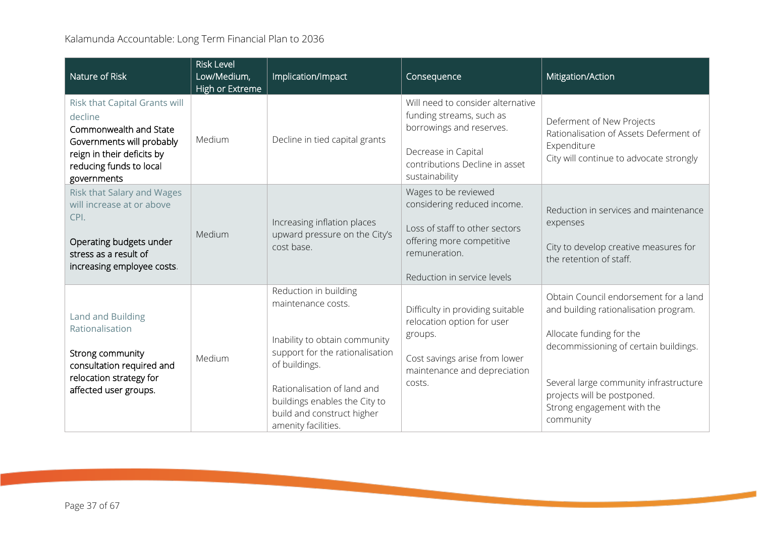| Nature of Risk | Risk Level Low/Medium, High or Extreme | Implication/Impact | Consequence | Mitigation/Action |
|---|---|---|---|---|
| Risk that Capital Grants will decline<br>Commonwealth and State Governments will probably reign in their deficits by reducing funds to local governments | Medium | Decline in tied capital grants | Will need to consider alternative funding streams, such as borrowings and reserves.<br><br>Decrease in Capital contributions Decline in asset sustainability | Deferment of New Projects Rationalisation of Assets Deferment of Expenditure<br>City will continue to advocate strongly |
| Risk that Salary and Wages will increase at or above CPI.<br><br>Operating budgets under stress as a result of increasing employee costs. | Medium | Increasing inflation places upward pressure on the City's cost base. | Wages to be reviewed considering reduced income.<br><br>Loss of staff to other sectors offering more competitive remuneration.<br><br>Reduction in service levels | Reduction in services and maintenance expenses<br><br>City to develop creative measures for the retention of staff. |
| Land and Building Rationalisation<br><br>Strong community consultation required and relocation strategy for affected user groups. | Medium | Reduction in building maintenance costs.<br><br>Inability to obtain community support for the rationalisation of buildings.<br><br>Rationalisation of land and buildings enables the City to build and construct higher amenity facilities. | Difficulty in providing suitable relocation option for user groups.<br><br>Cost savings arise from lower maintenance and depreciation costs. | Obtain Council endorsement for a land and building rationalisation program.<br><br>Allocate funding for the decommissioning of certain buildings.<br><br>Several large community infrastructure projects will be postponed.<br>Strong engagement with the community |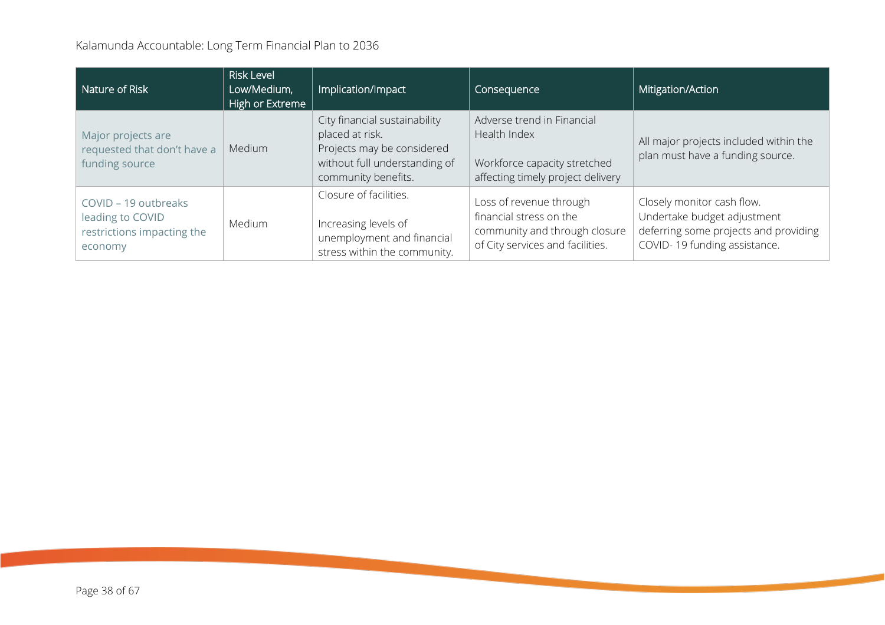| Nature of Risk | Risk Level Low/Medium, High or Extreme | Implication/Impact | Consequence | Mitigation/Action |
|---|---|---|---|---|
| Major projects are requested that don't have a funding source | Medium | City financial sustainability placed at risk. Projects may be considered without full understanding of community benefits. | Adverse trend in Financial Health Index<br><br>Workforce capacity stretched affecting timely project delivery | All major projects included within the plan must have a funding source. |
| COVID – 19 outbreaks leading to COVID restrictions impacting the economy | Medium | Closure of facilities.<br><br>Increasing levels of unemployment and financial stress within the community. | Loss of revenue through financial stress on the community and through closure of City services and facilities. | Closely monitor cash flow. Undertake budget adjustment deferring some projects and providing COVID- 19 funding assistance. |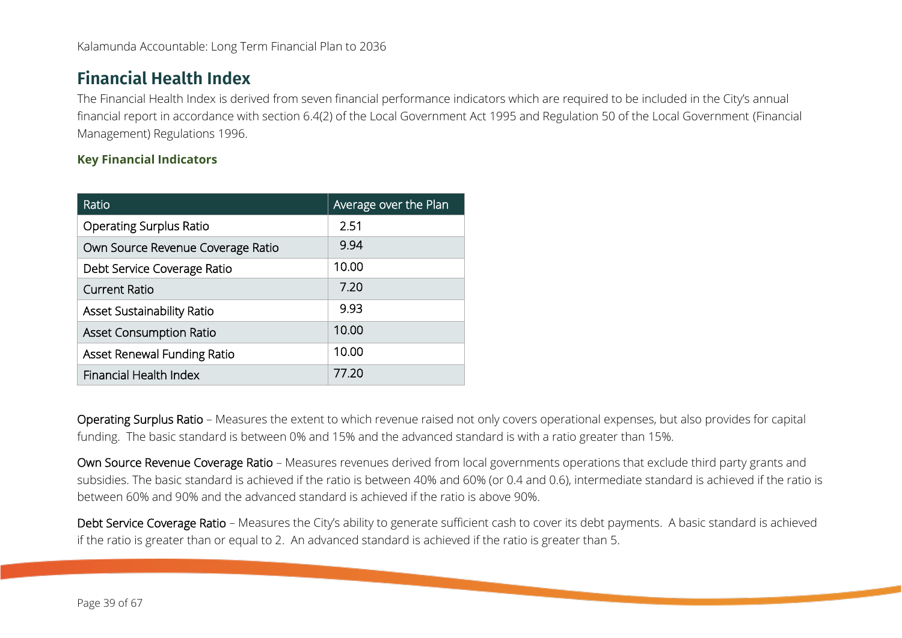## Financial Health Index

The Financial Health Index is derived from seven financial performance indicators which are required to be included in the City's annual financial report in accordance with section 6.4(2) of the Local Government Act 1995 and Regulation 50 of the Local Government (Financial Management) Regulations 1996.

### Key Financial Indicators

| Ratio | Average over the Plan |
|---|---|
| Operating Surplus Ratio | 2.51 |
| Own Source Revenue Coverage Ratio | 9.94 |
| Debt Service Coverage Ratio | 10.00 |
| Current Ratio | 7.20 |
| Asset Sustainability Ratio | 9.93 |
| Asset Consumption Ratio | 10.00 |
| Asset Renewal Funding Ratio | 10.00 |
| Financial Health Index | 77.20 |

Operating Surplus Ratio – Measures the extent to which revenue raised not only covers operational expenses, but also provides for capital funding. The basic standard is between 0% and 15% and the advanced standard is with a ratio greater than 15%.

Own Source Revenue Coverage Ratio – Measures revenues derived from local governments operations that exclude third party grants and subsidies. The basic standard is achieved if the ratio is between 40% and 60% (or 0.4 and 0.6), intermediate standard is achieved if the ratio is between 60% and 90% and the advanced standard is achieved if the ratio is above 90%.

Debt Service Coverage Ratio – Measures the City's ability to generate sufficient cash to cover its debt payments. A basic standard is achieved if the ratio is greater than or equal to 2. An advanced standard is achieved if the ratio is greater than 5.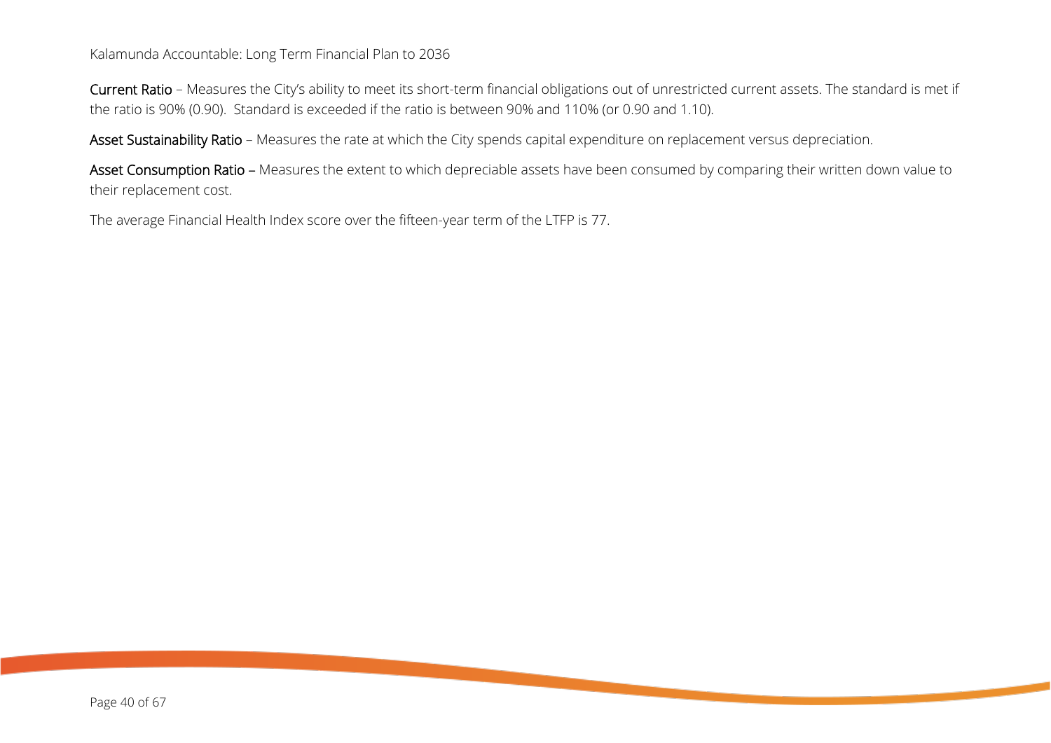**Current Ratio** – Measures the City's ability to meet its short-term financial obligations out of unrestricted current assets. The standard is met if the ratio is 90% (0.90). Standard is exceeded if the ratio is between 90% and 110% (or 0.90 and 1.10).

**Asset Sustainability Ratio** – Measures the rate at which the City spends capital expenditure on replacement versus depreciation.

**Asset Consumption Ratio** – Measures the extent to which depreciable assets have been consumed by comparing their written down value to their replacement cost.

The average Financial Health Index score over the fifteen-year term of the LTFP is 77.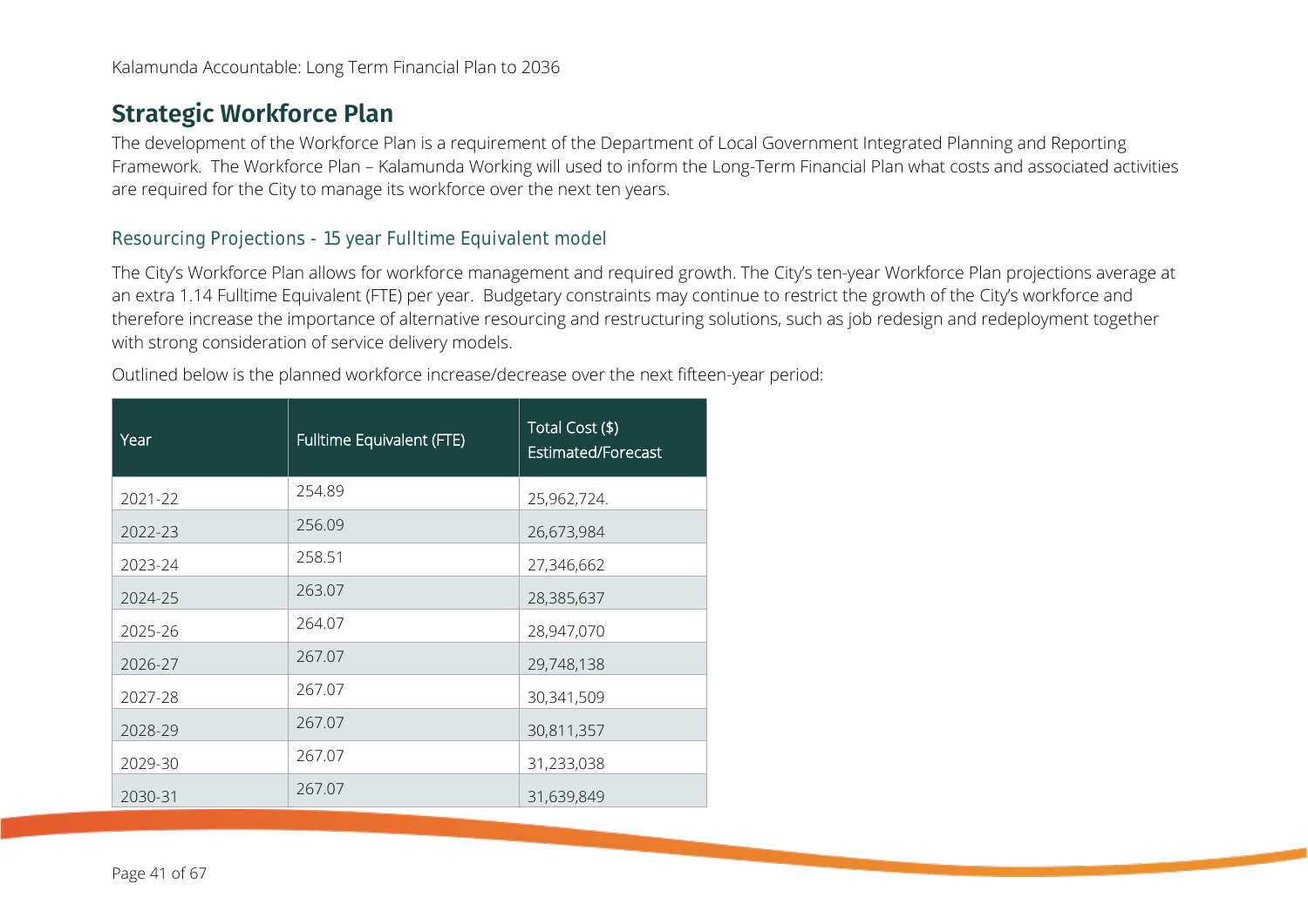## Strategic Workforce Plan

The development of the Workforce Plan is a requirement of the Department of Local Government Integrated Planning and Reporting Framework. The Workforce Plan – Kalamunda Working will used to inform the Long-Term Financial Plan what costs and associated activities are required for the City to manage its workforce over the next ten years.

### Resourcing Projections - 15 year Fulltime Equivalent model

The City's Workforce Plan allows for workforce management and required growth. The City's ten-year Workforce Plan projections average at an extra 1.14 Fulltime Equivalent (FTE) per year. Budgetary constraints may continue to restrict the growth of the City's workforce and therefore increase the importance of alternative resourcing and restructuring solutions, such as job redesign and redeployment together with strong consideration of service delivery models.

Outlined below is the planned workforce increase/decrease over the next fifteen-year period:

| Year | Fulltime Equivalent (FTE) | Total Cost ($) Estimated/Forecast |
|---|---|---|
| 2021-22 | 254.89 | 25,962,724. |
| 2022-23 | 256.09 | 26,673,984 |
| 2023-24 | 258.51 | 27,346,662 |
| 2024-25 | 263.07 | 28,385,637 |
| 2025-26 | 264.07 | 28,947,070 |
| 2026-27 | 267.07 | 29,748,138 |
| 2027-28 | 267.07 | 30,341,509 |
| 2028-29 | 267.07 | 30,811,357 |
| 2029-30 | 267.07 | 31,233,038 |
| 2030-31 | 267.07 | 31,639,849 |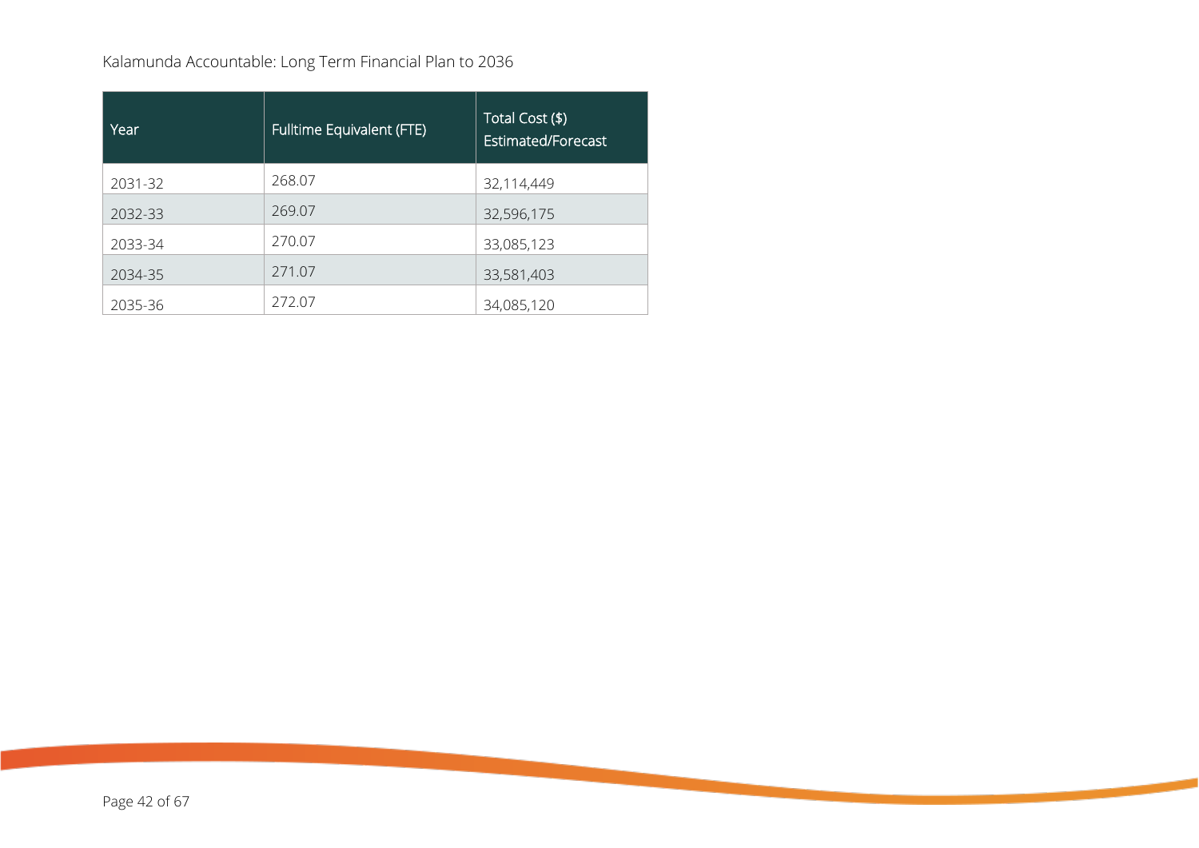| Year | Fulltime Equivalent (FTE) | Total Cost ($) Estimated/Forecast |
|---|---|---|
| 2031-32 | 268.07 | 32,114,449 |
| 2032-33 | 269.07 | 32,596,175 |
| 2033-34 | 270.07 | 33,085,123 |
| 2034-35 | 271.07 | 33,581,403 |
| 2035-36 | 272.07 | 34,085,120 |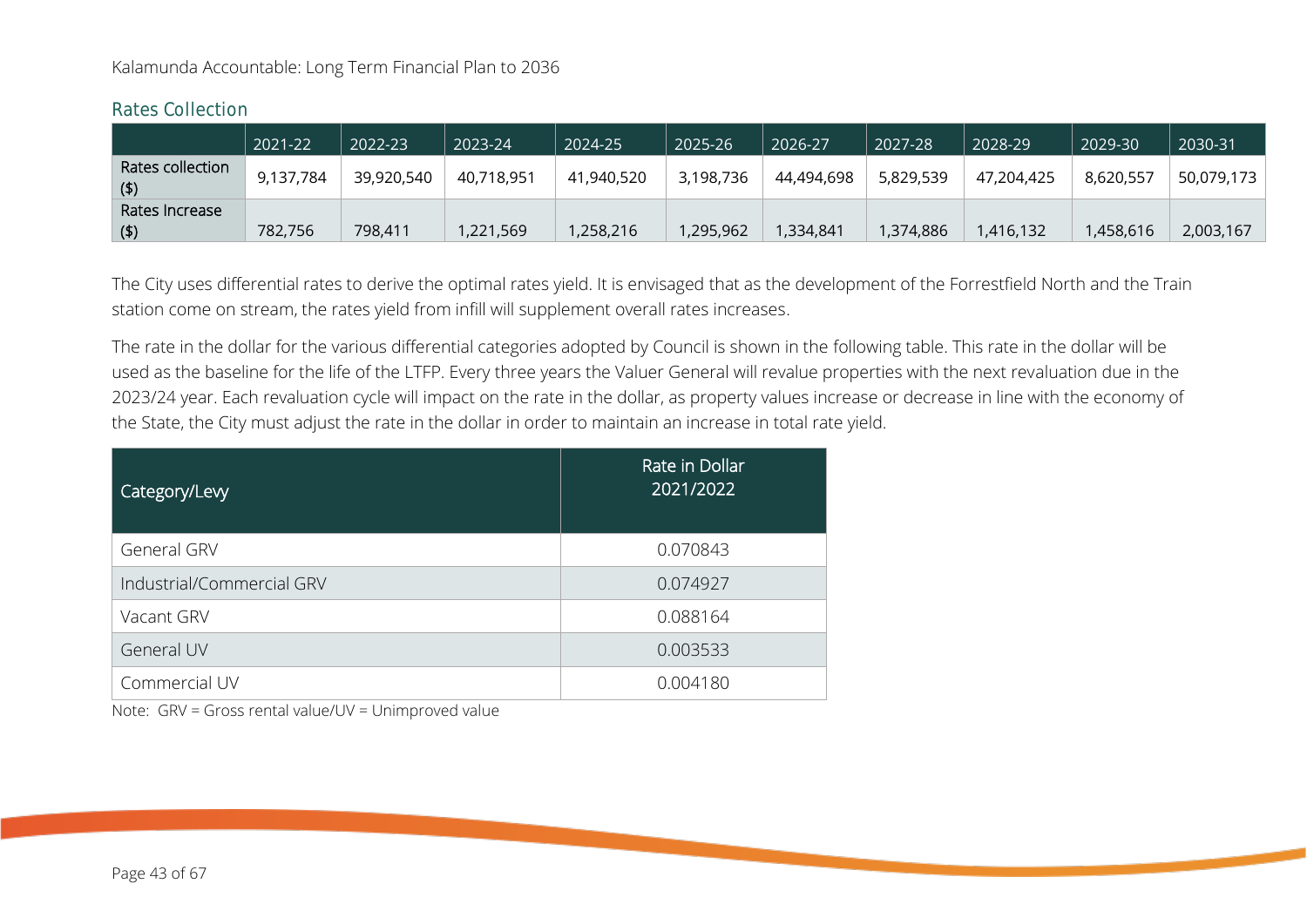## Rates Collection

| | 2021-22 | 2022-23 | 2023-24 | 2024-25 | 2025-26 | 2026-27 | 2027-28 | 2028-29 | 2029-30 | 2030-31 |
|---|---|---|---|---|---|---|---|---|---|---|
| Rates collection ($) | 9,137,784 | 39,920,540 | 40,718,951 | 41,940,520 | 3,198,736 | 44,494,698 | 5,829,539 | 47,204,425 | 8,620,557 | 50,079,173 |
| Rates Increase ($) | 782,756 | 798,411 | 1,221,569 | 1,258,216 | 1,295,962 | 1,334,841 | 1,374,886 | 1,416,132 | 1,458,616 | 2,003,167 |

The City uses differential rates to derive the optimal rates yield. It is envisaged that as the development of the Forrestfield North and the Train station come on stream, the rates yield from infill will supplement overall rates increases.

The rate in the dollar for the various differential categories adopted by Council is shown in the following table. This rate in the dollar will be used as the baseline for the life of the LTFP. Every three years the Valuer General will revalue properties with the next revaluation due in the 2023/24 year. Each revaluation cycle will impact on the rate in the dollar, as property values increase or decrease in line with the economy of the State, the City must adjust the rate in the dollar in order to maintain an increase in total rate yield.

| Category/Levy | Rate in Dollar 2021/2022 |
|---|---|
| General GRV | 0.070843 |
| Industrial/Commercial GRV | 0.074927 |
| Vacant GRV | 0.088164 |
| General UV | 0.003533 |
| Commercial UV | 0.004180 |

Note: GRV = Gross rental value/UV = Unimproved value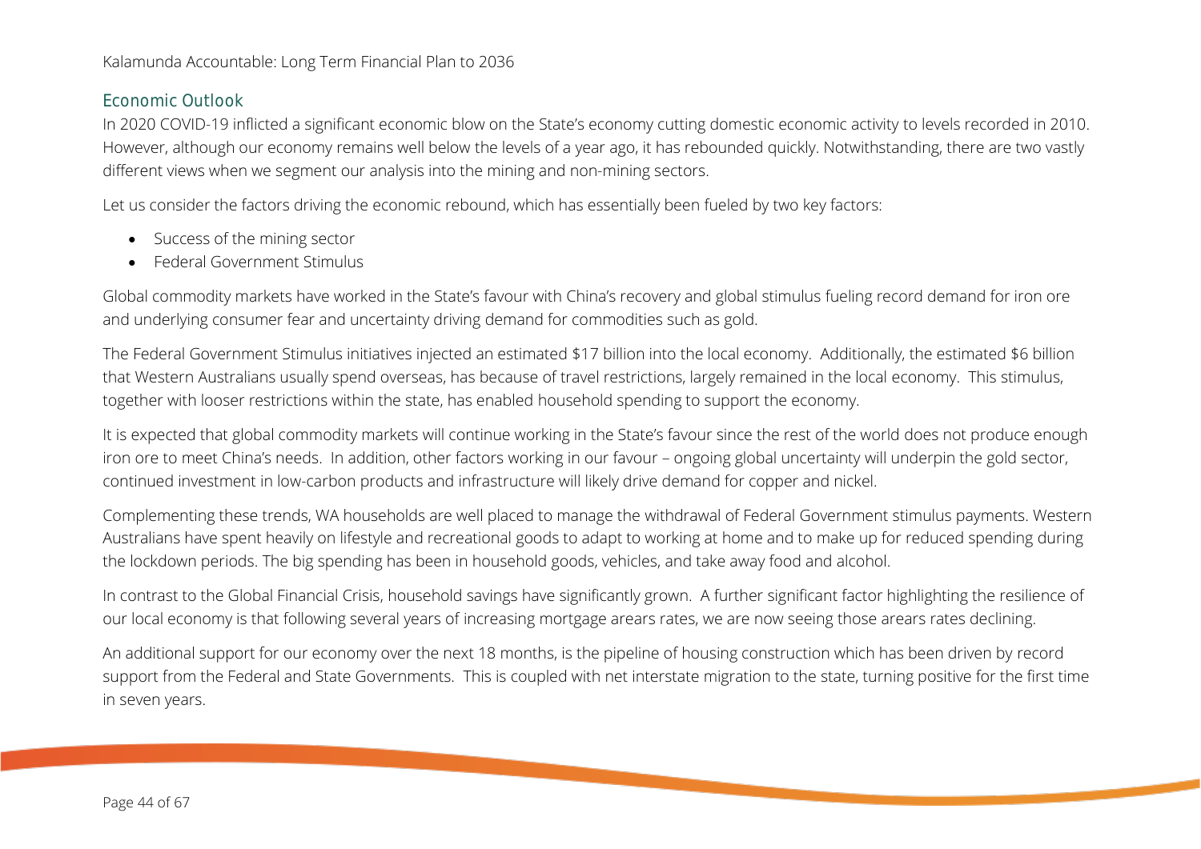## Economic Outlook

In 2020 COVID-19 inflicted a significant economic blow on the State's economy cutting domestic economic activity to levels recorded in 2010. However, although our economy remains well below the levels of a year ago, it has rebounded quickly. Notwithstanding, there are two vastly different views when we segment our analysis into the mining and non-mining sectors.

Let us consider the factors driving the economic rebound, which has essentially been fueled by two key factors:

- Success of the mining sector
- Federal Government Stimulus

Global commodity markets have worked in the State's favour with China's recovery and global stimulus fueling record demand for iron ore and underlying consumer fear and uncertainty driving demand for commodities such as gold.

The Federal Government Stimulus initiatives injected an estimated $17 billion into the local economy. Additionally, the estimated $6 billion that Western Australians usually spend overseas, has because of travel restrictions, largely remained in the local economy. This stimulus, together with looser restrictions within the state, has enabled household spending to support the economy.

It is expected that global commodity markets will continue working in the State's favour since the rest of the world does not produce enough iron ore to meet China's needs. In addition, other factors working in our favour – ongoing global uncertainty will underpin the gold sector, continued investment in low-carbon products and infrastructure will likely drive demand for copper and nickel.

Complementing these trends, WA households are well placed to manage the withdrawal of Federal Government stimulus payments. Western Australians have spent heavily on lifestyle and recreational goods to adapt to working at home and to make up for reduced spending during the lockdown periods. The big spending has been in household goods, vehicles, and take away food and alcohol.

In contrast to the Global Financial Crisis, household savings have significantly grown. A further significant factor highlighting the resilience of our local economy is that following several years of increasing mortgage arears rates, we are now seeing those arears rates declining.

An additional support for our economy over the next 18 months, is the pipeline of housing construction which has been driven by record support from the Federal and State Governments. This is coupled with net interstate migration to the state, turning positive for the first time in seven years.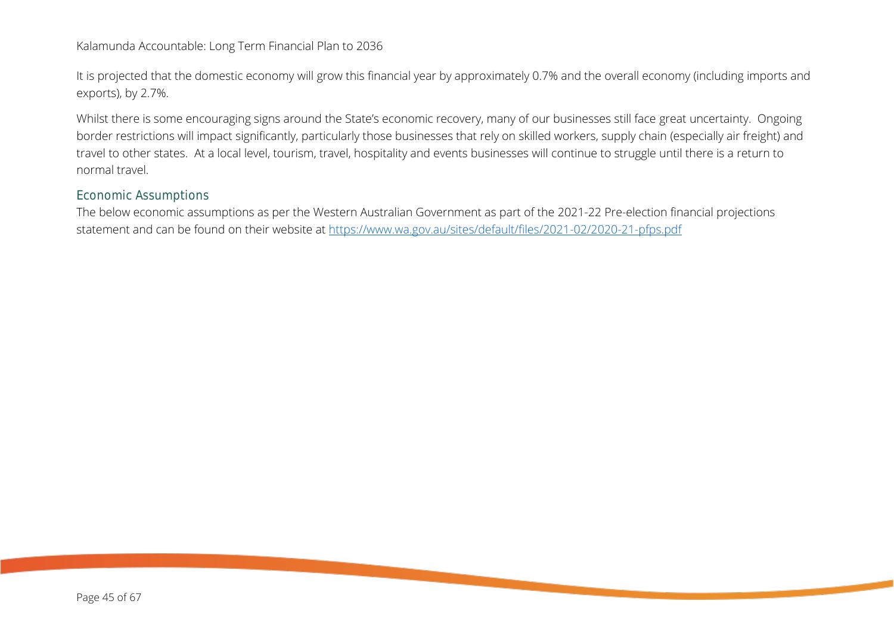It is projected that the domestic economy will grow this financial year by approximately 0.7% and the overall economy (including imports and exports), by 2.7%.

Whilst there is some encouraging signs around the State's economic recovery, many of our businesses still face great uncertainty. Ongoing border restrictions will impact significantly, particularly those businesses that rely on skilled workers, supply chain (especially air freight) and travel to other states. At a local level, tourism, travel, hospitality and events businesses will continue to struggle until there is a return to normal travel.

## Economic Assumptions

The below economic assumptions as per the Western Australian Government as part of the 2021-22 Pre-election financial projections statement and can be found on their website at https://www.wa.gov.au/sites/default/files/2021-02/2020-21-pfps.pdf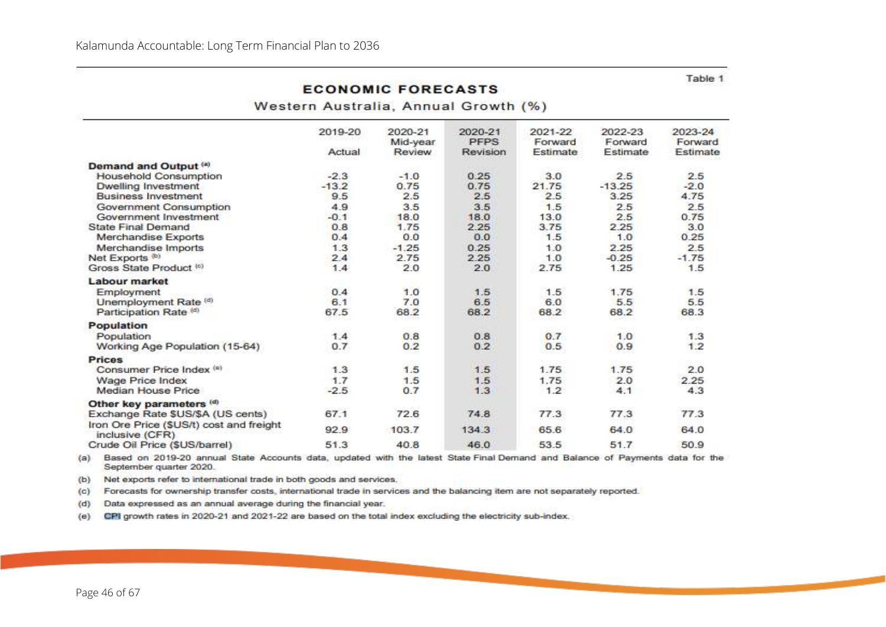Table 1

## ECONOMIC FORECASTS

Western Australia, Annual Growth (%)

| | 2019-20 Actual | 2020-21 Mid-year Review | 2020-21 PFPS Revision | 2021-22 Forward Estimate | 2022-23 Forward Estimate | 2023-24 Forward Estimate |
|---|---|---|---|---|---|---|
| **Demand and Output** [(a)] | | | | | | |
| Household Consumption | -2.3 | -1.0 | 0.25 | 3.0 | 2.5 | 2.5 |
| Dwelling Investment | -13.2 | 0.75 | 0.75 | 21.75 | -13.25 | -2.0 |
| Business Investment | 9.5 | 2.5 | 2.5 | 2.5 | 3.25 | 4.75 |
| Government Consumption | 4.9 | 3.5 | 3.5 | 1.5 | 2.5 | 2.5 |
| Government Investment | -0.1 | 18.0 | 18.0 | 13.0 | 2.5 | 0.75 |
| State Final Demand | 0.8 | 1.75 | 2.25 | 3.75 | 2.25 | 3.0 |
| Merchandise Exports | 0.4 | 0.0 | 0.0 | 1.5 | 1.0 | 0.25 |
| Merchandise Imports | 1.3 | -1.25 | 0.25 | 1.0 | 2.25 | 2.5 |
| Net Exports [(b)] | 2.4 | 2.75 | 2.25 | 1.0 | -0.25 | -1.75 |
| Gross State Product [(c)] | 1.4 | 2.0 | 2.0 | 2.75 | 1.25 | 1.5 |
| **Labour market** | | | | | | |
| Employment | 0.4 | 1.0 | 1.5 | 1.5 | 1.75 | 1.5 |
| Unemployment Rate [(d)] | 6.1 | 7.0 | 6.5 | 6.0 | 5.5 | 5.5 |
| Participation Rate [(d)] | 67.5 | 68.2 | 68.2 | 68.2 | 68.2 | 68.3 |
| **Population** | | | | | | |
| Population | 1.4 | 0.8 | 0.8 | 0.7 | 1.0 | 1.3 |
| Working Age Population (15-64) | 0.7 | 0.2 | 0.2 | 0.5 | 0.9 | 1.2 |
| **Prices** | | | | | | |
| Consumer Price Index [(e)] | 1.3 | 1.5 | 1.5 | 1.75 | 1.75 | 2.0 |
| Wage Price Index | 1.7 | 1.5 | 1.5 | 1.75 | 2.0 | 2.25 |
| Median House Price | -2.5 | 0.7 | 1.3 | 1.2 | 4.1 | 4.3 |
| **Other key parameters** [(d)] | | | | | | |
| Exchange Rate $US/$A (US cents) | 67.1 | 72.6 | 74.8 | 77.3 | 77.3 | 77.3 |
| Iron Ore Price ($US/t) cost and freight inclusive (CFR) | 92.9 | 103.7 | 134.3 | 65.6 | 64.0 | 64.0 |
| Crude Oil Price ($US/barrel) | 51.3 | 40.8 | 46.0 | 53.5 | 51.7 | 50.9 |

(a) Based on 2019-20 annual State Accounts data, updated with the latest State Final Demand and Balance of Payments data for the September quarter 2020.

(b) Net exports refer to international trade in both goods and services.

(c) Forecasts for ownership transfer costs, international trade in services and the balancing item are not separately reported.

(d) Data expressed as an annual average during the financial year.

(e) CPI growth rates in 2020-21 and 2021-22 are based on the total index excluding the electricity sub-index.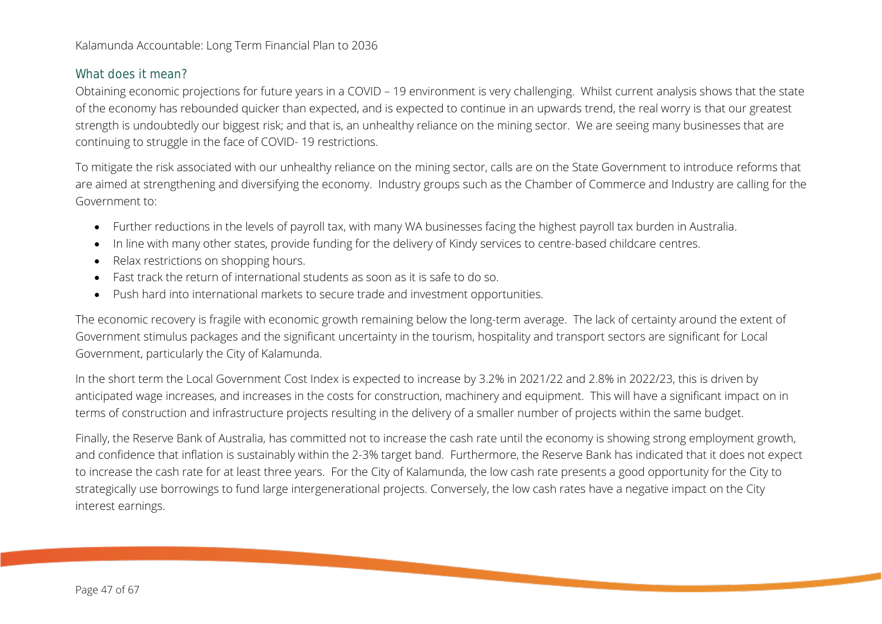## What does it mean?

Obtaining economic projections for future years in a COVID – 19 environment is very challenging. Whilst current analysis shows that the state of the economy has rebounded quicker than expected, and is expected to continue in an upwards trend, the real worry is that our greatest strength is undoubtedly our biggest risk; and that is, an unhealthy reliance on the mining sector. We are seeing many businesses that are continuing to struggle in the face of COVID- 19 restrictions.

To mitigate the risk associated with our unhealthy reliance on the mining sector, calls are on the State Government to introduce reforms that are aimed at strengthening and diversifying the economy. Industry groups such as the Chamber of Commerce and Industry are calling for the Government to:

- Further reductions in the levels of payroll tax, with many WA businesses facing the highest payroll tax burden in Australia.
- In line with many other states, provide funding for the delivery of Kindy services to centre-based childcare centres.
- Relax restrictions on shopping hours.
- Fast track the return of international students as soon as it is safe to do so.
- Push hard into international markets to secure trade and investment opportunities.

The economic recovery is fragile with economic growth remaining below the long-term average. The lack of certainty around the extent of Government stimulus packages and the significant uncertainty in the tourism, hospitality and transport sectors are significant for Local Government, particularly the City of Kalamunda.

In the short term the Local Government Cost Index is expected to increase by 3.2% in 2021/22 and 2.8% in 2022/23, this is driven by anticipated wage increases, and increases in the costs for construction, machinery and equipment. This will have a significant impact on in terms of construction and infrastructure projects resulting in the delivery of a smaller number of projects within the same budget.

Finally, the Reserve Bank of Australia, has committed not to increase the cash rate until the economy is showing strong employment growth, and confidence that inflation is sustainably within the 2-3% target band. Furthermore, the Reserve Bank has indicated that it does not expect to increase the cash rate for at least three years. For the City of Kalamunda, the low cash rate presents a good opportunity for the City to strategically use borrowings to fund large intergenerational projects. Conversely, the low cash rates have a negative impact on the City interest earnings.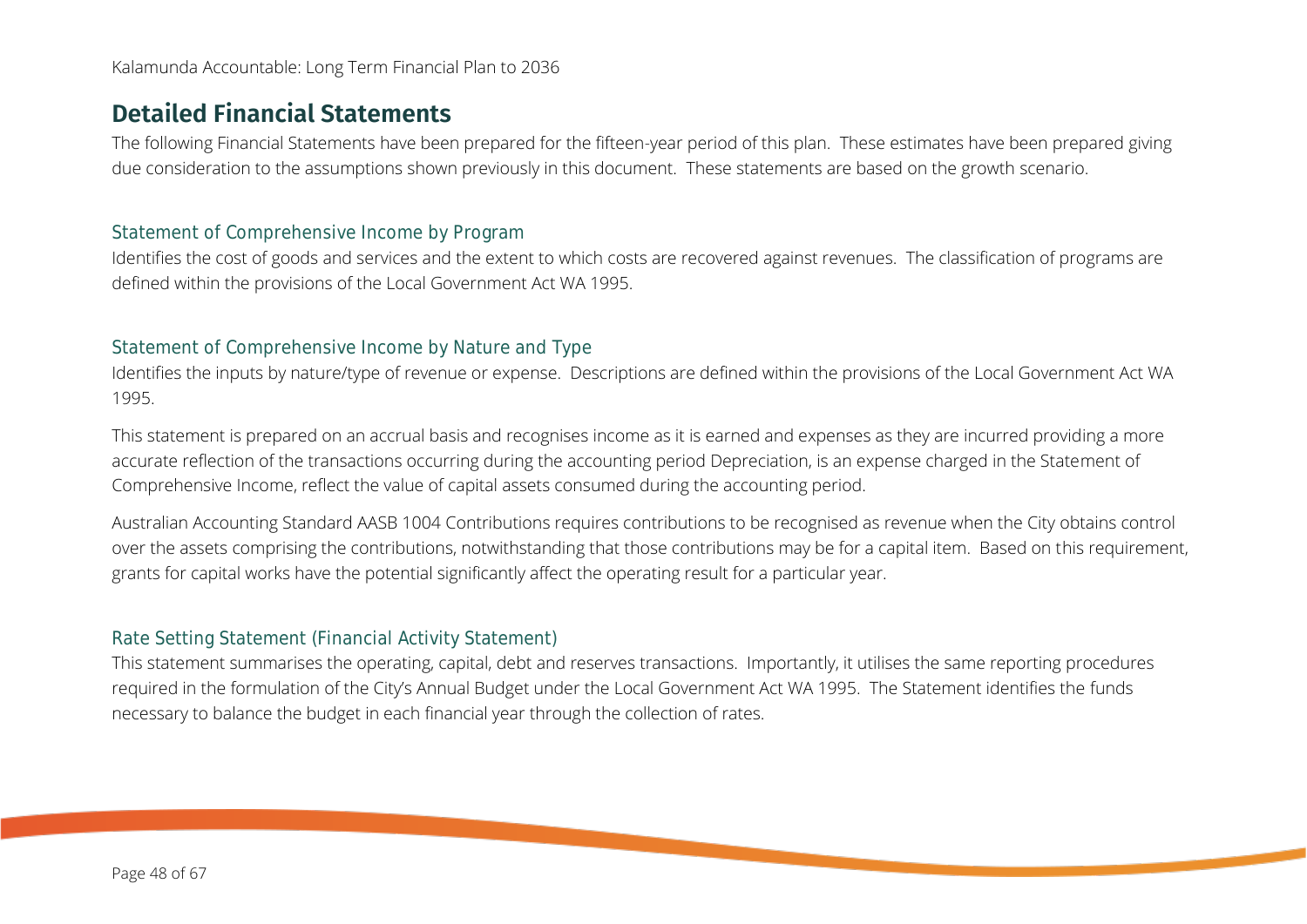# Detailed Financial Statements

The following Financial Statements have been prepared for the fifteen-year period of this plan. These estimates have been prepared giving due consideration to the assumptions shown previously in this document. These statements are based on the growth scenario.

## Statement of Comprehensive Income by Program

Identifies the cost of goods and services and the extent to which costs are recovered against revenues. The classification of programs are defined within the provisions of the Local Government Act WA 1995.

## Statement of Comprehensive Income by Nature and Type

Identifies the inputs by nature/type of revenue or expense. Descriptions are defined within the provisions of the Local Government Act WA 1995.

This statement is prepared on an accrual basis and recognises income as it is earned and expenses as they are incurred providing a more accurate reflection of the transactions occurring during the accounting period Depreciation, is an expense charged in the Statement of Comprehensive Income, reflect the value of capital assets consumed during the accounting period.

Australian Accounting Standard AASB 1004 Contributions requires contributions to be recognised as revenue when the City obtains control over the assets comprising the contributions, notwithstanding that those contributions may be for a capital item. Based on this requirement, grants for capital works have the potential significantly affect the operating result for a particular year.

## Rate Setting Statement (Financial Activity Statement)

This statement summarises the operating, capital, debt and reserves transactions. Importantly, it utilises the same reporting procedures required in the formulation of the City's Annual Budget under the Local Government Act WA 1995. The Statement identifies the funds necessary to balance the budget in each financial year through the collection of rates.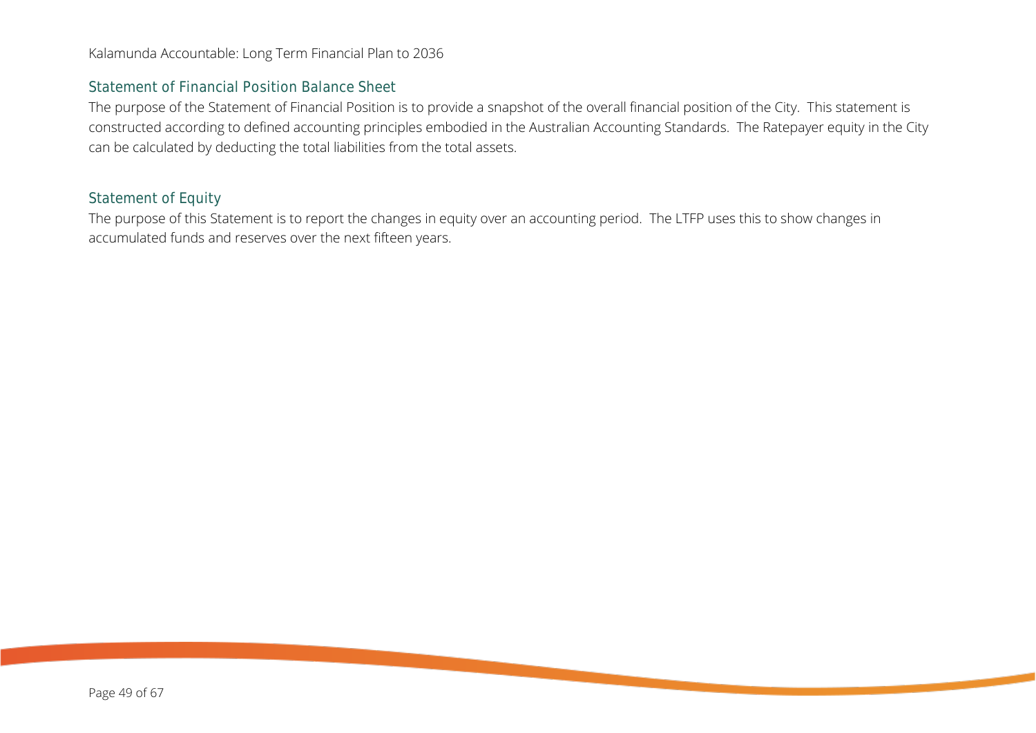## Statement of Financial Position Balance Sheet

The purpose of the Statement of Financial Position is to provide a snapshot of the overall financial position of the City. This statement is constructed according to defined accounting principles embodied in the Australian Accounting Standards. The Ratepayer equity in the City can be calculated by deducting the total liabilities from the total assets.

## Statement of Equity

The purpose of this Statement is to report the changes in equity over an accounting period. The LTFP uses this to show changes in accumulated funds and reserves over the next fifteen years.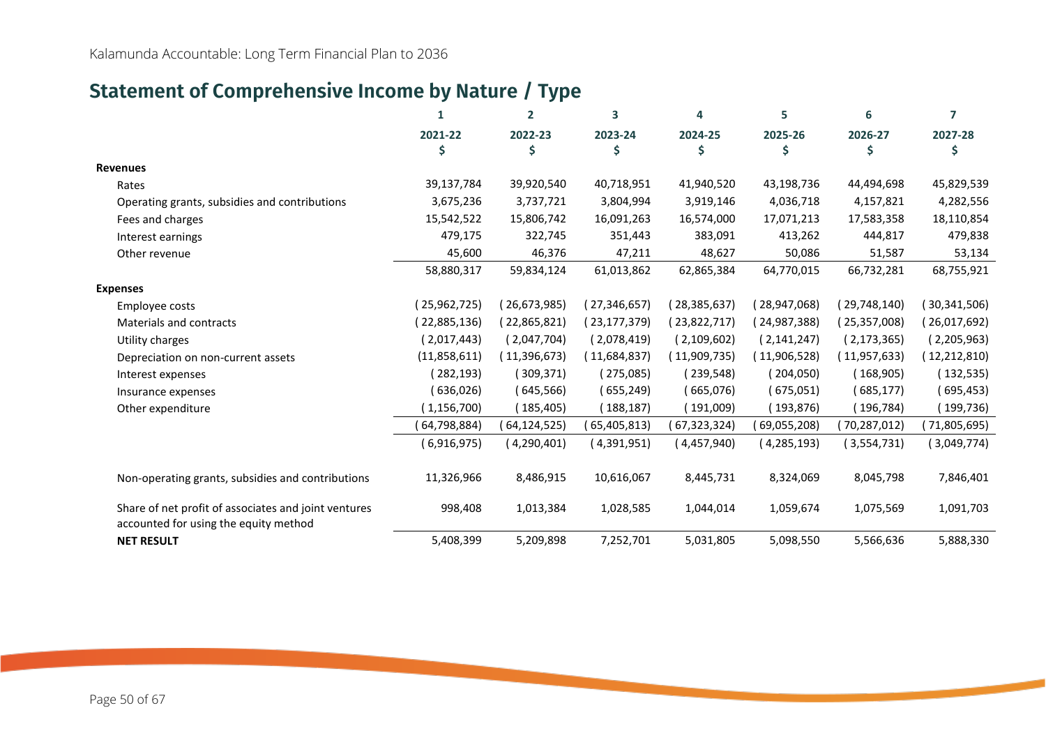## Statement of Comprehensive Income by Nature / Type

| | 1 | 2 | 3 | 4 | 5 | 6 | 7 |
|---|---|---|---|---|---|---|---|
| | 2021-22 | 2022-23 | 2023-24 | 2024-25 | 2025-26 | 2026-27 | 2027-28 |
| | $ | $ | $ | $ | $ | $ | $ |
| **Revenues** | | | | | | | |
| Rates | 39,137,784 | 39,920,540 | 40,718,951 | 41,940,520 | 43,198,736 | 44,494,698 | 45,829,539 |
| Operating grants, subsidies and contributions | 3,675,236 | 3,737,721 | 3,804,994 | 3,919,146 | 4,036,718 | 4,157,821 | 4,282,556 |
| Fees and charges | 15,542,522 | 15,806,742 | 16,091,263 | 16,574,000 | 17,071,213 | 17,583,358 | 18,110,854 |
| Interest earnings | 479,175 | 322,745 | 351,443 | 383,091 | 413,262 | 444,817 | 479,838 |
| Other revenue | 45,600 | 46,376 | 47,211 | 48,627 | 50,086 | 51,587 | 53,134 |
| | 58,880,317 | 59,834,124 | 61,013,862 | 62,865,384 | 64,770,015 | 66,732,281 | 68,755,921 |
| **Expenses** | | | | | | | |
| Employee costs | (25,962,725) | (26,673,985) | (27,346,657) | (28,385,637) | (28,947,068) | (29,748,140) | (30,341,506) |
| Materials and contracts | (22,885,136) | (22,865,821) | (23,177,379) | (23,822,717) | (24,987,388) | (25,357,008) | (26,017,692) |
| Utility charges | (2,017,443) | (2,047,704) | (2,078,419) | (2,109,602) | (2,141,247) | (2,173,365) | (2,205,963) |
| Depreciation on non-current assets | (11,858,611) | (11,396,673) | (11,684,837) | (11,909,735) | (11,906,528) | (11,957,633) | (12,212,810) |
| Interest expenses | (282,193) | (309,371) | (275,085) | (239,548) | (204,050) | (168,905) | (132,535) |
| Insurance expenses | (636,026) | (645,566) | (655,249) | (665,076) | (675,051) | (685,177) | (695,453) |
| Other expenditure | (1,156,700) | (185,405) | (188,187) | (191,009) | (193,876) | (196,784) | (199,736) |
| | (64,798,884) | (64,124,525) | (65,405,813) | (67,323,324) | (69,055,208) | (70,287,012) | (71,805,695) |
| | (6,916,975) | (4,290,401) | (4,391,951) | (4,457,940) | (4,285,193) | (3,554,731) | (3,049,774) |
| Non-operating grants, subsidies and contributions | 11,326,966 | 8,486,915 | 10,616,067 | 8,445,731 | 8,324,069 | 8,045,798 | 7,846,401 |
| Share of net profit of associates and joint ventures accounted for using the equity method | 998,408 | 1,013,384 | 1,028,585 | 1,044,014 | 1,059,674 | 1,075,569 | 1,091,703 |
| **NET RESULT** | 5,408,399 | 5,209,898 | 7,252,701 | 5,031,805 | 5,098,550 | 5,566,636 | 5,888,330 |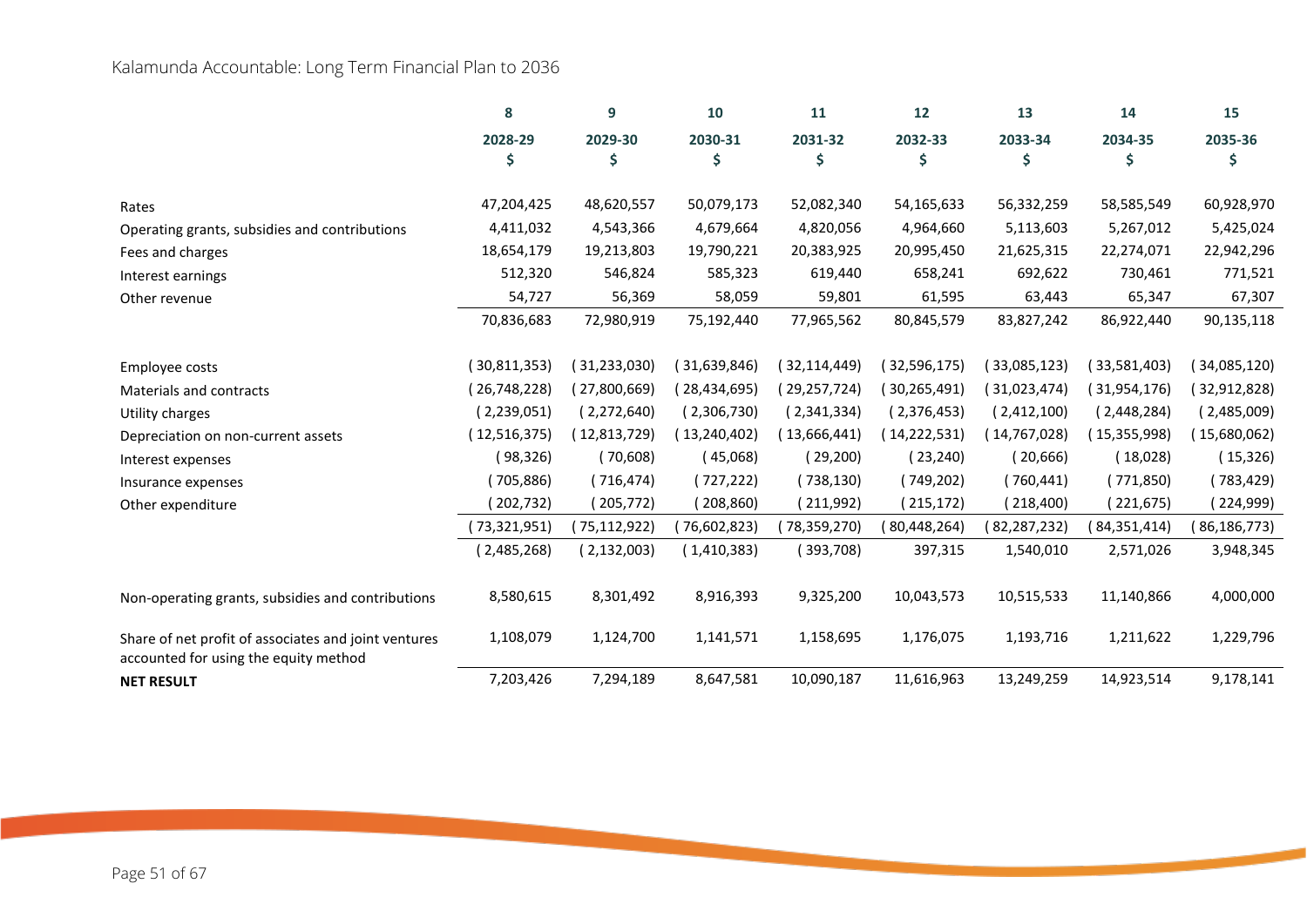| | 8 | 9 | 10 | 11 | 12 | 13 | 14 | 15 |
|---|---|---|---|---|---|---|---|---|
| | 2028-29 | 2029-30 | 2030-31 | 2031-32 | 2032-33 | 2033-34 | 2034-35 | 2035-36 |
| | $ | $ | $ | $ | $ | $ | $ | $ |
| Rates | 47,204,425 | 48,620,557 | 50,079,173 | 52,082,340 | 54,165,633 | 56,332,259 | 58,585,549 | 60,928,970 |
| Operating grants, subsidies and contributions | 4,411,032 | 4,543,366 | 4,679,664 | 4,820,056 | 4,964,660 | 5,113,603 | 5,267,012 | 5,425,024 |
| Fees and charges | 18,654,179 | 19,213,803 | 19,790,221 | 20,383,925 | 20,995,450 | 21,625,315 | 22,274,071 | 22,942,296 |
| Interest earnings | 512,320 | 546,824 | 585,323 | 619,440 | 658,241 | 692,622 | 730,461 | 771,521 |
| Other revenue | 54,727 | 56,369 | 58,059 | 59,801 | 61,595 | 63,443 | 65,347 | 67,307 |
| | 70,836,683 | 72,980,919 | 75,192,440 | 77,965,562 | 80,845,579 | 83,827,242 | 86,922,440 | 90,135,118 |
| Employee costs | (30,811,353) | (31,233,030) | (31,639,846) | (32,114,449) | (32,596,175) | (33,085,123) | (33,581,403) | (34,085,120) |
| Materials and contracts | (26,748,228) | (27,800,669) | (28,434,695) | (29,257,724) | (30,265,491) | (31,023,474) | (31,954,176) | (32,912,828) |
| Utility charges | (2,239,051) | (2,272,640) | (2,306,730) | (2,341,334) | (2,376,453) | (2,412,100) | (2,448,284) | (2,485,009) |
| Depreciation on non-current assets | (12,516,375) | (12,813,729) | (13,240,402) | (13,666,441) | (14,222,531) | (14,767,028) | (15,355,998) | (15,680,062) |
| Interest expenses | (98,326) | (70,608) | (45,068) | (29,200) | (23,240) | (20,666) | (18,028) | (15,326) |
| Insurance expenses | (705,886) | (716,474) | (727,222) | (738,130) | (749,202) | (760,441) | (771,850) | (783,429) |
| Other expenditure | (202,732) | (205,772) | (208,860) | (211,992) | (215,172) | (218,400) | (221,675) | (224,999) |
| | (73,321,951) | (75,112,922) | (76,602,823) | (78,359,270) | (80,448,264) | (82,287,232) | (84,351,414) | (86,186,773) |
| | (2,485,268) | (2,132,003) | (1,410,383) | (393,708) | 397,315 | 1,540,010 | 2,571,026 | 3,948,345 |
| Non-operating grants, subsidies and contributions | 8,580,615 | 8,301,492 | 8,916,393 | 9,325,200 | 10,043,573 | 10,515,533 | 11,140,866 | 4,000,000 |
| Share of net profit of associates and joint ventures accounted for using the equity method | 1,108,079 | 1,124,700 | 1,141,571 | 1,158,695 | 1,176,075 | 1,193,716 | 1,211,622 | 1,229,796 |
| **NET RESULT** | 7,203,426 | 7,294,189 | 8,647,581 | 10,090,187 | 11,616,963 | 13,249,259 | 14,923,514 | 9,178,141 |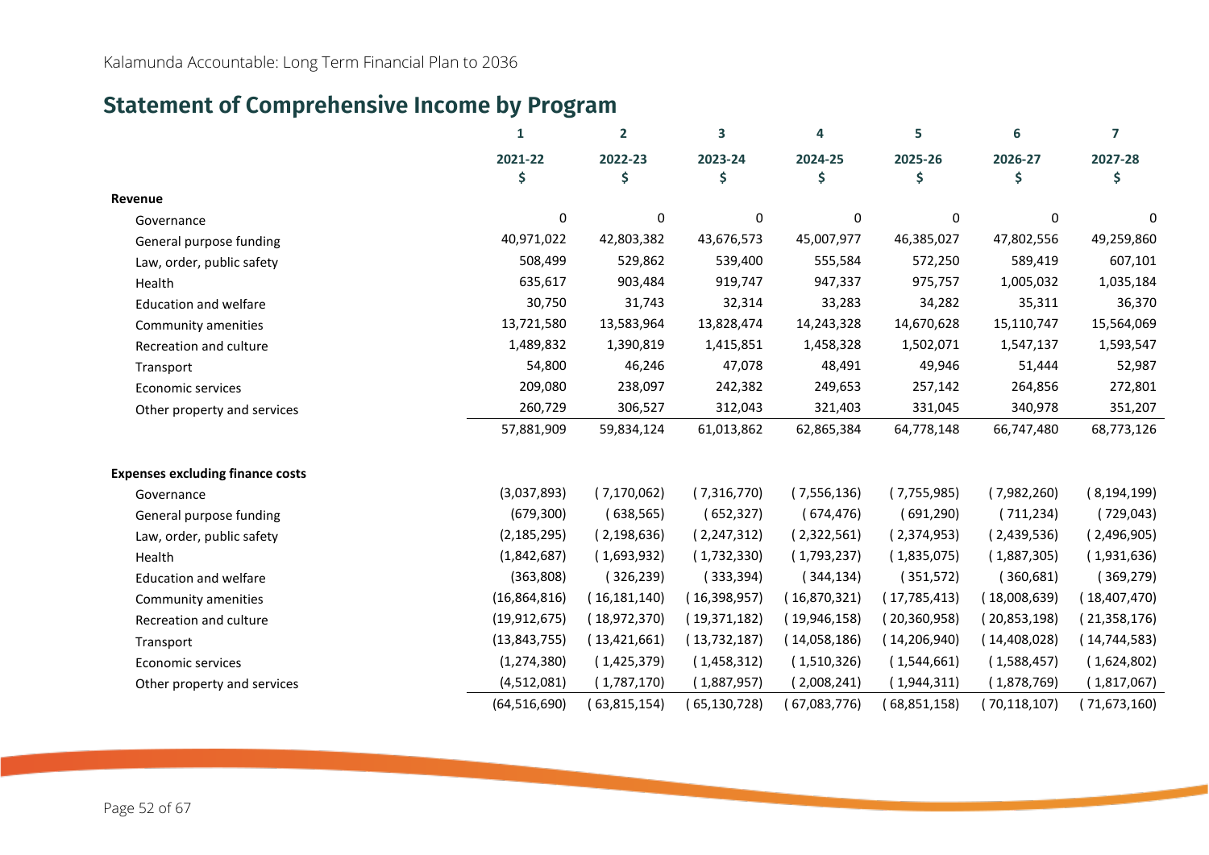## Statement of Comprehensive Income by Program

| | 1 | 2 | 3 | 4 | 5 | 6 | 7 |
|---|---|---|---|---|---|---|---|
| | 2021-22 | 2022-23 | 2023-24 | 2024-25 | 2025-26 | 2026-27 | 2027-28 |
| | $ | $ | $ | $ | $ | $ | $ |
| **Revenue** | | | | | | | |
| Governance | 0 | 0 | 0 | 0 | 0 | 0 | 0 |
| General purpose funding | 40,971,022 | 42,803,382 | 43,676,573 | 45,007,977 | 46,385,027 | 47,802,556 | 49,259,860 |
| Law, order, public safety | 508,499 | 529,862 | 539,400 | 555,584 | 572,250 | 589,419 | 607,101 |
| Health | 635,617 | 903,484 | 919,747 | 947,337 | 975,757 | 1,005,032 | 1,035,184 |
| Education and welfare | 30,750 | 31,743 | 32,314 | 33,283 | 34,282 | 35,311 | 36,370 |
| Community amenities | 13,721,580 | 13,583,964 | 13,828,474 | 14,243,328 | 14,670,628 | 15,110,747 | 15,564,069 |
| Recreation and culture | 1,489,832 | 1,390,819 | 1,415,851 | 1,458,328 | 1,502,071 | 1,547,137 | 1,593,547 |
| Transport | 54,800 | 46,246 | 47,078 | 48,491 | 49,946 | 51,444 | 52,987 |
| Economic services | 209,080 | 238,097 | 242,382 | 249,653 | 257,142 | 264,856 | 272,801 |
| Other property and services | 260,729 | 306,527 | 312,043 | 321,403 | 331,045 | 340,978 | 351,207 |
| | 57,881,909 | 59,834,124 | 61,013,862 | 62,865,384 | 64,778,148 | 66,747,480 | 68,773,126 |
| **Expenses excluding finance costs** | | | | | | | |
| Governance | (3,037,893) | ( 7,170,062) | ( 7,316,770) | ( 7,556,136) | ( 7,755,985) | ( 7,982,260) | ( 8,194,199) |
| General purpose funding | (679,300) | ( 638,565) | ( 652,327) | ( 674,476) | ( 691,290) | ( 711,234) | ( 729,043) |
| Law, order, public safety | (2,185,295) | ( 2,198,636) | ( 2,247,312) | ( 2,322,561) | ( 2,374,953) | ( 2,439,536) | ( 2,496,905) |
| Health | (1,842,687) | ( 1,693,932) | ( 1,732,330) | ( 1,793,237) | ( 1,835,075) | ( 1,887,305) | ( 1,931,636) |
| Education and welfare | (363,808) | ( 326,239) | ( 333,394) | ( 344,134) | ( 351,572) | ( 360,681) | ( 369,279) |
| Community amenities | (16,864,816) | ( 16,181,140) | ( 16,398,957) | ( 16,870,321) | ( 17,785,413) | ( 18,008,639) | ( 18,407,470) |
| Recreation and culture | (19,912,675) | ( 18,972,370) | ( 19,371,182) | ( 19,946,158) | ( 20,360,958) | ( 20,853,198) | ( 21,358,176) |
| Transport | (13,843,755) | ( 13,421,661) | ( 13,732,187) | ( 14,058,186) | ( 14,206,940) | ( 14,408,028) | ( 14,744,583) |
| Economic services | (1,274,380) | ( 1,425,379) | ( 1,458,312) | ( 1,510,326) | ( 1,544,661) | ( 1,588,457) | ( 1,624,802) |
| Other property and services | (4,512,081) | ( 1,787,170) | ( 1,887,957) | ( 2,008,241) | ( 1,944,311) | ( 1,878,769) | ( 1,817,067) |
| | (64,516,690) | ( 63,815,154) | ( 65,130,728) | ( 67,083,776) | ( 68,851,158) | ( 70,118,107) | ( 71,673,160) |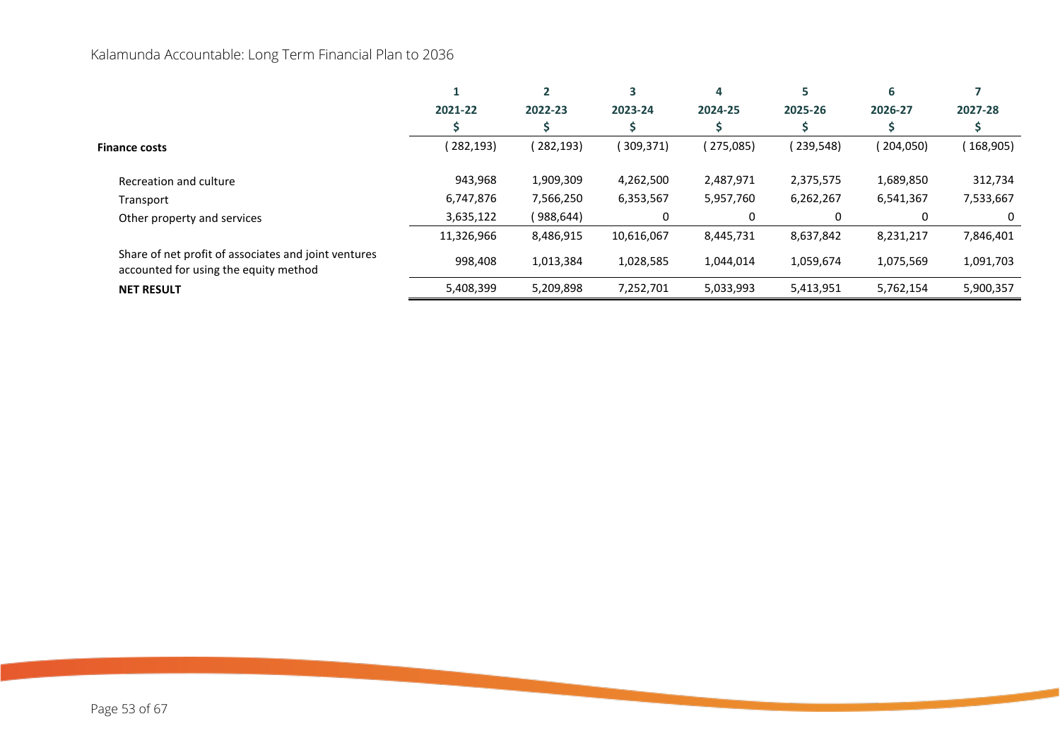| | 1 | 2 | 3 | 4 | 5 | 6 | 7 |
|---|---|---|---|---|---|---|---|
| | 2021-22 | 2022-23 | 2023-24 | 2024-25 | 2025-26 | 2026-27 | 2027-28 |
| | $ | $ | $ | $ | $ | $ | $ |
| **Finance costs** | (282,193) | (282,193) | (309,371) | (275,085) | (239,548) | (204,050) | (168,905) |
| Recreation and culture | 943,968 | 1,909,309 | 4,262,500 | 2,487,971 | 2,375,575 | 1,689,850 | 312,734 |
| Transport | 6,747,876 | 7,566,250 | 6,353,567 | 5,957,760 | 6,262,267 | 6,541,367 | 7,533,667 |
| Other property and services | 3,635,122 | (988,644) | 0 | 0 | 0 | 0 | 0 |
| | 11,326,966 | 8,486,915 | 10,616,067 | 8,445,731 | 8,637,842 | 8,231,217 | 7,846,401 |
| Share of net profit of associates and joint ventures accounted for using the equity method | 998,408 | 1,013,384 | 1,028,585 | 1,044,014 | 1,059,674 | 1,075,569 | 1,091,703 |
| **NET RESULT** | 5,408,399 | 5,209,898 | 7,252,701 | 5,033,993 | 5,413,951 | 5,762,154 | 5,900,357 |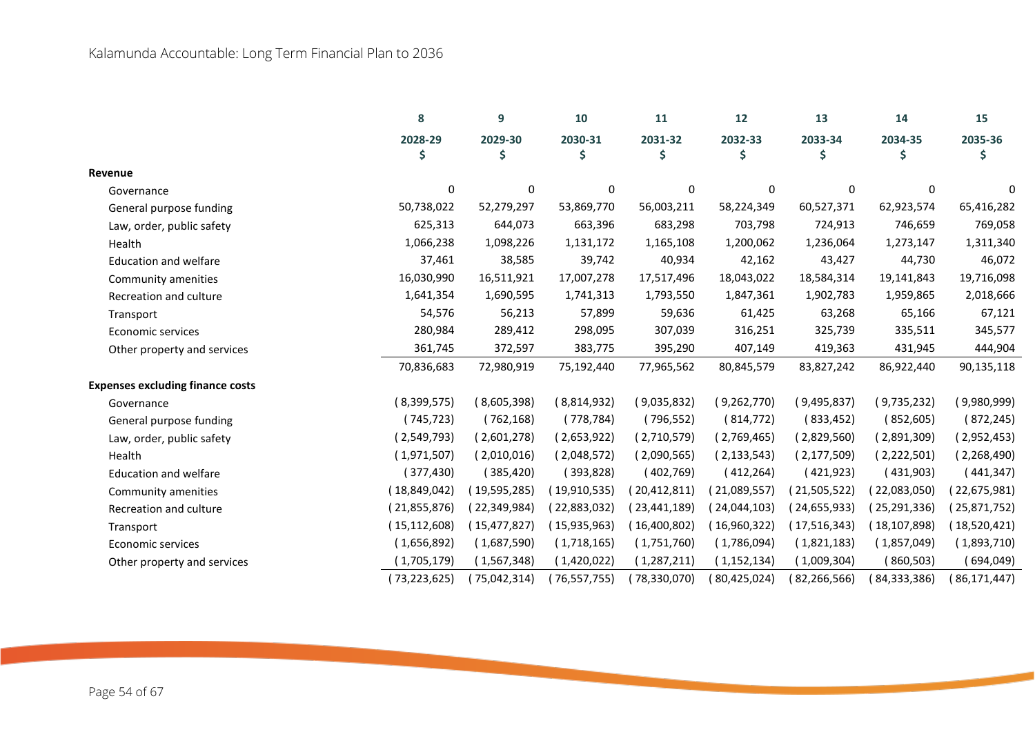|  | 8 | 9 | 10 | 11 | 12 | 13 | 14 | 15 |
|---|---|---|---|---|---|---|---|---|
|  | 2028-29 | 2029-30 | 2030-31 | 2031-32 | 2032-33 | 2033-34 | 2034-35 | 2035-36 |
|  | $ | $ | $ | $ | $ | $ | $ | $ |
| **Revenue** |  |  |  |  |  |  |  |  |
| Governance | 0 | 0 | 0 | 0 | 0 | 0 | 0 | 0 |
| General purpose funding | 50,738,022 | 52,279,297 | 53,869,770 | 56,003,211 | 58,224,349 | 60,527,371 | 62,923,574 | 65,416,282 |
| Law, order, public safety | 625,313 | 644,073 | 663,396 | 683,298 | 703,798 | 724,913 | 746,659 | 769,058 |
| Health | 1,066,238 | 1,098,226 | 1,131,172 | 1,165,108 | 1,200,062 | 1,236,064 | 1,273,147 | 1,311,340 |
| Education and welfare | 37,461 | 38,585 | 39,742 | 40,934 | 42,162 | 43,427 | 44,730 | 46,072 |
| Community amenities | 16,030,990 | 16,511,921 | 17,007,278 | 17,517,496 | 18,043,022 | 18,584,314 | 19,141,843 | 19,716,098 |
| Recreation and culture | 1,641,354 | 1,690,595 | 1,741,313 | 1,793,550 | 1,847,361 | 1,902,783 | 1,959,865 | 2,018,666 |
| Transport | 54,576 | 56,213 | 57,899 | 59,636 | 61,425 | 63,268 | 65,166 | 67,121 |
| Economic services | 280,984 | 289,412 | 298,095 | 307,039 | 316,251 | 325,739 | 335,511 | 345,577 |
| Other property and services | 361,745 | 372,597 | 383,775 | 395,290 | 407,149 | 419,363 | 431,945 | 444,904 |
|  | 70,836,683 | 72,980,919 | 75,192,440 | 77,965,562 | 80,845,579 | 83,827,242 | 86,922,440 | 90,135,118 |
| **Expenses excluding finance costs** |  |  |  |  |  |  |  |  |
| Governance | ( 8,399,575) | ( 8,605,398) | ( 8,814,932) | ( 9,035,832) | ( 9,262,770) | ( 9,495,837) | ( 9,735,232) | ( 9,980,999) |
| General purpose funding | ( 745,723) | ( 762,168) | ( 778,784) | ( 796,552) | ( 814,772) | ( 833,452) | ( 852,605) | ( 872,245) |
| Law, order, public safety | ( 2,549,793) | ( 2,601,278) | ( 2,653,922) | ( 2,710,579) | ( 2,769,465) | ( 2,829,560) | ( 2,891,309) | ( 2,952,453) |
| Health | ( 1,971,507) | ( 2,010,016) | ( 2,048,572) | ( 2,090,565) | ( 2,133,543) | ( 2,177,509) | ( 2,222,501) | ( 2,268,490) |
| Education and welfare | ( 377,430) | ( 385,420) | ( 393,828) | ( 402,769) | ( 412,264) | ( 421,923) | ( 431,903) | ( 441,347) |
| Community amenities | ( 18,849,042) | ( 19,595,285) | ( 19,910,535) | ( 20,412,811) | ( 21,089,557) | ( 21,505,522) | ( 22,083,050) | ( 22,675,981) |
| Recreation and culture | ( 21,855,876) | ( 22,349,984) | ( 22,883,032) | ( 23,441,189) | ( 24,044,103) | ( 24,655,933) | ( 25,291,336) | ( 25,871,752) |
| Transport | ( 15,112,608) | ( 15,477,827) | ( 15,935,963) | ( 16,400,802) | ( 16,960,322) | ( 17,516,343) | ( 18,107,898) | ( 18,520,421) |
| Economic services | ( 1,656,892) | ( 1,687,590) | ( 1,718,165) | ( 1,751,760) | ( 1,786,094) | ( 1,821,183) | ( 1,857,049) | ( 1,893,710) |
| Other property and services | ( 1,705,179) | ( 1,567,348) | ( 1,420,022) | ( 1,287,211) | ( 1,152,134) | ( 1,009,304) | ( 860,503) | ( 694,049) |
|  | ( 73,223,625) | ( 75,042,314) | ( 76,557,755) | ( 78,330,070) | ( 80,425,024) | ( 82,266,566) | ( 84,333,386) | ( 86,171,447) |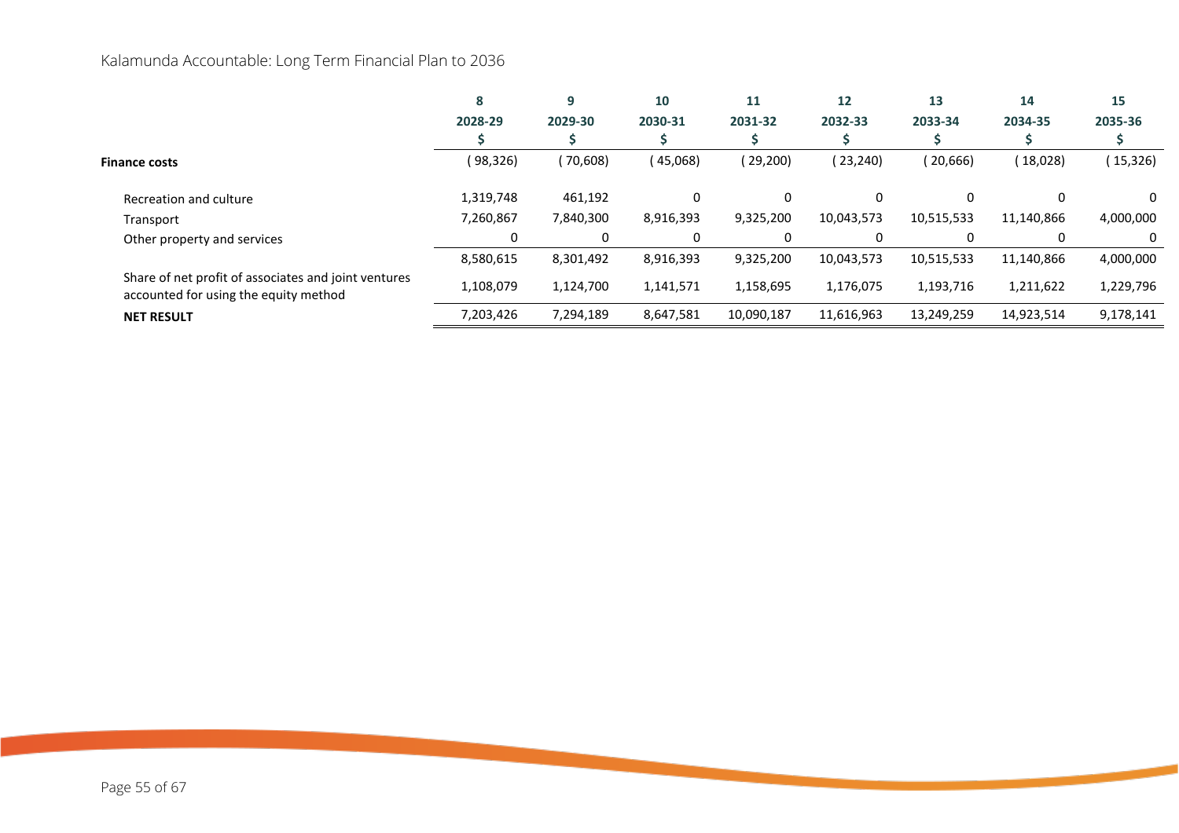| | 8 | 9 | 10 | 11 | 12 | 13 | 14 | 15 |
|---|---|---|---|---|---|---|---|---|
| | 2028-29 | 2029-30 | 2030-31 | 2031-32 | 2032-33 | 2033-34 | 2034-35 | 2035-36 |
| | $ | $ | $ | $ | $ | $ | $ | $ |
| **Finance costs** | (98,326) | (70,608) | (45,068) | (29,200) | (23,240) | (20,666) | (18,028) | (15,326) |
| Recreation and culture | 1,319,748 | 461,192 | 0 | 0 | 0 | 0 | 0 | 0 |
| Transport | 7,260,867 | 7,840,300 | 8,916,393 | 9,325,200 | 10,043,573 | 10,515,533 | 11,140,866 | 4,000,000 |
| Other property and services | 0 | 0 | 0 | 0 | 0 | 0 | 0 | 0 |
| | 8,580,615 | 8,301,492 | 8,916,393 | 9,325,200 | 10,043,573 | 10,515,533 | 11,140,866 | 4,000,000 |
| Share of net profit of associates and joint ventures accounted for using the equity method | 1,108,079 | 1,124,700 | 1,141,571 | 1,158,695 | 1,176,075 | 1,193,716 | 1,211,622 | 1,229,796 |
| **NET RESULT** | 7,203,426 | 7,294,189 | 8,647,581 | 10,090,187 | 11,616,963 | 13,249,259 | 14,923,514 | 9,178,141 |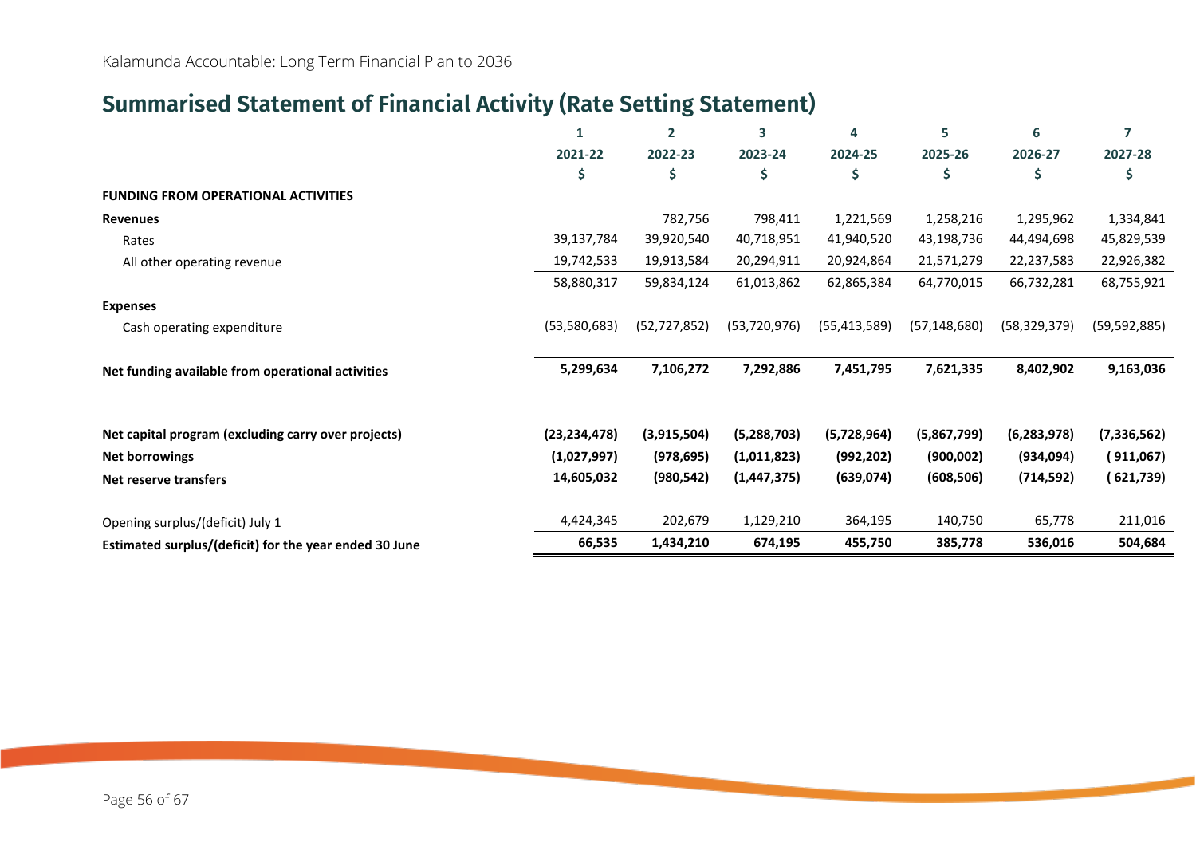## Summarised Statement of Financial Activity (Rate Setting Statement)

| | 1 | 2 | 3 | 4 | 5 | 6 | 7 |
|---|---|---|---|---|---|---|---|
| | 2021-22 | 2022-23 | 2023-24 | 2024-25 | 2025-26 | 2026-27 | 2027-28 |
| | $ | $ | $ | $ | $ | $ | $ |
| **FUNDING FROM OPERATIONAL ACTIVITIES** | | | | | | | |
| **Revenues** | | 782,756 | 798,411 | 1,221,569 | 1,258,216 | 1,295,962 | 1,334,841 |
| Rates | 39,137,784 | 39,920,540 | 40,718,951 | 41,940,520 | 43,198,736 | 44,494,698 | 45,829,539 |
| All other operating revenue | 19,742,533 | 19,913,584 | 20,294,911 | 20,924,864 | 21,571,279 | 22,237,583 | 22,926,382 |
| | 58,880,317 | 59,834,124 | 61,013,862 | 62,865,384 | 64,770,015 | 66,732,281 | 68,755,921 |
| **Expenses** | | | | | | | |
| Cash operating expenditure | (53,580,683) | (52,727,852) | (53,720,976) | (55,413,589) | (57,148,680) | (58,329,379) | (59,592,885) |
| **Net funding available from operational activities** | **5,299,634** | **7,106,272** | **7,292,886** | **7,451,795** | **7,621,335** | **8,402,902** | **9,163,036** |
| | | | | | | | |
| **Net capital program (excluding carry over projects)** | **(23,234,478)** | **(3,915,504)** | **(5,288,703)** | **(5,728,964)** | **(5,867,799)** | **(6,283,978)** | **(7,336,562)** |
| **Net borrowings** | **(1,027,997)** | **(978,695)** | **(1,011,823)** | **(992,202)** | **(900,002)** | **(934,094)** | **(911,067)** |
| **Net reserve transfers** | **14,605,032** | **(980,542)** | **(1,447,375)** | **(639,074)** | **(608,506)** | **(714,592)** | **(621,739)** |
| | | | | | | | |
| Opening surplus/(deficit) July 1 | 4,424,345 | 202,679 | 1,129,210 | 364,195 | 140,750 | 65,778 | 211,016 |
| **Estimated surplus/(deficit) for the year ended 30 June** | **66,535** | **1,434,210** | **674,195** | **455,750** | **385,778** | **536,016** | **504,684** |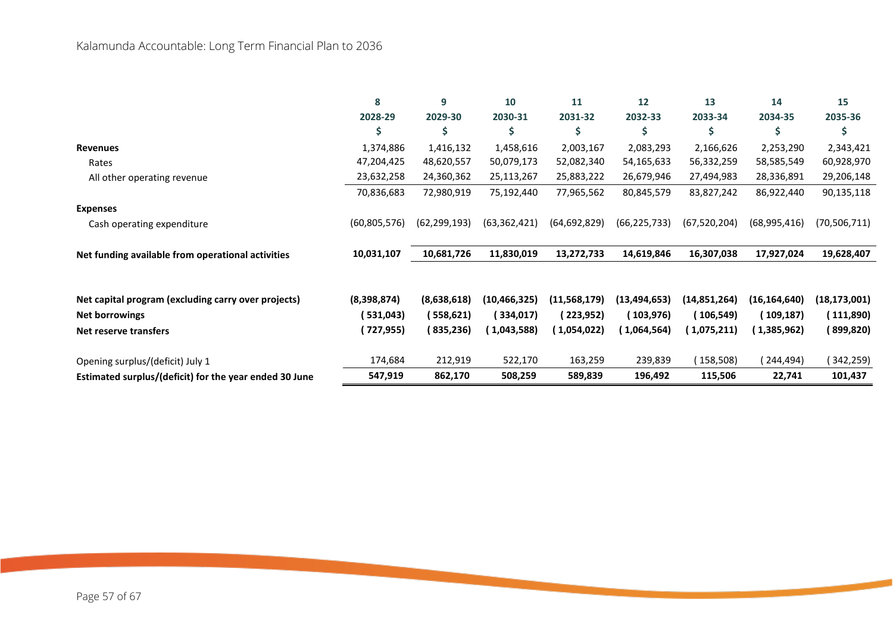| | 8 | 9 | 10 | 11 | 12 | 13 | 14 | 15 |
|---|---|---|---|---|---|---|---|---|
| | 2028-29 | 2029-30 | 2030-31 | 2031-32 | 2032-33 | 2033-34 | 2034-35 | 2035-36 |
| | $ | $ | $ | $ | $ | $ | $ | $ |
| **Revenues** | 1,374,886 | 1,416,132 | 1,458,616 | 2,003,167 | 2,083,293 | 2,166,626 | 2,253,290 | 2,343,421 |
| Rates | 47,204,425 | 48,620,557 | 50,079,173 | 52,082,340 | 54,165,633 | 56,332,259 | 58,585,549 | 60,928,970 |
| All other operating revenue | 23,632,258 | 24,360,362 | 25,113,267 | 25,883,222 | 26,679,946 | 27,494,983 | 28,336,891 | 29,206,148 |
| | 70,836,683 | 72,980,919 | 75,192,440 | 77,965,562 | 80,845,579 | 83,827,242 | 86,922,440 | 90,135,118 |
| **Expenses** | | | | | | | | |
| Cash operating expenditure | (60,805,576) | (62,299,193) | (63,362,421) | (64,692,829) | (66,225,733) | (67,520,204) | (68,995,416) | (70,506,711) |
| **Net funding available from operational activities** | **10,031,107** | **10,681,726** | **11,830,019** | **13,272,733** | **14,619,846** | **16,307,038** | **17,927,024** | **19,628,407** |
| **Net capital program (excluding carry over projects)** | **(8,398,874)** | **(8,638,618)** | **(10,466,325)** | **(11,568,179)** | **(13,494,653)** | **(14,851,264)** | **(16,164,640)** | **(18,173,001)** |
| **Net borrowings** | **(531,043)** | **(558,621)** | **(334,017)** | **(223,952)** | **(103,976)** | **(106,549)** | **(109,187)** | **(111,890)** |
| **Net reserve transfers** | **(727,955)** | **(835,236)** | **(1,043,588)** | **(1,054,022)** | **(1,064,564)** | **(1,075,211)** | **(1,385,962)** | **(899,820)** |
| Opening surplus/(deficit) July 1 | 174,684 | 212,919 | 522,170 | 163,259 | 239,839 | (158,508) | (244,494) | (342,259) |
| **Estimated surplus/(deficit) for the year ended 30 June** | **547,919** | **862,170** | **508,259** | **589,839** | **196,492** | **115,506** | **22,741** | **101,437** |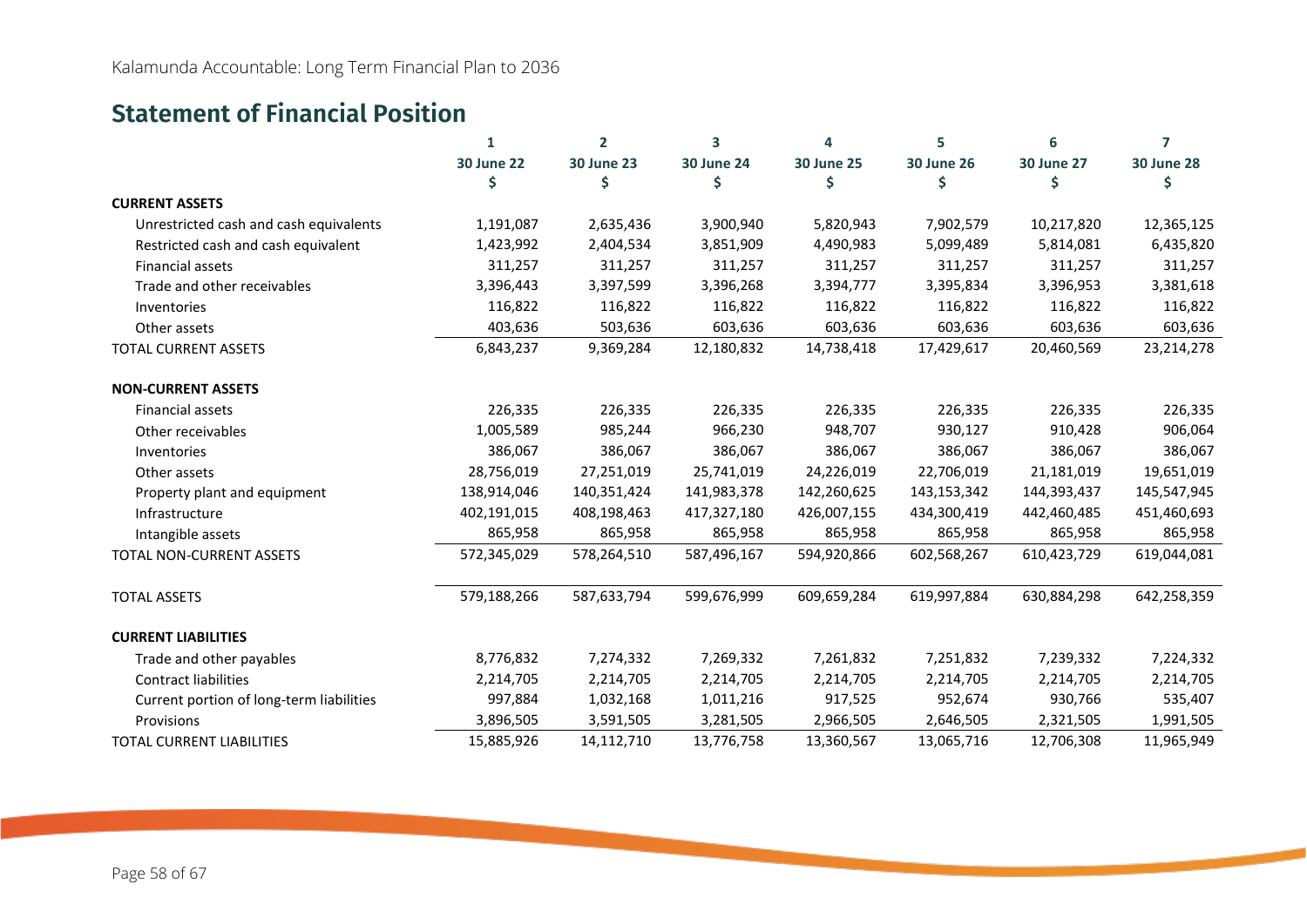## Statement of Financial Position

| | 1 | 2 | 3 | 4 | 5 | 6 | 7 |
|---|---|---|---|---|---|---|---|
| | 30 June 22 | 30 June 23 | 30 June 24 | 30 June 25 | 30 June 26 | 30 June 27 | 30 June 28 |
| | $ | $ | $ | $ | $ | $ | $ |
| **CURRENT ASSETS** | | | | | | | |
| Unrestricted cash and cash equivalents | 1,191,087 | 2,635,436 | 3,900,940 | 5,820,943 | 7,902,579 | 10,217,820 | 12,365,125 |
| Restricted cash and cash equivalent | 1,423,992 | 2,404,534 | 3,851,909 | 4,490,983 | 5,099,489 | 5,814,081 | 6,435,820 |
| Financial assets | 311,257 | 311,257 | 311,257 | 311,257 | 311,257 | 311,257 | 311,257 |
| Trade and other receivables | 3,396,443 | 3,397,599 | 3,396,268 | 3,394,777 | 3,395,834 | 3,396,953 | 3,381,618 |
| Inventories | 116,822 | 116,822 | 116,822 | 116,822 | 116,822 | 116,822 | 116,822 |
| Other assets | 403,636 | 503,636 | 603,636 | 603,636 | 603,636 | 603,636 | 603,636 |
| TOTAL CURRENT ASSETS | 6,843,237 | 9,369,284 | 12,180,832 | 14,738,418 | 17,429,617 | 20,460,569 | 23,214,278 |
| **NON-CURRENT ASSETS** | | | | | | | |
| Financial assets | 226,335 | 226,335 | 226,335 | 226,335 | 226,335 | 226,335 | 226,335 |
| Other receivables | 1,005,589 | 985,244 | 966,230 | 948,707 | 930,127 | 910,428 | 906,064 |
| Inventories | 386,067 | 386,067 | 386,067 | 386,067 | 386,067 | 386,067 | 386,067 |
| Other assets | 28,756,019 | 27,251,019 | 25,741,019 | 24,226,019 | 22,706,019 | 21,181,019 | 19,651,019 |
| Property plant and equipment | 138,914,046 | 140,351,424 | 141,983,378 | 142,260,625 | 143,153,342 | 144,393,437 | 145,547,945 |
| Infrastructure | 402,191,015 | 408,198,463 | 417,327,180 | 426,007,155 | 434,300,419 | 442,460,485 | 451,460,693 |
| Intangible assets | 865,958 | 865,958 | 865,958 | 865,958 | 865,958 | 865,958 | 865,958 |
| TOTAL NON-CURRENT ASSETS | 572,345,029 | 578,264,510 | 587,496,167 | 594,920,866 | 602,568,267 | 610,423,729 | 619,044,081 |
| TOTAL ASSETS | 579,188,266 | 587,633,794 | 599,676,999 | 609,659,284 | 619,997,884 | 630,884,298 | 642,258,359 |
| **CURRENT LIABILITIES** | | | | | | | |
| Trade and other payables | 8,776,832 | 7,274,332 | 7,269,332 | 7,261,832 | 7,251,832 | 7,239,332 | 7,224,332 |
| Contract liabilities | 2,214,705 | 2,214,705 | 2,214,705 | 2,214,705 | 2,214,705 | 2,214,705 | 2,214,705 |
| Current portion of long-term liabilities | 997,884 | 1,032,168 | 1,011,216 | 917,525 | 952,674 | 930,766 | 535,407 |
| Provisions | 3,896,505 | 3,591,505 | 3,281,505 | 2,966,505 | 2,646,505 | 2,321,505 | 1,991,505 |
| TOTAL CURRENT LIABILITIES | 15,885,926 | 14,112,710 | 13,776,758 | 13,360,567 | 13,065,716 | 12,706,308 | 11,965,949 |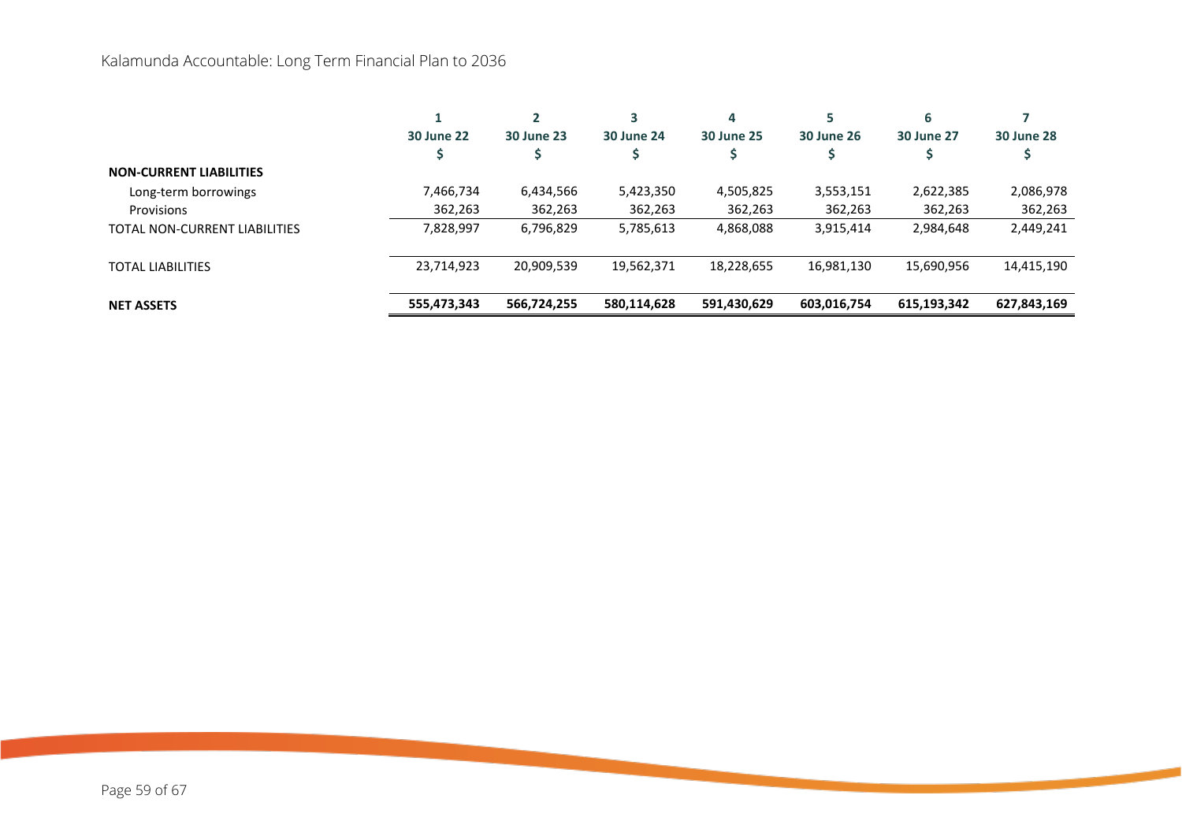| | 1<br>30 June 22<br>$ | 2<br>30 June 23<br>$ | 3<br>30 June 24<br>$ | 4<br>30 June 25<br>$ | 5<br>30 June 26<br>$ | 6<br>30 June 27<br>$ | 7<br>30 June 28<br>$ |
|---|---|---|---|---|---|---|---|
| **NON-CURRENT LIABILITIES** | | | | | | | |
| Long-term borrowings | 7,466,734 | 6,434,566 | 5,423,350 | 4,505,825 | 3,553,151 | 2,622,385 | 2,086,978 |
| Provisions | 362,263 | 362,263 | 362,263 | 362,263 | 362,263 | 362,263 | 362,263 |
| TOTAL NON-CURRENT LIABILITIES | 7,828,997 | 6,796,829 | 5,785,613 | 4,868,088 | 3,915,414 | 2,984,648 | 2,449,241 |
| TOTAL LIABILITIES | 23,714,923 | 20,909,539 | 19,562,371 | 18,228,655 | 16,981,130 | 15,690,956 | 14,415,190 |
| **NET ASSETS** | **555,473,343** | **566,724,255** | **580,114,628** | **591,430,629** | **603,016,754** | **615,193,342** | **627,843,169** |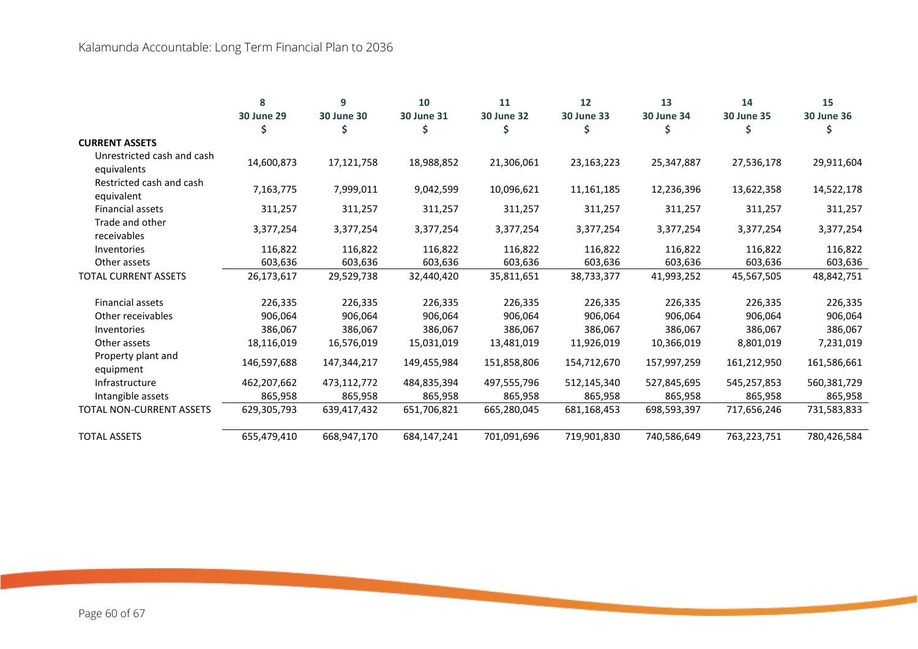| | 8<br>30 June 29<br>$ | 9<br>30 June 30<br>$ | 10<br>30 June 31<br>$ | 11<br>30 June 32<br>$ | 12<br>30 June 33<br>$ | 13<br>30 June 34<br>$ | 14<br>30 June 35<br>$ | 15<br>30 June 36<br>$ |
|---|---|---|---|---|---|---|---|---|
| **CURRENT ASSETS** | | | | | | | | |
| Unrestricted cash and cash equivalents | 14,600,873 | 17,121,758 | 18,988,852 | 21,306,061 | 23,163,223 | 25,347,887 | 27,536,178 | 29,911,604 |
| Restricted cash and cash equivalent | 7,163,775 | 7,999,011 | 9,042,599 | 10,096,621 | 11,161,185 | 12,236,396 | 13,622,358 | 14,522,178 |
| Financial assets | 311,257 | 311,257 | 311,257 | 311,257 | 311,257 | 311,257 | 311,257 | 311,257 |
| Trade and other receivables | 3,377,254 | 3,377,254 | 3,377,254 | 3,377,254 | 3,377,254 | 3,377,254 | 3,377,254 | 3,377,254 |
| Inventories | 116,822 | 116,822 | 116,822 | 116,822 | 116,822 | 116,822 | 116,822 | 116,822 |
| Other assets | 603,636 | 603,636 | 603,636 | 603,636 | 603,636 | 603,636 | 603,636 | 603,636 |
| TOTAL CURRENT ASSETS | 26,173,617 | 29,529,738 | 32,440,420 | 35,811,651 | 38,733,377 | 41,993,252 | 45,567,505 | 48,842,751 |
| Financial assets | 226,335 | 226,335 | 226,335 | 226,335 | 226,335 | 226,335 | 226,335 | 226,335 |
| Other receivables | 906,064 | 906,064 | 906,064 | 906,064 | 906,064 | 906,064 | 906,064 | 906,064 |
| Inventories | 386,067 | 386,067 | 386,067 | 386,067 | 386,067 | 386,067 | 386,067 | 386,067 |
| Other assets | 18,116,019 | 16,576,019 | 15,031,019 | 13,481,019 | 11,926,019 | 10,366,019 | 8,801,019 | 7,231,019 |
| Property plant and equipment | 146,597,688 | 147,344,217 | 149,455,984 | 151,858,806 | 154,712,670 | 157,997,259 | 161,212,950 | 161,586,661 |
| Infrastructure | 462,207,662 | 473,112,772 | 484,835,394 | 497,555,796 | 512,145,340 | 527,845,695 | 545,257,853 | 560,381,729 |
| Intangible assets | 865,958 | 865,958 | 865,958 | 865,958 | 865,958 | 865,958 | 865,958 | 865,958 |
| TOTAL NON-CURRENT ASSETS | 629,305,793 | 639,417,432 | 651,706,821 | 665,280,045 | 681,168,453 | 698,593,397 | 717,656,246 | 731,583,833 |
| TOTAL ASSETS | 655,479,410 | 668,947,170 | 684,147,241 | 701,091,696 | 719,901,830 | 740,586,649 | 763,223,751 | 780,426,584 |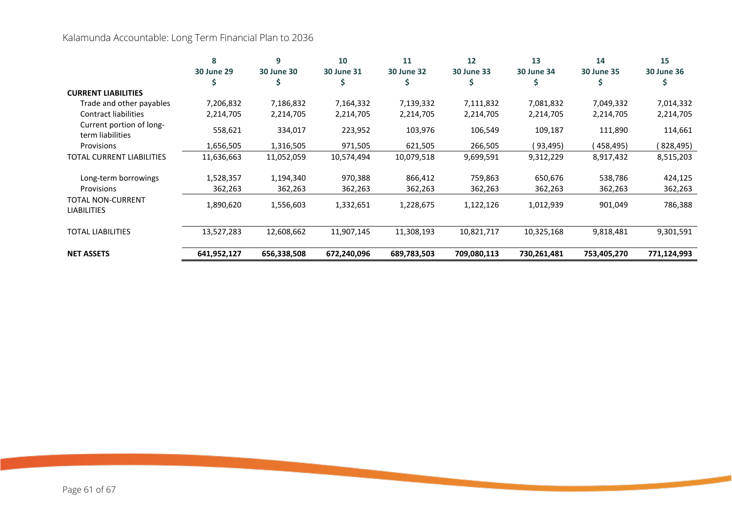Kalamunda Accountable: Long Term Financial Plan to 2036

| | 8<br>30 June 29<br>$ | 9<br>30 June 30<br>$ | 10<br>30 June 31<br>$ | 11<br>30 June 32<br>$ | 12<br>30 June 33<br>$ | 13<br>30 June 34<br>$ | 14<br>30 June 35<br>$ | 15<br>30 June 36<br>$ |
|---|---|---|---|---|---|---|---|---|
| **CURRENT LIABILITIES** | | | | | | | | |
| Trade and other payables | 7,206,832 | 7,186,832 | 7,164,332 | 7,139,332 | 7,111,832 | 7,081,832 | 7,049,332 | 7,014,332 |
| Contract liabilities | 2,214,705 | 2,214,705 | 2,214,705 | 2,214,705 | 2,214,705 | 2,214,705 | 2,214,705 | 2,214,705 |
| Current portion of long-term liabilities | 558,621 | 334,017 | 223,952 | 103,976 | 106,549 | 109,187 | 111,890 | 114,661 |
| Provisions | 1,656,505 | 1,316,505 | 971,505 | 621,505 | 266,505 | (93,495) | (458,495) | (828,495) |
| TOTAL CURRENT LIABILITIES | 11,636,663 | 11,052,059 | 10,574,494 | 10,079,518 | 9,699,591 | 9,312,229 | 8,917,432 | 8,515,203 |
| Long-term borrowings | 1,528,357 | 1,194,340 | 970,388 | 866,412 | 759,863 | 650,676 | 538,786 | 424,125 |
| Provisions | 362,263 | 362,263 | 362,263 | 362,263 | 362,263 | 362,263 | 362,263 | 362,263 |
| TOTAL NON-CURRENT LIABILITIES | 1,890,620 | 1,556,603 | 1,332,651 | 1,228,675 | 1,122,126 | 1,012,939 | 901,049 | 786,388 |
| TOTAL LIABILITIES | 13,527,283 | 12,608,662 | 11,907,145 | 11,308,193 | 10,821,717 | 10,325,168 | 9,818,481 | 9,301,591 |
| **NET ASSETS** | **641,952,127** | **656,338,508** | **672,240,096** | **689,783,503** | **709,080,113** | **730,261,481** | **753,405,270** | **771,124,993** |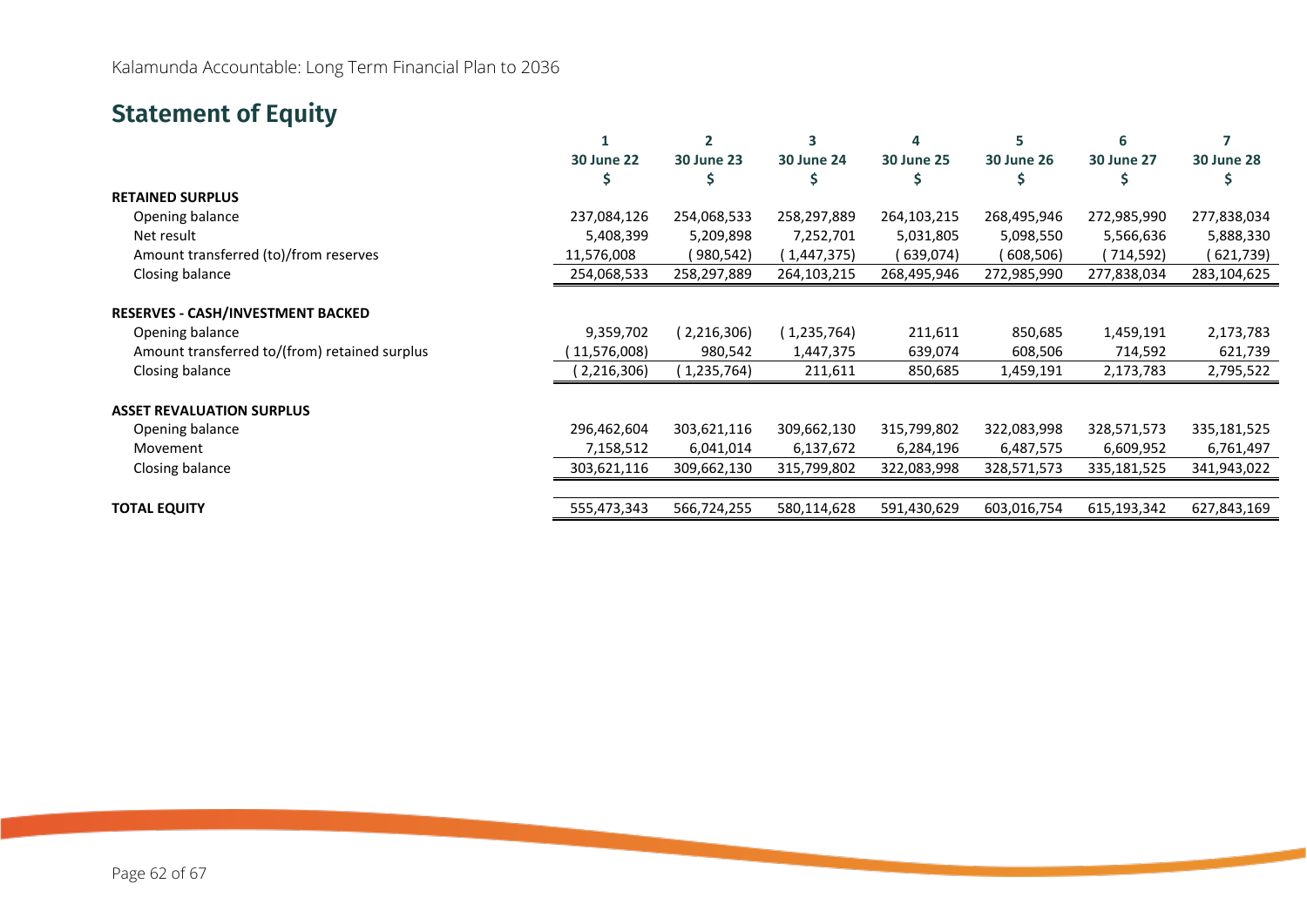## Statement of Equity

| | 1 | 2 | 3 | 4 | 5 | 6 | 7 |
|---|---|---|---|---|---|---|---|
| | 30 June 22 | 30 June 23 | 30 June 24 | 30 June 25 | 30 June 26 | 30 June 27 | 30 June 28 |
| | $ | $ | $ | $ | $ | $ | $ |
| **RETAINED SURPLUS** | | | | | | | |
| Opening balance | 237,084,126 | 254,068,533 | 258,297,889 | 264,103,215 | 268,495,946 | 272,985,990 | 277,838,034 |
| Net result | 5,408,399 | 5,209,898 | 7,252,701 | 5,031,805 | 5,098,550 | 5,566,636 | 5,888,330 |
| Amount transferred (to)/from reserves | 11,576,008 | (980,542) | (1,447,375) | (639,074) | (608,506) | (714,592) | (621,739) |
| Closing balance | 254,068,533 | 258,297,889 | 264,103,215 | 268,495,946 | 272,985,990 | 277,838,034 | 283,104,625 |
| **RESERVES - CASH/INVESTMENT BACKED** | | | | | | | |
| Opening balance | 9,359,702 | (2,216,306) | (1,235,764) | 211,611 | 850,685 | 1,459,191 | 2,173,783 |
| Amount transferred to/(from) retained surplus | (11,576,008) | 980,542 | 1,447,375 | 639,074 | 608,506 | 714,592 | 621,739 |
| Closing balance | (2,216,306) | (1,235,764) | 211,611 | 850,685 | 1,459,191 | 2,173,783 | 2,795,522 |
| **ASSET REVALUATION SURPLUS** | | | | | | | |
| Opening balance | 296,462,604 | 303,621,116 | 309,662,130 | 315,799,802 | 322,083,998 | 328,571,573 | 335,181,525 |
| Movement | 7,158,512 | 6,041,014 | 6,137,672 | 6,284,196 | 6,487,575 | 6,609,952 | 6,761,497 |
| Closing balance | 303,621,116 | 309,662,130 | 315,799,802 | 322,083,998 | 328,571,573 | 335,181,525 | 341,943,022 |
| **TOTAL EQUITY** | 555,473,343 | 566,724,255 | 580,114,628 | 591,430,629 | 603,016,754 | 615,193,342 | 627,843,169 |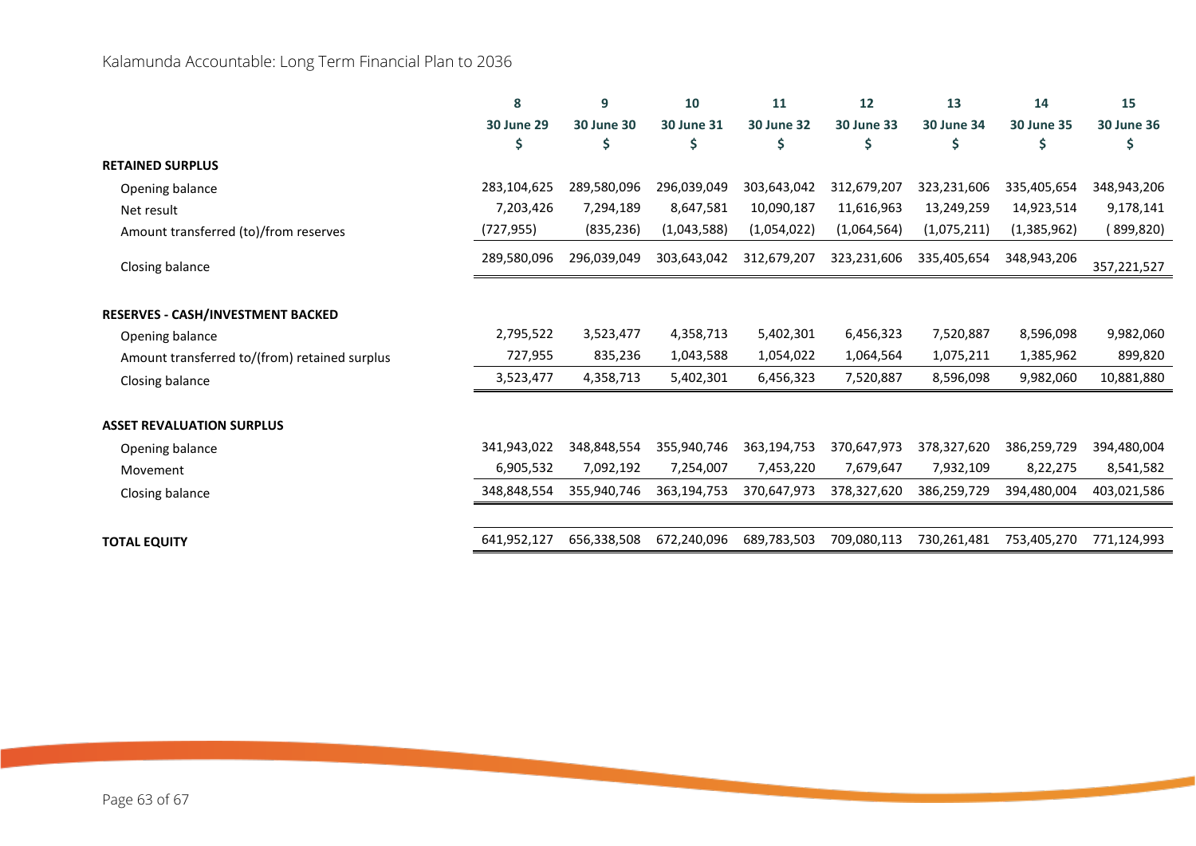| | 8 | 9 | 10 | 11 | 12 | 13 | 14 | 15 |
|---|---|---|---|---|---|---|---|---|
| | 30 June 29 | 30 June 30 | 30 June 31 | 30 June 32 | 30 June 33 | 30 June 34 | 30 June 35 | 30 June 36 |
| | $ | $ | $ | $ | $ | $ | $ | $ |
| **RETAINED SURPLUS** | | | | | | | | |
| Opening balance | 283,104,625 | 289,580,096 | 296,039,049 | 303,643,042 | 312,679,207 | 323,231,606 | 335,405,654 | 348,943,206 |
| Net result | 7,203,426 | 7,294,189 | 8,647,581 | 10,090,187 | 11,616,963 | 13,249,259 | 14,923,514 | 9,178,141 |
| Amount transferred (to)/from reserves | (727,955) | (835,236) | (1,043,588) | (1,054,022) | (1,064,564) | (1,075,211) | (1,385,962) | ( 899,820) |
| Closing balance | 289,580,096 | 296,039,049 | 303,643,042 | 312,679,207 | 323,231,606 | 335,405,654 | 348,943,206 | 357,221,527 |
| **RESERVES - CASH/INVESTMENT BACKED** | | | | | | | | |
| Opening balance | 2,795,522 | 3,523,477 | 4,358,713 | 5,402,301 | 6,456,323 | 7,520,887 | 8,596,098 | 9,982,060 |
| Amount transferred to/(from) retained surplus | 727,955 | 835,236 | 1,043,588 | 1,054,022 | 1,064,564 | 1,075,211 | 1,385,962 | 899,820 |
| Closing balance | 3,523,477 | 4,358,713 | 5,402,301 | 6,456,323 | 7,520,887 | 8,596,098 | 9,982,060 | 10,881,880 |
| **ASSET REVALUATION SURPLUS** | | | | | | | | |
| Opening balance | 341,943,022 | 348,848,554 | 355,940,746 | 363,194,753 | 370,647,973 | 378,327,620 | 386,259,729 | 394,480,004 |
| Movement | 6,905,532 | 7,092,192 | 7,254,007 | 7,453,220 | 7,679,647 | 7,932,109 | 8,22,275 | 8,541,582 |
| Closing balance | 348,848,554 | 355,940,746 | 363,194,753 | 370,647,973 | 378,327,620 | 386,259,729 | 394,480,004 | 403,021,586 |
| **TOTAL EQUITY** | 641,952,127 | 656,338,508 | 672,240,096 | 689,783,503 | 709,080,113 | 730,261,481 | 753,405,270 | 771,124,993 |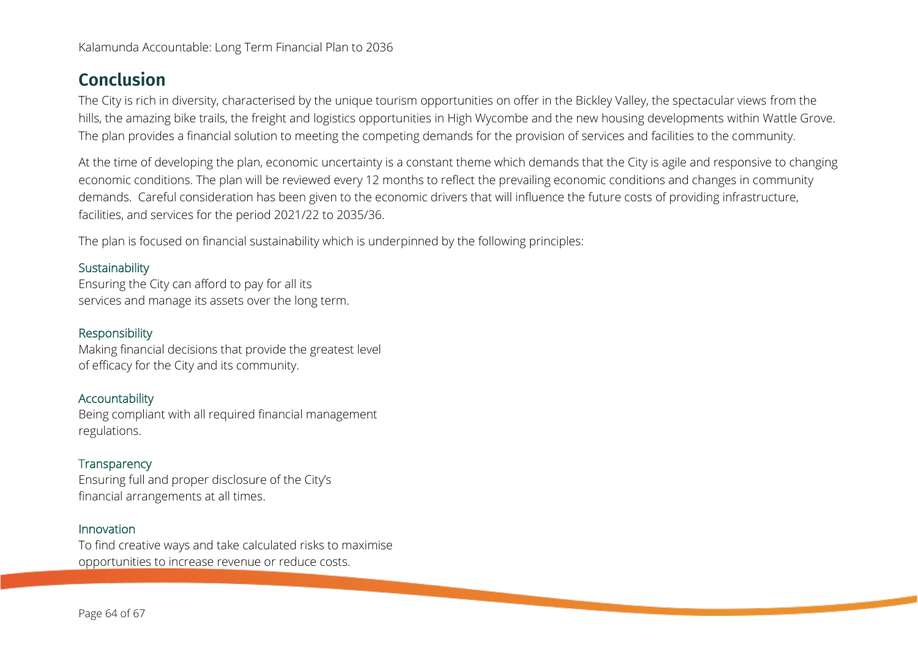## Conclusion

The City is rich in diversity, characterised by the unique tourism opportunities on offer in the Bickley Valley, the spectacular views from the hills, the amazing bike trails, the freight and logistics opportunities in High Wycombe and the new housing developments within Wattle Grove. The plan provides a financial solution to meeting the competing demands for the provision of services and facilities to the community.

At the time of developing the plan, economic uncertainty is a constant theme which demands that the City is agile and responsive to changing economic conditions. The plan will be reviewed every 12 months to reflect the prevailing economic conditions and changes in community demands. Careful consideration has been given to the economic drivers that will influence the future costs of providing infrastructure, facilities, and services for the period 2021/22 to 2035/36.

The plan is focused on financial sustainability which is underpinned by the following principles:

**Sustainability**
Ensuring the City can afford to pay for all its services and manage its assets over the long term.

**Responsibility**
Making financial decisions that provide the greatest level of efficacy for the City and its community.

**Accountability**
Being compliant with all required financial management regulations.

**Transparency**
Ensuring full and proper disclosure of the City's financial arrangements at all times.

**Innovation**
To find creative ways and take calculated risks to maximise opportunities to increase revenue or reduce costs.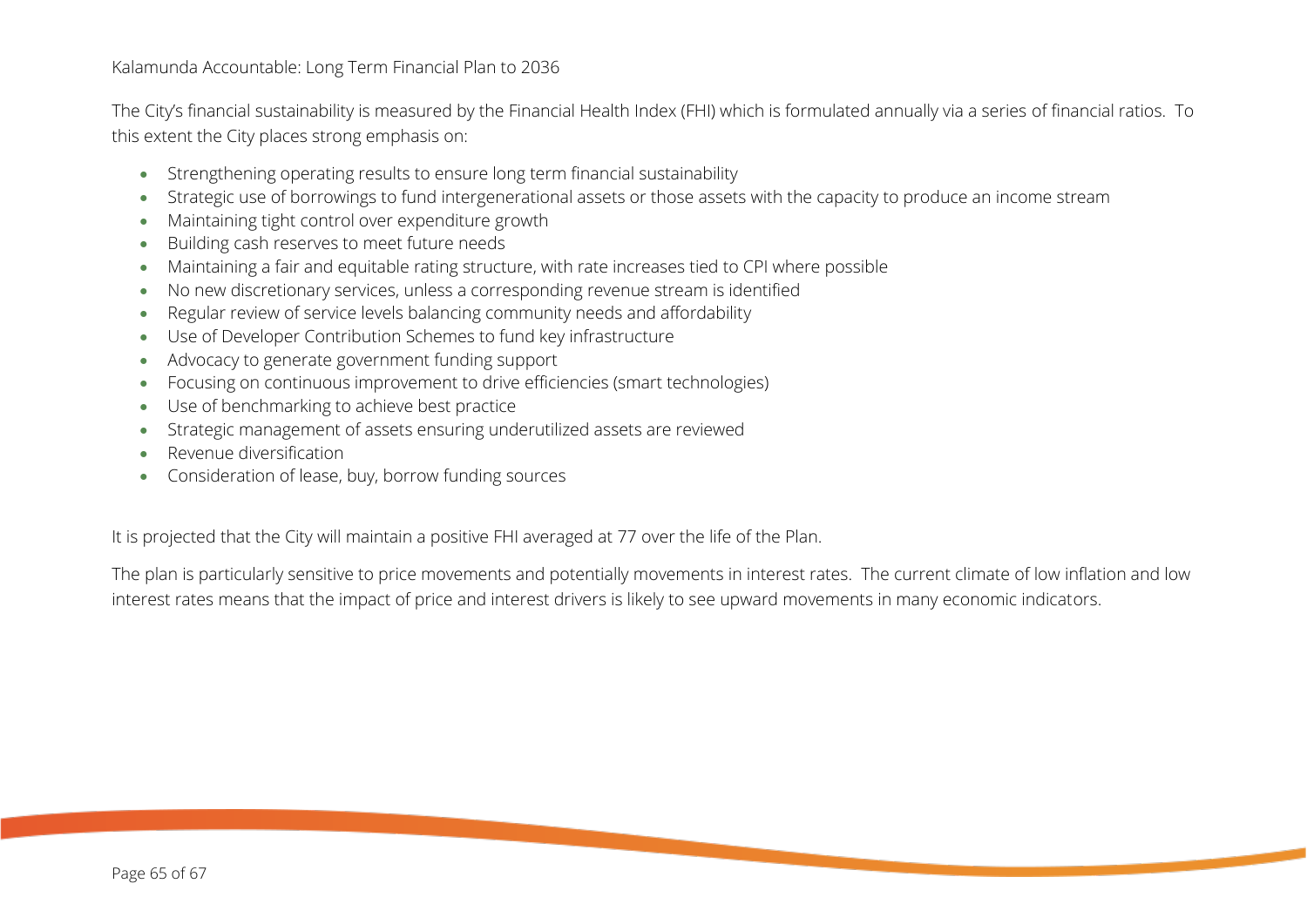The City's financial sustainability is measured by the Financial Health Index (FHI) which is formulated annually via a series of financial ratios. To this extent the City places strong emphasis on:

- Strengthening operating results to ensure long term financial sustainability
- Strategic use of borrowings to fund intergenerational assets or those assets with the capacity to produce an income stream
- Maintaining tight control over expenditure growth
- Building cash reserves to meet future needs
- Maintaining a fair and equitable rating structure, with rate increases tied to CPI where possible
- No new discretionary services, unless a corresponding revenue stream is identified
- Regular review of service levels balancing community needs and affordability
- Use of Developer Contribution Schemes to fund key infrastructure
- Advocacy to generate government funding support
- Focusing on continuous improvement to drive efficiencies (smart technologies)
- Use of benchmarking to achieve best practice
- Strategic management of assets ensuring underutilized assets are reviewed
- Revenue diversification
- Consideration of lease, buy, borrow funding sources

It is projected that the City will maintain a positive FHI averaged at 77 over the life of the Plan.

The plan is particularly sensitive to price movements and potentially movements in interest rates. The current climate of low inflation and low interest rates means that the impact of price and interest drivers is likely to see upward movements in many economic indicators.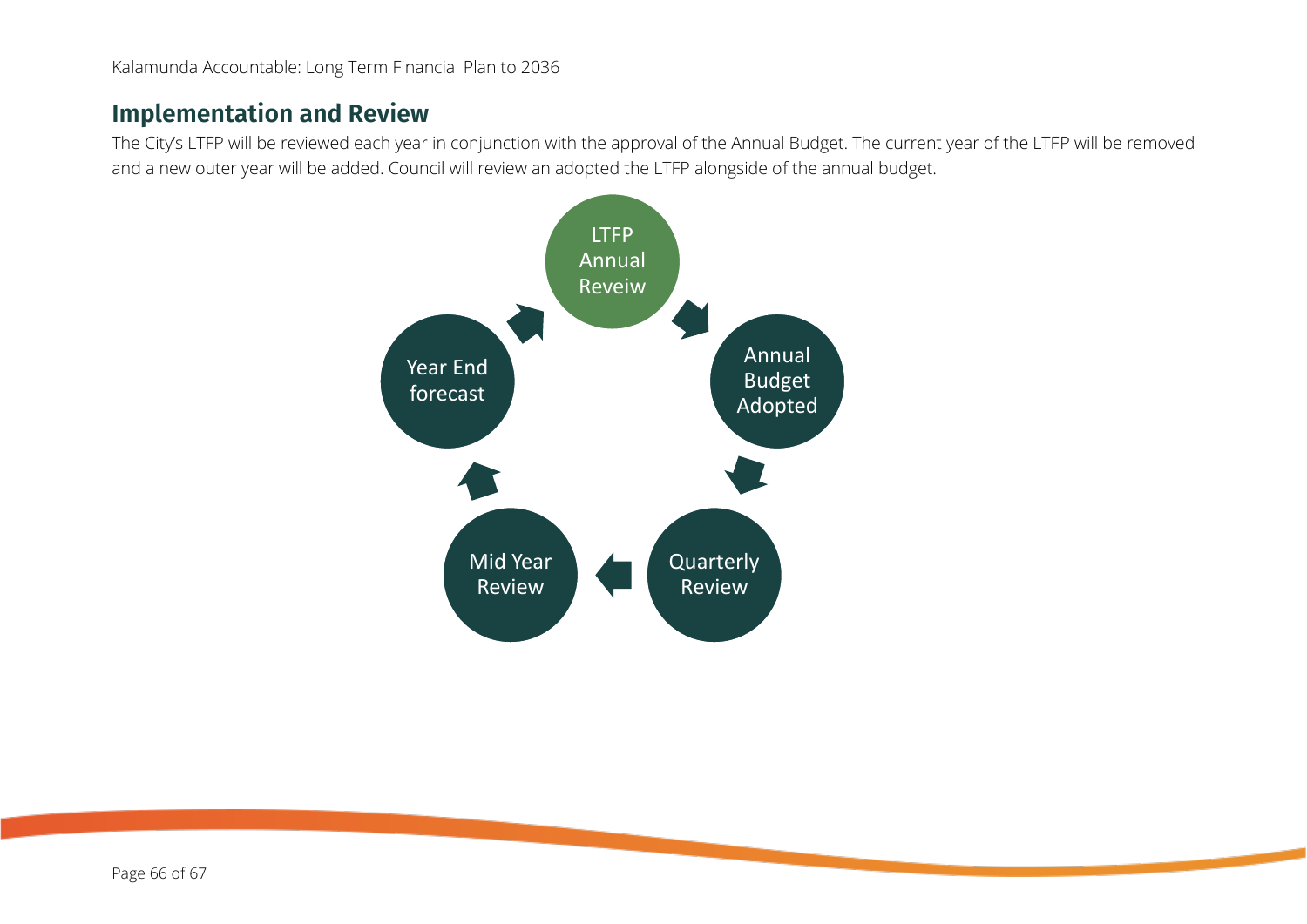## Implementation and Review

The City's LTFP will be reviewed each year in conjunction with the approval of the Annual Budget. The current year of the LTFP will be removed and a new outer year will be added. Council will review an adopted the LTFP alongside of the annual budget.

LTFP Annual Reveiw

Annual Budget Adopted

Quarterly Review

Mid Year Review

Year End forecast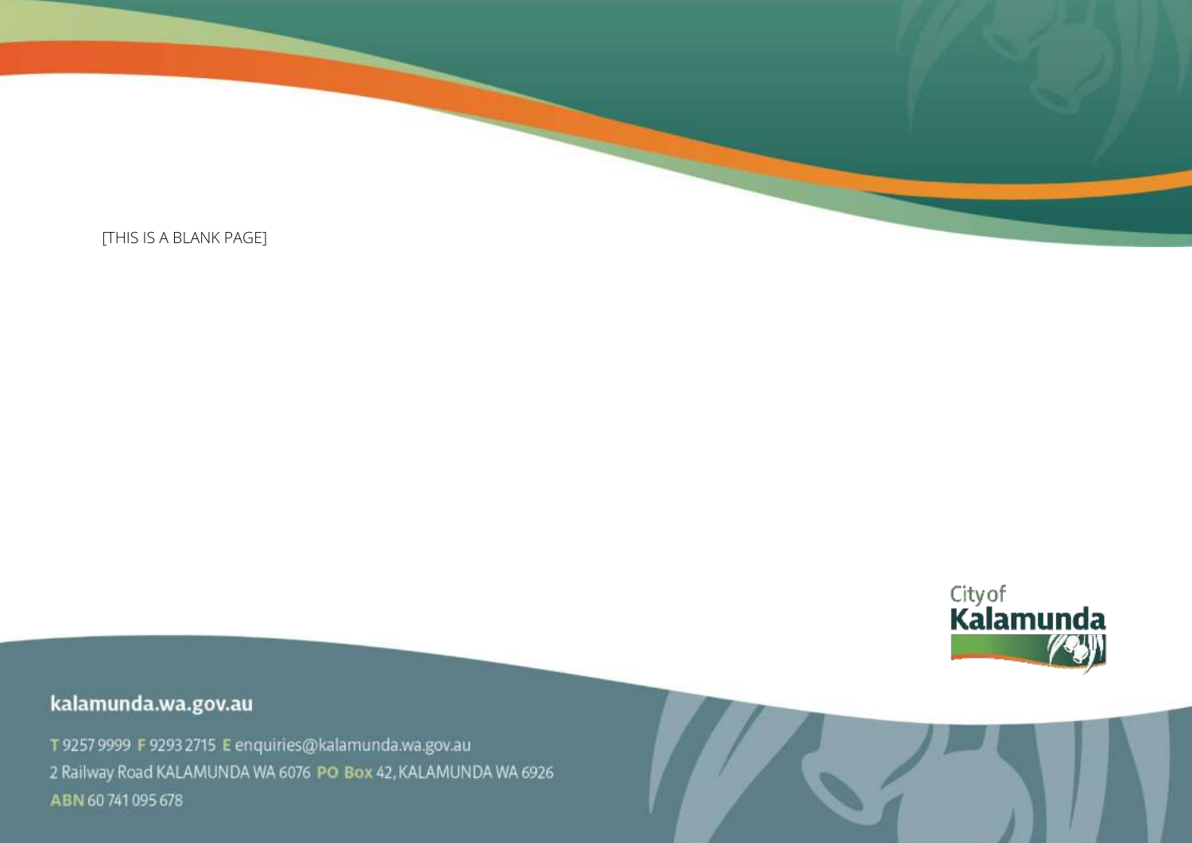[THIS IS A BLANK PAGE]

City of Kalamunda

**kalamunda.wa.gov.au**

**T** 9257 9999 **F** 9293 2715 **E** enquiries@kalamunda.wa.gov.au

2 Railway Road KALAMUNDA WA 6076 **PO Box** 42, KALAMUNDA WA 6926

**ABN** 60 741 095 678